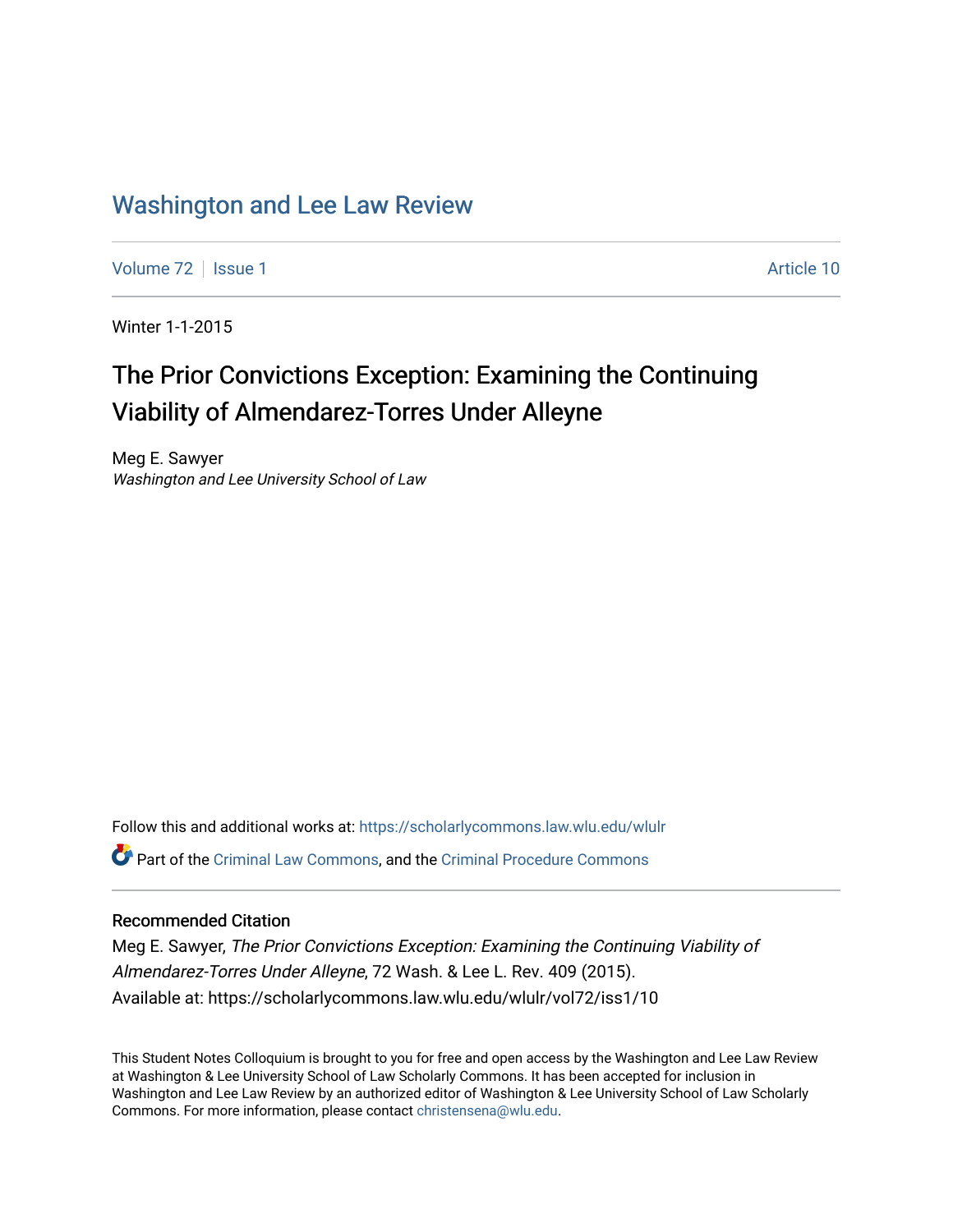# Washington and Lee Law Review

Volume 72 | Issue 1 | Article 10

Winter 1-1-2015

## The Prior Convictions Exception: Examining the Continuing Viability of Almendarez-Torres Under Alleyne

Meg E. Sawyer
*Washington and Lee University School of Law*

Follow this and additional works at: https://scholarlycommons.law.wlu.edu/wlulr

Part of the Criminal Law Commons, and the Criminal Procedure Commons

### Recommended Citation

Meg E. Sawyer, *The Prior Convictions Exception: Examining the Continuing Viability of Almendarez-Torres Under Alleyne*, 72 Wash. & Lee L. Rev. 409 (2015).
Available at: https://scholarlycommons.law.wlu.edu/wlulr/vol72/iss1/10

This Student Notes Colloquium is brought to you for free and open access by the Washington and Lee Law Review at Washington & Lee University School of Law Scholarly Commons. It has been accepted for inclusion in Washington and Lee Law Review by an authorized editor of Washington & Lee University School of Law Scholarly Commons. For more information, please contact christensena@wlu.edu.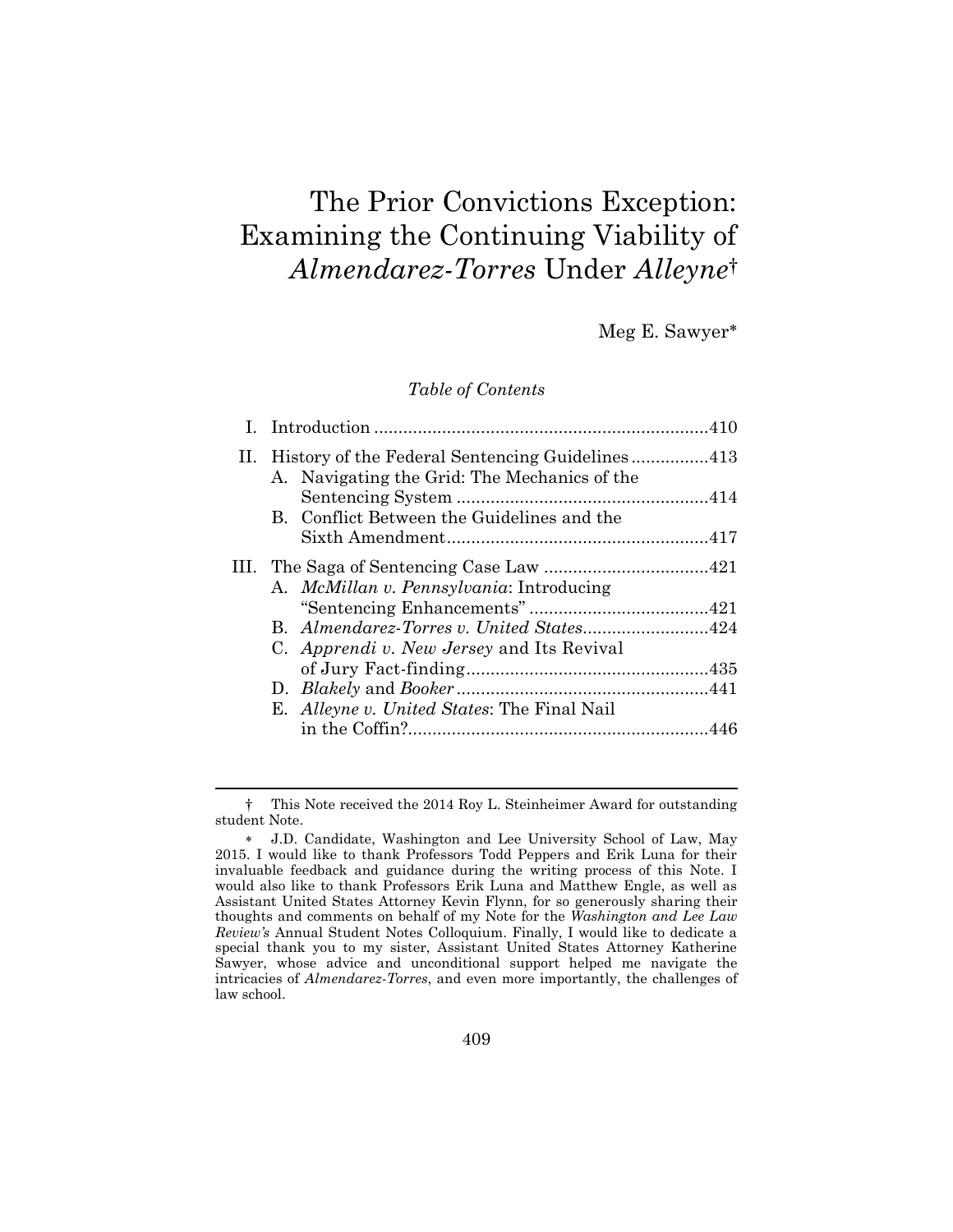# The Prior Convictions Exception: Examining the Continuing Viability of *Almendarez-Torres* Under *Alleyne*†

Meg E. Sawyer*

*Table of Contents*

I. Introduction ....................................................................410

II. History of the Federal Sentencing Guidelines ................413
   A. Navigating the Grid: The Mechanics of the Sentencing System ....................................................414
   B. Conflict Between the Guidelines and the Sixth Amendment......................................................417

III. The Saga of Sentencing Case Law ..................................421
   A. *McMillan v. Pennsylvania*: Introducing "Sentencing Enhancements" .....................................421
   B. *Almendarez-Torres v. United States*..........................424
   C. *Apprendi v. New Jersey* and Its Revival of Jury Fact-finding..................................................435
   D. *Blakely* and *Booker* ....................................................441
   E. *Alleyne v. United States*: The Final Nail in the Coffin?.............................................................446

---

† This Note received the 2014 Roy L. Steinheimer Award for outstanding student Note.

\* J.D. Candidate, Washington and Lee University School of Law, May 2015. I would like to thank Professors Todd Peppers and Erik Luna for their invaluable feedback and guidance during the writing process of this Note. I would also like to thank Professors Erik Luna and Matthew Engle, as well as Assistant United States Attorney Kevin Flynn, for so generously sharing their thoughts and comments on behalf of my Note for the *Washington and Lee Law Review's* Annual Student Notes Colloquium. Finally, I would like to dedicate a special thank you to my sister, Assistant United States Attorney Katherine Sawyer, whose advice and unconditional support helped me navigate the intricacies of *Almendarez-Torres*, and even more importantly, the challenges of law school.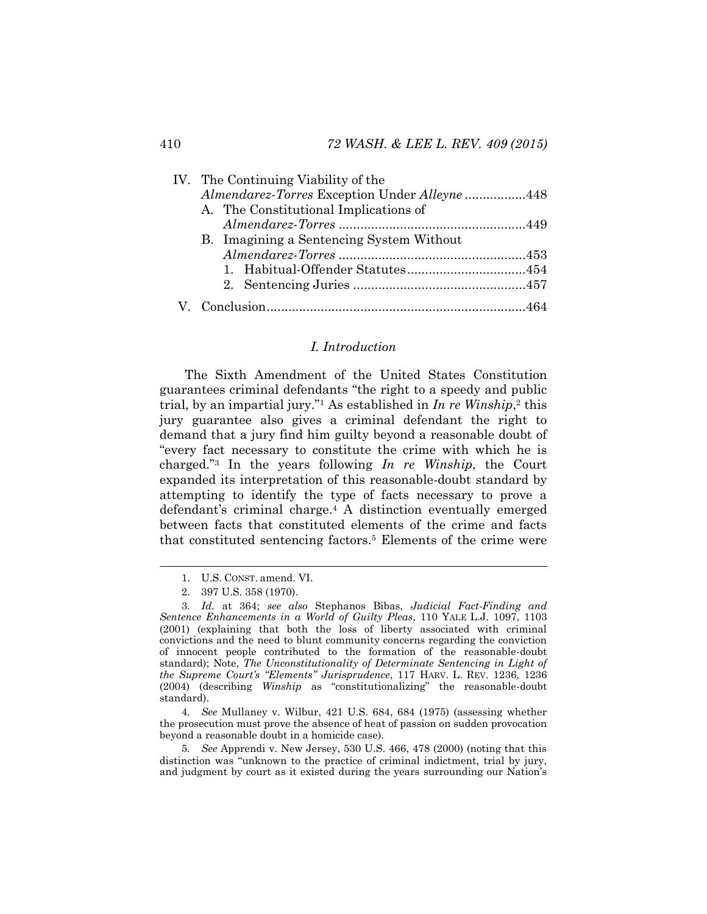IV. The Continuing Viability of the *Almendarez-Torres* Exception Under *Alleyne* .................448
   A. The Constitutional Implications of *Almendarez-Torres* ....................................................449
   B. Imagining a Sentencing System Without *Almendarez-Torres* ....................................................453
      1. Habitual-Offender Statutes.................................454
      2. Sentencing Juries ................................................457

V. Conclusion........................................................................464

## *I. Introduction*

The Sixth Amendment of the United States Constitution guarantees criminal defendants "the right to a speedy and public trial, by an impartial jury."[1] As established in *In re Winship*,[2] this jury guarantee also gives a criminal defendant the right to demand that a jury find him guilty beyond a reasonable doubt of "every fact necessary to constitute the crime with which he is charged."[3] In the years following *In re Winship*, the Court expanded its interpretation of this reasonable-doubt standard by attempting to identify the type of facts necessary to prove a defendant's criminal charge.[4] A distinction eventually emerged between facts that constituted elements of the crime and facts that constituted sentencing factors.[5] Elements of the crime were

---

1. U.S. CONST. amend. VI.

2. 397 U.S. 358 (1970).

3. *Id.* at 364; *see also* Stephanos Bibas, *Judicial Fact-Finding and Sentence Enhancements in a World of Guilty Pleas*, 110 YALE L.J. 1097, 1103 (2001) (explaining that both the loss of liberty associated with criminal convictions and the need to blunt community concerns regarding the conviction of innocent people contributed to the formation of the reasonable-doubt standard); Note, *The Unconstitutionality of Determinate Sentencing in Light of the Supreme Court's "Elements" Jurisprudence*, 117 HARV. L. REV. 1236, 1236 (2004) (describing *Winship* as "constitutionalizing" the reasonable-doubt standard).

4. *See* Mullaney v. Wilbur, 421 U.S. 684, 684 (1975) (assessing whether the prosecution must prove the absence of heat of passion on sudden provocation beyond a reasonable doubt in a homicide case).

5. *See* Apprendi v. New Jersey, 530 U.S. 466, 478 (2000) (noting that this distinction was "unknown to the practice of criminal indictment, trial by jury, and judgment by court as it existed during the years surrounding our Nation's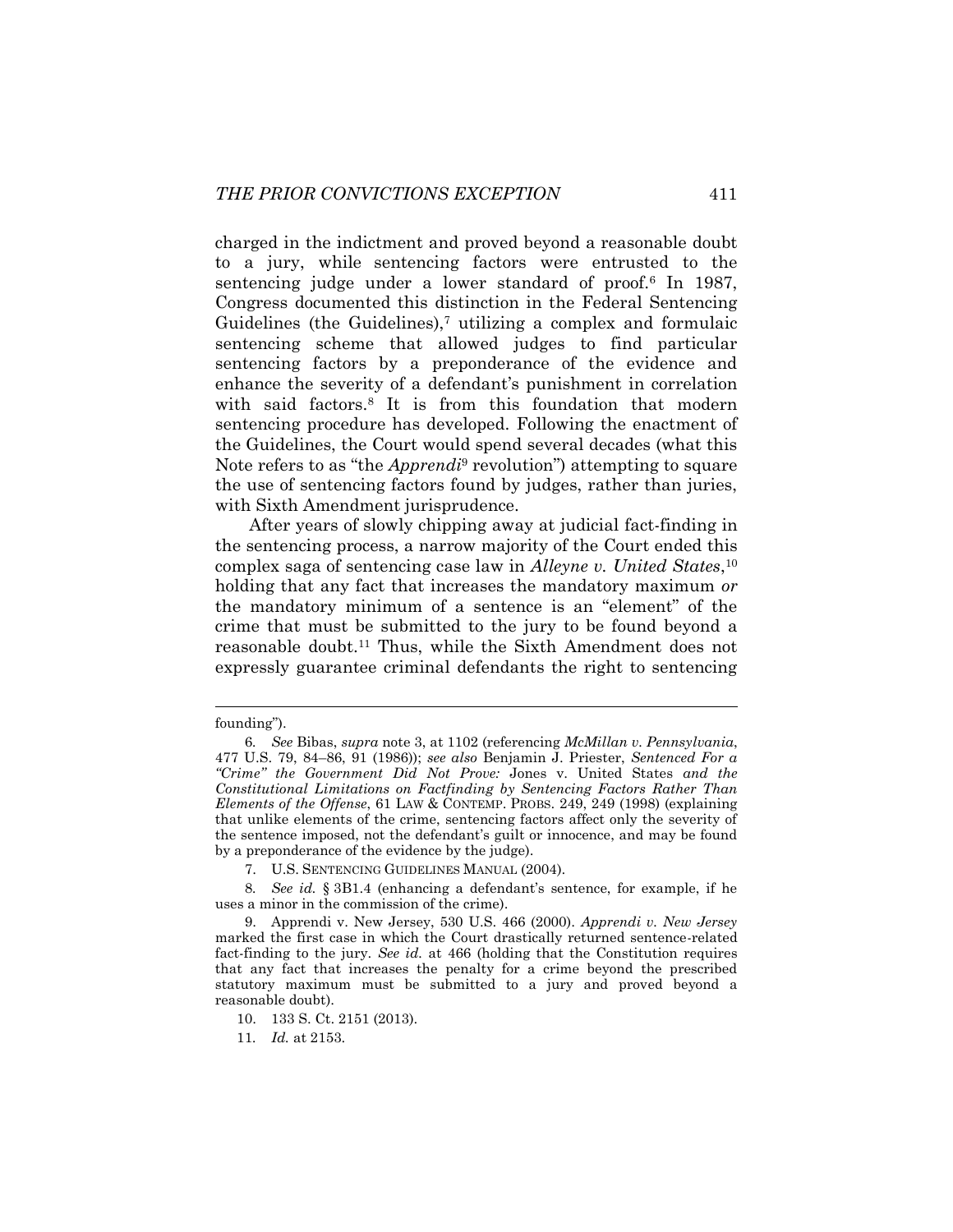charged in the indictment and proved beyond a reasonable doubt to a jury, while sentencing factors were entrusted to the sentencing judge under a lower standard of proof.[6] In 1987, Congress documented this distinction in the Federal Sentencing Guidelines (the Guidelines),[7] utilizing a complex and formulaic sentencing scheme that allowed judges to find particular sentencing factors by a preponderance of the evidence and enhance the severity of a defendant's punishment in correlation with said factors.[8] It is from this foundation that modern sentencing procedure has developed. Following the enactment of the Guidelines, the Court would spend several decades (what this Note refers to as "the *Apprendi*[9] revolution") attempting to square the use of sentencing factors found by judges, rather than juries, with Sixth Amendment jurisprudence.

After years of slowly chipping away at judicial fact-finding in the sentencing process, a narrow majority of the Court ended this complex saga of sentencing case law in *Alleyne v. United States*,[10] holding that any fact that increases the mandatory maximum *or* the mandatory minimum of a sentence is an "element" of the crime that must be submitted to the jury to be found beyond a reasonable doubt.[11] Thus, while the Sixth Amendment does not expressly guarantee criminal defendants the right to sentencing

---

founding").

6. *See* Bibas, *supra* note 3, at 1102 (referencing *McMillan v. Pennsylvania*, 477 U.S. 79, 84–86, 91 (1986)); *see also* Benjamin J. Priester, *Sentenced For a "Crime" the Government Did Not Prove:* Jones v. United States *and the Constitutional Limitations on Factfinding by Sentencing Factors Rather Than Elements of the Offense*, 61 LAW & CONTEMP. PROBS. 249, 249 (1998) (explaining that unlike elements of the crime, sentencing factors affect only the severity of the sentence imposed, not the defendant's guilt or innocence, and may be found by a preponderance of the evidence by the judge).

7. U.S. SENTENCING GUIDELINES MANUAL (2004).

8. *See id.* § 3B1.4 (enhancing a defendant's sentence, for example, if he uses a minor in the commission of the crime).

9. Apprendi v. New Jersey, 530 U.S. 466 (2000). *Apprendi v. New Jersey* marked the first case in which the Court drastically returned sentence-related fact-finding to the jury. *See id.* at 466 (holding that the Constitution requires that any fact that increases the penalty for a crime beyond the prescribed statutory maximum must be submitted to a jury and proved beyond a reasonable doubt).

10. 133 S. Ct. 2151 (2013).

11. *Id.* at 2153.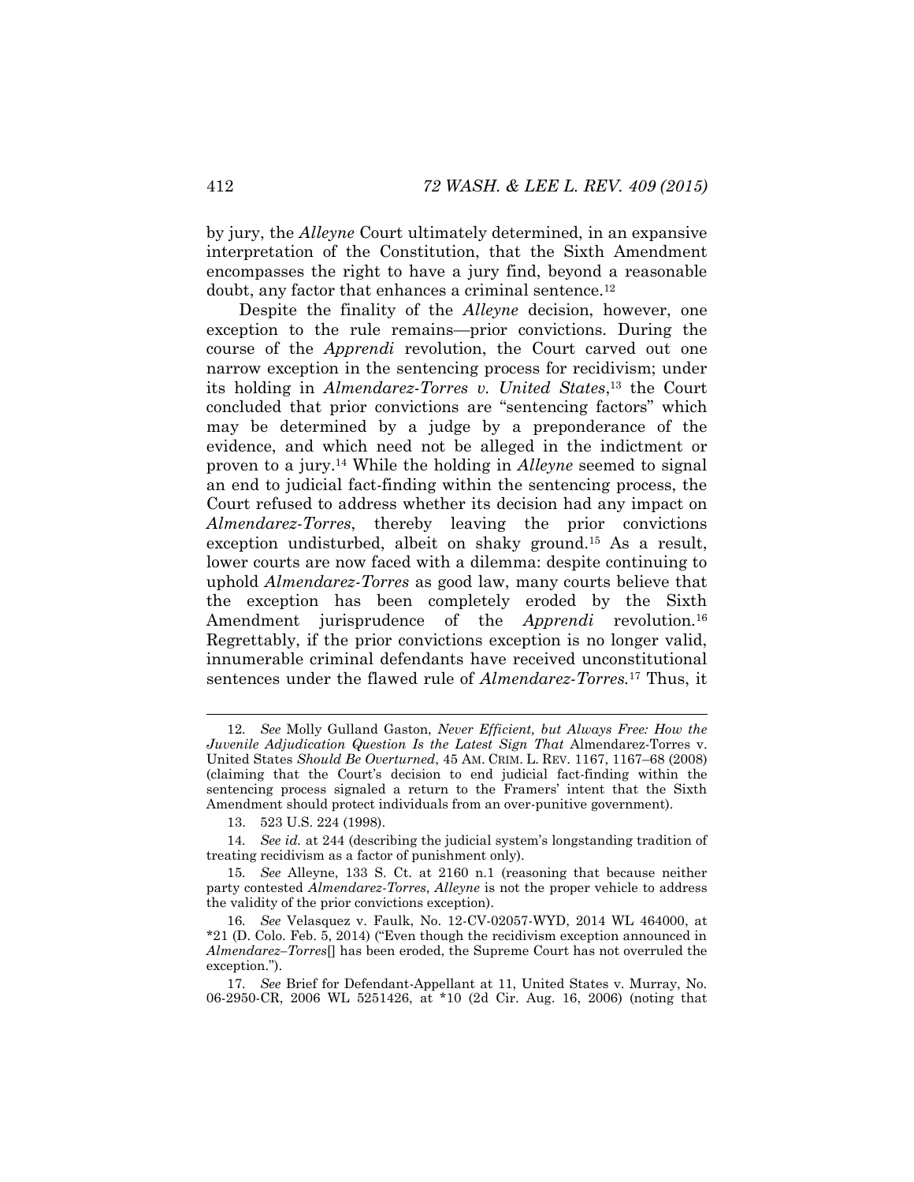by jury, the *Alleyne* Court ultimately determined, in an expansive interpretation of the Constitution, that the Sixth Amendment encompasses the right to have a jury find, beyond a reasonable doubt, any factor that enhances a criminal sentence.[12]

Despite the finality of the *Alleyne* decision, however, one exception to the rule remains—prior convictions. During the course of the *Apprendi* revolution, the Court carved out one narrow exception in the sentencing process for recidivism; under its holding in *Almendarez-Torres v. United States*,[13] the Court concluded that prior convictions are "sentencing factors" which may be determined by a judge by a preponderance of the evidence, and which need not be alleged in the indictment or proven to a jury.[14] While the holding in *Alleyne* seemed to signal an end to judicial fact-finding within the sentencing process, the Court refused to address whether its decision had any impact on *Almendarez-Torres*, thereby leaving the prior convictions exception undisturbed, albeit on shaky ground.[15] As a result, lower courts are now faced with a dilemma: despite continuing to uphold *Almendarez-Torres* as good law, many courts believe that the exception has been completely eroded by the Sixth Amendment jurisprudence of the *Apprendi* revolution.[16] Regrettably, if the prior convictions exception is no longer valid, innumerable criminal defendants have received unconstitutional sentences under the flawed rule of *Almendarez-Torres.*[17] Thus, it

---

12. *See* Molly Gulland Gaston, *Never Efficient, but Always Free: How the Juvenile Adjudication Question Is the Latest Sign That* Almendarez-Torres v. United States *Should Be Overturned*, 45 AM. CRIM. L. REV. 1167, 1167–68 (2008) (claiming that the Court's decision to end judicial fact-finding within the sentencing process signaled a return to the Framers' intent that the Sixth Amendment should protect individuals from an over-punitive government).

13. 523 U.S. 224 (1998).

14. *See id.* at 244 (describing the judicial system's longstanding tradition of treating recidivism as a factor of punishment only).

15. *See* Alleyne, 133 S. Ct. at 2160 n.1 (reasoning that because neither party contested *Almendarez-Torres*, *Alleyne* is not the proper vehicle to address the validity of the prior convictions exception).

16. *See* Velasquez v. Faulk, No. 12-CV-02057-WYD, 2014 WL 464000, at *21 (D. Colo. Feb. 5, 2014) ("Even though the recidivism exception announced in *Almendarez–Torres*[] has been eroded, the Supreme Court has not overruled the exception.").

17. *See* Brief for Defendant-Appellant at 11, United States v. Murray, No. 06-2950-CR, 2006 WL 5251426, at *10 (2d Cir. Aug. 16, 2006) (noting that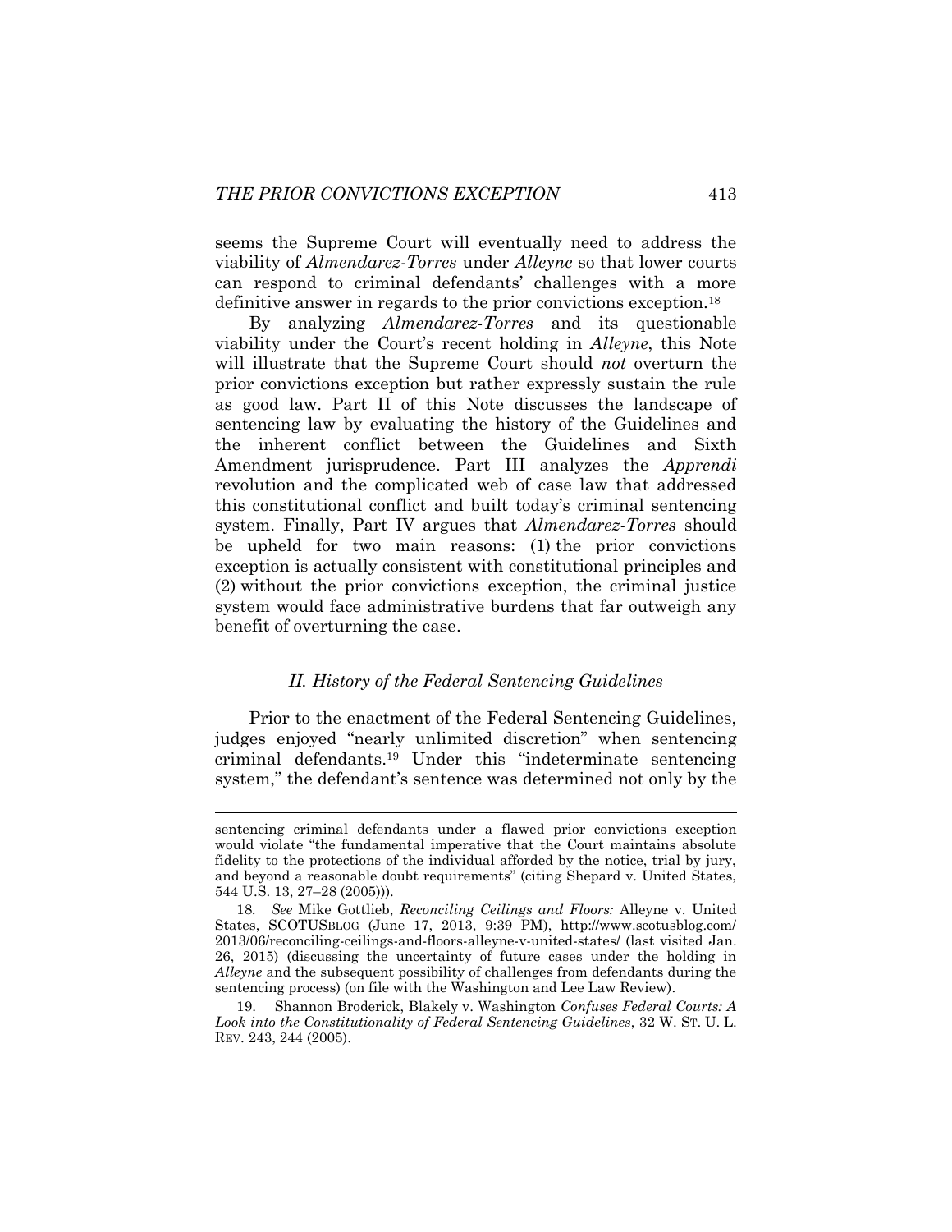seems the Supreme Court will eventually need to address the viability of *Almendarez-Torres* under *Alleyne* so that lower courts can respond to criminal defendants' challenges with a more definitive answer in regards to the prior convictions exception.[18]

By analyzing *Almendarez-Torres* and its questionable viability under the Court's recent holding in *Alleyne*, this Note will illustrate that the Supreme Court should *not* overturn the prior convictions exception but rather expressly sustain the rule as good law. Part II of this Note discusses the landscape of sentencing law by evaluating the history of the Guidelines and the inherent conflict between the Guidelines and Sixth Amendment jurisprudence. Part III analyzes the *Apprendi* revolution and the complicated web of case law that addressed this constitutional conflict and built today's criminal sentencing system. Finally, Part IV argues that *Almendarez-Torres* should be upheld for two main reasons: (1) the prior convictions exception is actually consistent with constitutional principles and (2) without the prior convictions exception, the criminal justice system would face administrative burdens that far outweigh any benefit of overturning the case.

## *II. History of the Federal Sentencing Guidelines*

Prior to the enactment of the Federal Sentencing Guidelines, judges enjoyed "nearly unlimited discretion" when sentencing criminal defendants.[19] Under this "indeterminate sentencing system," the defendant's sentence was determined not only by the

---

sentencing criminal defendants under a flawed prior convictions exception would violate "the fundamental imperative that the Court maintains absolute fidelity to the protections of the individual afforded by the notice, trial by jury, and beyond a reasonable doubt requirements" (citing Shepard v. United States, 544 U.S. 13, 27–28 (2005))).

18. *See* Mike Gottlieb, *Reconciling Ceilings and Floors:* Alleyne v. United States, SCOTUSBLOG (June 17, 2013, 9:39 PM), http://www.scotusblog.com/2013/06/reconciling-ceilings-and-floors-alleyne-v-united-states/ (last visited Jan. 26, 2015) (discussing the uncertainty of future cases under the holding in *Alleyne* and the subsequent possibility of challenges from defendants during the sentencing process) (on file with the Washington and Lee Law Review).

19. Shannon Broderick, Blakely v. Washington *Confuses Federal Courts: A Look into the Constitutionality of Federal Sentencing Guidelines*, 32 W. ST. U. L. REV. 243, 244 (2005).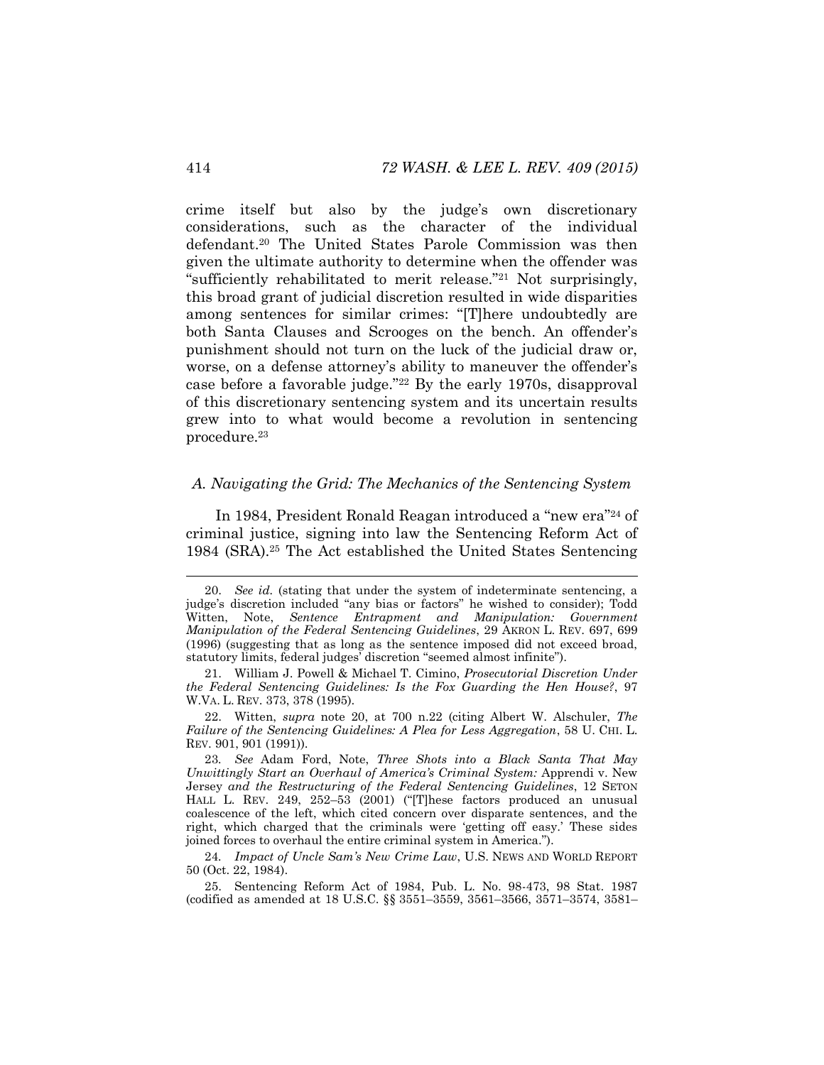crime itself but also by the judge's own discretionary considerations, such as the character of the individual defendant.[20] The United States Parole Commission was then given the ultimate authority to determine when the offender was "sufficiently rehabilitated to merit release."[21] Not surprisingly, this broad grant of judicial discretion resulted in wide disparities among sentences for similar crimes: "[T]here undoubtedly are both Santa Clauses and Scrooges on the bench. An offender's punishment should not turn on the luck of the judicial draw or, worse, on a defense attorney's ability to maneuver the offender's case before a favorable judge."[22] By the early 1970s, disapproval of this discretionary sentencing system and its uncertain results grew into to what would become a revolution in sentencing procedure.[23]

### *A. Navigating the Grid: The Mechanics of the Sentencing System*

In 1984, President Ronald Reagan introduced a "new era"[24] of criminal justice, signing into law the Sentencing Reform Act of 1984 (SRA).[25] The Act established the United States Sentencing

---

20. *See id.* (stating that under the system of indeterminate sentencing, a judge's discretion included "any bias or factors" he wished to consider); Todd Witten, Note, *Sentence Entrapment and Manipulation: Government Manipulation of the Federal Sentencing Guidelines*, 29 AKRON L. REV. 697, 699 (1996) (suggesting that as long as the sentence imposed did not exceed broad, statutory limits, federal judges' discretion "seemed almost infinite").

21. William J. Powell & Michael T. Cimino, *Prosecutorial Discretion Under the Federal Sentencing Guidelines: Is the Fox Guarding the Hen House?*, 97 W.VA. L. REV. 373, 378 (1995).

22. Witten, *supra* note 20, at 700 n.22 (citing Albert W. Alschuler, *The Failure of the Sentencing Guidelines: A Plea for Less Aggregation*, 58 U. CHI. L. REV. 901, 901 (1991)).

23. *See* Adam Ford, Note, *Three Shots into a Black Santa That May Unwittingly Start an Overhaul of America's Criminal System:* Apprendi v. New Jersey *and the Restructuring of the Federal Sentencing Guidelines*, 12 SETON HALL L. REV. 249, 252–53 (2001) ("[T]hese factors produced an unusual coalescence of the left, which cited concern over disparate sentences, and the right, which charged that the criminals were 'getting off easy.' These sides joined forces to overhaul the entire criminal system in America.").

24. *Impact of Uncle Sam's New Crime Law*, U.S. NEWS AND WORLD REPORT 50 (Oct. 22, 1984).

25. Sentencing Reform Act of 1984, Pub. L. No. 98-473, 98 Stat. 1987 (codified as amended at 18 U.S.C. §§ 3551–3559, 3561–3566, 3571–3574, 3581–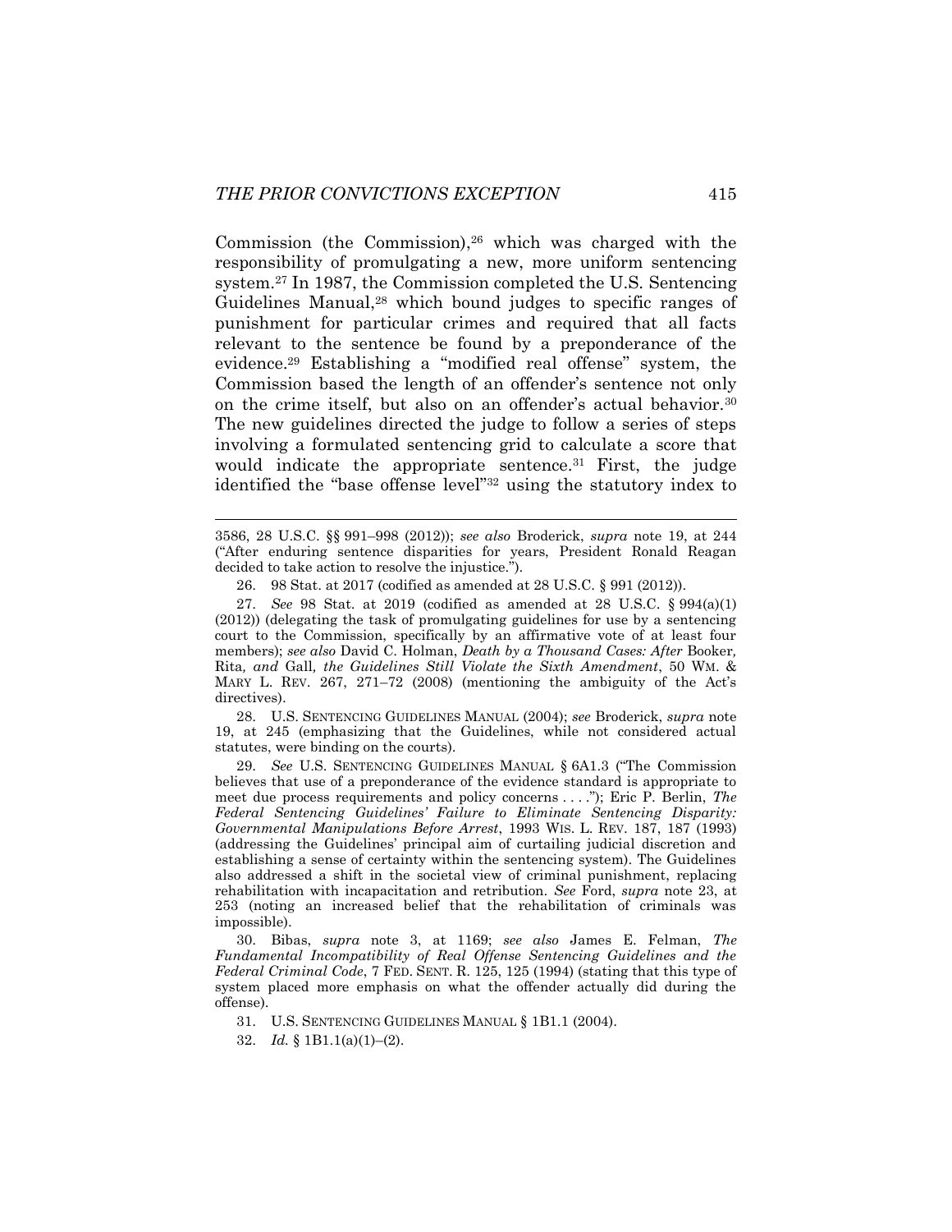Commission (the Commission),[26] which was charged with the responsibility of promulgating a new, more uniform sentencing system.[27] In 1987, the Commission completed the U.S. Sentencing Guidelines Manual,[28] which bound judges to specific ranges of punishment for particular crimes and required that all facts relevant to the sentence be found by a preponderance of the evidence.[29] Establishing a "modified real offense" system, the Commission based the length of an offender's sentence not only on the crime itself, but also on an offender's actual behavior.[30] The new guidelines directed the judge to follow a series of steps involving a formulated sentencing grid to calculate a score that would indicate the appropriate sentence.[31] First, the judge identified the "base offense level"[32] using the statutory index to

---

3586, 28 U.S.C. §§ 991–998 (2012)); *see also* Broderick, *supra* note 19, at 244 ("After enduring sentence disparities for years, President Ronald Reagan decided to take action to resolve the injustice.").

26. 98 Stat. at 2017 (codified as amended at 28 U.S.C. § 991 (2012)).

27. *See* 98 Stat. at 2019 (codified as amended at 28 U.S.C. § 994(a)(1) (2012)) (delegating the task of promulgating guidelines for use by a sentencing court to the Commission, specifically by an affirmative vote of at least four members); *see also* David C. Holman, *Death by a Thousand Cases: After* Booker*,* Rita*, and* Gall*, the Guidelines Still Violate the Sixth Amendment*, 50 WM. & MARY L. REV. 267, 271–72 (2008) (mentioning the ambiguity of the Act's directives).

28. U.S. SENTENCING GUIDELINES MANUAL (2004); *see* Broderick, *supra* note 19, at 245 (emphasizing that the Guidelines, while not considered actual statutes, were binding on the courts).

29. *See* U.S. SENTENCING GUIDELINES MANUAL § 6A1.3 ("The Commission believes that use of a preponderance of the evidence standard is appropriate to meet due process requirements and policy concerns . . . ."); Eric P. Berlin, *The Federal Sentencing Guidelines' Failure to Eliminate Sentencing Disparity: Governmental Manipulations Before Arrest*, 1993 WIS. L. REV. 187, 187 (1993) (addressing the Guidelines' principal aim of curtailing judicial discretion and establishing a sense of certainty within the sentencing system). The Guidelines also addressed a shift in the societal view of criminal punishment, replacing rehabilitation with incapacitation and retribution. *See* Ford, *supra* note 23, at 253 (noting an increased belief that the rehabilitation of criminals was impossible).

30. Bibas, *supra* note 3, at 1169; *see also* James E. Felman, *The Fundamental Incompatibility of Real Offense Sentencing Guidelines and the Federal Criminal Code*, 7 FED. SENT. R. 125, 125 (1994) (stating that this type of system placed more emphasis on what the offender actually did during the offense).

31. U.S. SENTENCING GUIDELINES MANUAL § 1B1.1 (2004).

32. *Id.* § 1B1.1(a)(1)–(2).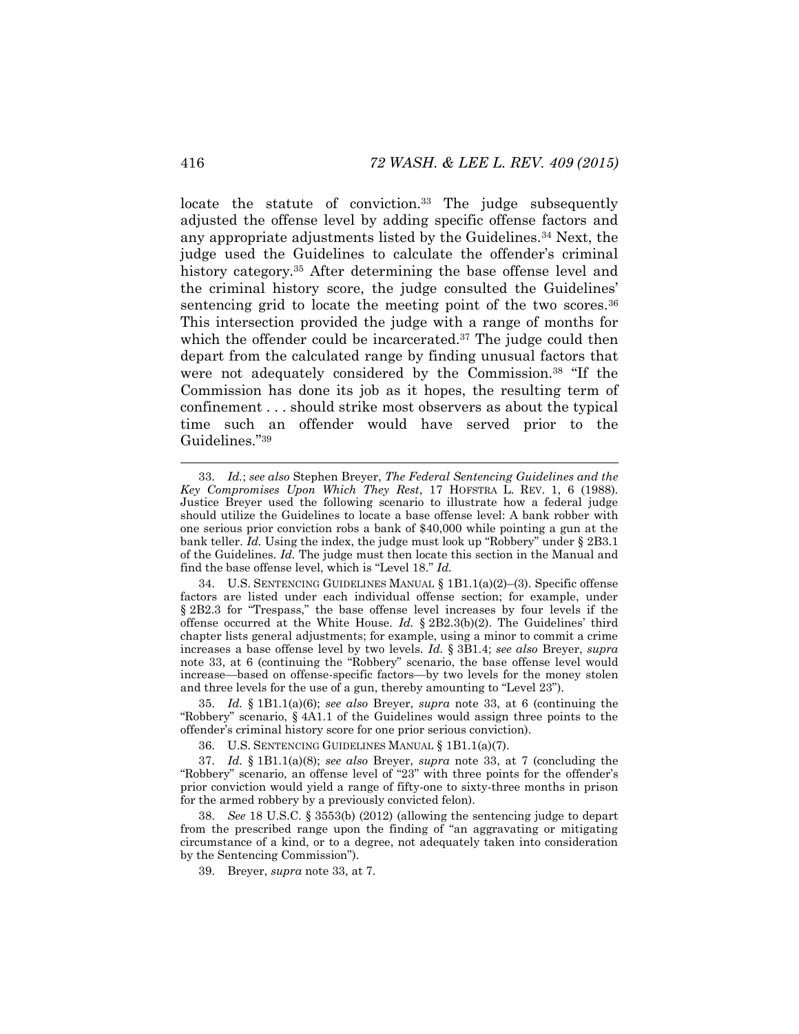locate the statute of conviction.[33] The judge subsequently adjusted the offense level by adding specific offense factors and any appropriate adjustments listed by the Guidelines.[34] Next, the judge used the Guidelines to calculate the offender's criminal history category.[35] After determining the base offense level and the criminal history score, the judge consulted the Guidelines' sentencing grid to locate the meeting point of the two scores.[36] This intersection provided the judge with a range of months for which the offender could be incarcerated.[37] The judge could then depart from the calculated range by finding unusual factors that were not adequately considered by the Commission.[38] "If the Commission has done its job as it hopes, the resulting term of confinement . . . should strike most observers as about the typical time such an offender would have served prior to the Guidelines."[39]

---

33. *Id.*; *see also* Stephen Breyer, *The Federal Sentencing Guidelines and the Key Compromises Upon Which They Rest*, 17 HOFSTRA L. REV. 1, 6 (1988). Justice Breyer used the following scenario to illustrate how a federal judge should utilize the Guidelines to locate a base offense level: A bank robber with one serious prior conviction robs a bank of $40,000 while pointing a gun at the bank teller. *Id.* Using the index, the judge must look up "Robbery" under § 2B3.1 of the Guidelines. *Id.* The judge must then locate this section in the Manual and find the base offense level, which is "Level 18." *Id.*

34. U.S. SENTENCING GUIDELINES MANUAL § 1B1.1(a)(2)–(3). Specific offense factors are listed under each individual offense section; for example, under § 2B2.3 for "Trespass," the base offense level increases by four levels if the offense occurred at the White House. *Id.* § 2B2.3(b)(2). The Guidelines' third chapter lists general adjustments; for example, using a minor to commit a crime increases a base offense level by two levels. *Id.* § 3B1.4; *see also* Breyer, *supra* note 33, at 6 (continuing the "Robbery" scenario, the base offense level would increase—based on offense-specific factors—by two levels for the money stolen and three levels for the use of a gun, thereby amounting to "Level 23").

35. *Id.* § 1B1.1(a)(6); *see also* Breyer, *supra* note 33, at 6 (continuing the "Robbery" scenario, § 4A1.1 of the Guidelines would assign three points to the offender's criminal history score for one prior serious conviction).

36. U.S. SENTENCING GUIDELINES MANUAL § 1B1.1(a)(7).

37. *Id.* § 1B1.1(a)(8); *see also* Breyer, *supra* note 33, at 7 (concluding the "Robbery" scenario, an offense level of "23" with three points for the offender's prior conviction would yield a range of fifty-one to sixty-three months in prison for the armed robbery by a previously convicted felon).

38. *See* 18 U.S.C. § 3553(b) (2012) (allowing the sentencing judge to depart from the prescribed range upon the finding of "an aggravating or mitigating circumstance of a kind, or to a degree, not adequately taken into consideration by the Sentencing Commission").

39. Breyer, *supra* note 33, at 7.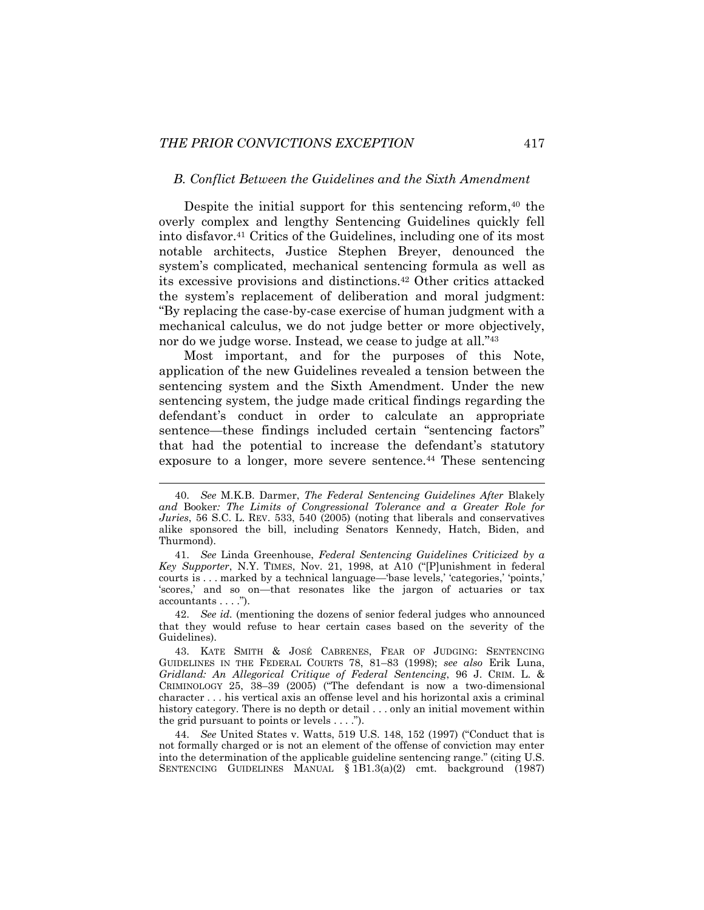### *B. Conflict Between the Guidelines and the Sixth Amendment*

Despite the initial support for this sentencing reform,[40] the overly complex and lengthy Sentencing Guidelines quickly fell into disfavor.[41] Critics of the Guidelines, including one of its most notable architects, Justice Stephen Breyer, denounced the system's complicated, mechanical sentencing formula as well as its excessive provisions and distinctions.[42] Other critics attacked the system's replacement of deliberation and moral judgment: "By replacing the case-by-case exercise of human judgment with a mechanical calculus, we do not judge better or more objectively, nor do we judge worse. Instead, we cease to judge at all."[43]

Most important, and for the purposes of this Note, application of the new Guidelines revealed a tension between the sentencing system and the Sixth Amendment. Under the new sentencing system, the judge made critical findings regarding the defendant's conduct in order to calculate an appropriate sentence—these findings included certain "sentencing factors" that had the potential to increase the defendant's statutory exposure to a longer, more severe sentence.[44] These sentencing

---

40. *See* M.K.B. Darmer, *The Federal Sentencing Guidelines After* Blakely *and* Booker*: The Limits of Congressional Tolerance and a Greater Role for Juries*, 56 S.C. L. REV. 533, 540 (2005) (noting that liberals and conservatives alike sponsored the bill, including Senators Kennedy, Hatch, Biden, and Thurmond).

41. *See* Linda Greenhouse, *Federal Sentencing Guidelines Criticized by a Key Supporter*, N.Y. TIMES, Nov. 21, 1998, at A10 ("[P]unishment in federal courts is . . . marked by a technical language—'base levels,' 'categories,' 'points,' 'scores,' and so on—that resonates like the jargon of actuaries or tax accountants . . . .").

42. *See id.* (mentioning the dozens of senior federal judges who announced that they would refuse to hear certain cases based on the severity of the Guidelines).

43. KATE SMITH & JOSÉ CABRENES, FEAR OF JUDGING: SENTENCING GUIDELINES IN THE FEDERAL COURTS 78, 81–83 (1998); *see also* Erik Luna, *Gridland: An Allegorical Critique of Federal Sentencing*, 96 J. CRIM. L. & CRIMINOLOGY 25, 38–39 (2005) ("The defendant is now a two-dimensional character . . . his vertical axis an offense level and his horizontal axis a criminal history category. There is no depth or detail . . . only an initial movement within the grid pursuant to points or levels . . . .").

44. *See* United States v. Watts, 519 U.S. 148, 152 (1997) ("Conduct that is not formally charged or is not an element of the offense of conviction may enter into the determination of the applicable guideline sentencing range." (citing U.S. SENTENCING GUIDELINES MANUAL § 1B1.3(a)(2) cmt. background (1987)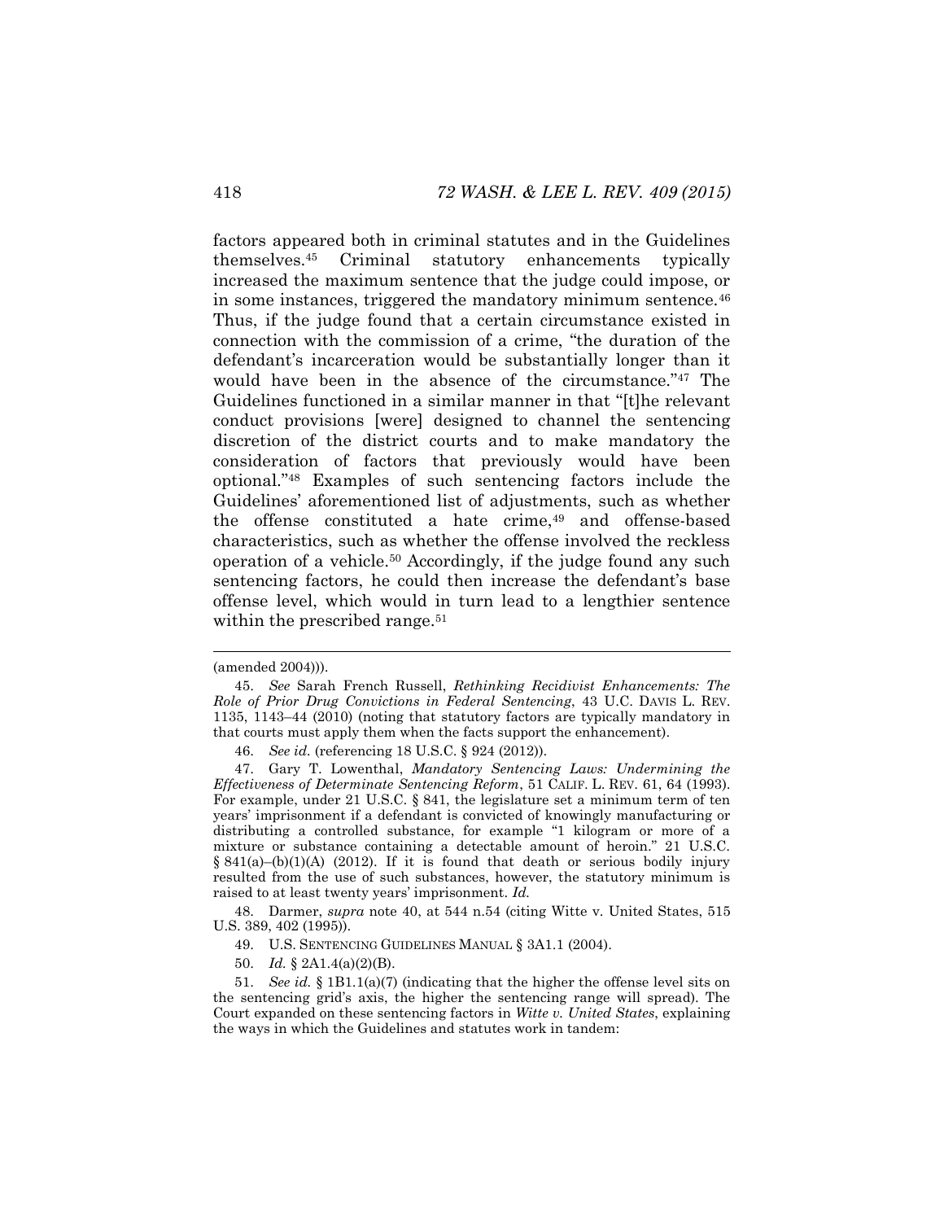factors appeared both in criminal statutes and in the Guidelines themselves.[45] Criminal statutory enhancements typically increased the maximum sentence that the judge could impose, or in some instances, triggered the mandatory minimum sentence.[46] Thus, if the judge found that a certain circumstance existed in connection with the commission of a crime, "the duration of the defendant's incarceration would be substantially longer than it would have been in the absence of the circumstance."[47] The Guidelines functioned in a similar manner in that "[t]he relevant conduct provisions [were] designed to channel the sentencing discretion of the district courts and to make mandatory the consideration of factors that previously would have been optional."[48] Examples of such sentencing factors include the Guidelines' aforementioned list of adjustments, such as whether the offense constituted a hate crime,[49] and offense-based characteristics, such as whether the offense involved the reckless operation of a vehicle.[50] Accordingly, if the judge found any such sentencing factors, he could then increase the defendant's base offense level, which would in turn lead to a lengthier sentence within the prescribed range.[51]

---

(amended 2004))).

45. *See* Sarah French Russell, *Rethinking Recidivist Enhancements: The Role of Prior Drug Convictions in Federal Sentencing*, 43 U.C. DAVIS L. REV. 1135, 1143–44 (2010) (noting that statutory factors are typically mandatory in that courts must apply them when the facts support the enhancement).

46. *See id.* (referencing 18 U.S.C. § 924 (2012)).

47. Gary T. Lowenthal, *Mandatory Sentencing Laws: Undermining the Effectiveness of Determinate Sentencing Reform*, 51 CALIF. L. REV. 61, 64 (1993). For example, under 21 U.S.C. § 841, the legislature set a minimum term of ten years' imprisonment if a defendant is convicted of knowingly manufacturing or distributing a controlled substance, for example "1 kilogram or more of a mixture or substance containing a detectable amount of heroin." 21 U.S.C. § 841(a)–(b)(1)(A) (2012). If it is found that death or serious bodily injury resulted from the use of such substances, however, the statutory minimum is raised to at least twenty years' imprisonment. *Id.*

48. Darmer, *supra* note 40, at 544 n.54 (citing Witte v. United States, 515 U.S. 389, 402 (1995)).

49. U.S. SENTENCING GUIDELINES MANUAL § 3A1.1 (2004).

50. *Id.* § 2A1.4(a)(2)(B).

51. *See id.* § 1B1.1(a)(7) (indicating that the higher the offense level sits on the sentencing grid's axis, the higher the sentencing range will spread). The Court expanded on these sentencing factors in *Witte v. United States*, explaining the ways in which the Guidelines and statutes work in tandem: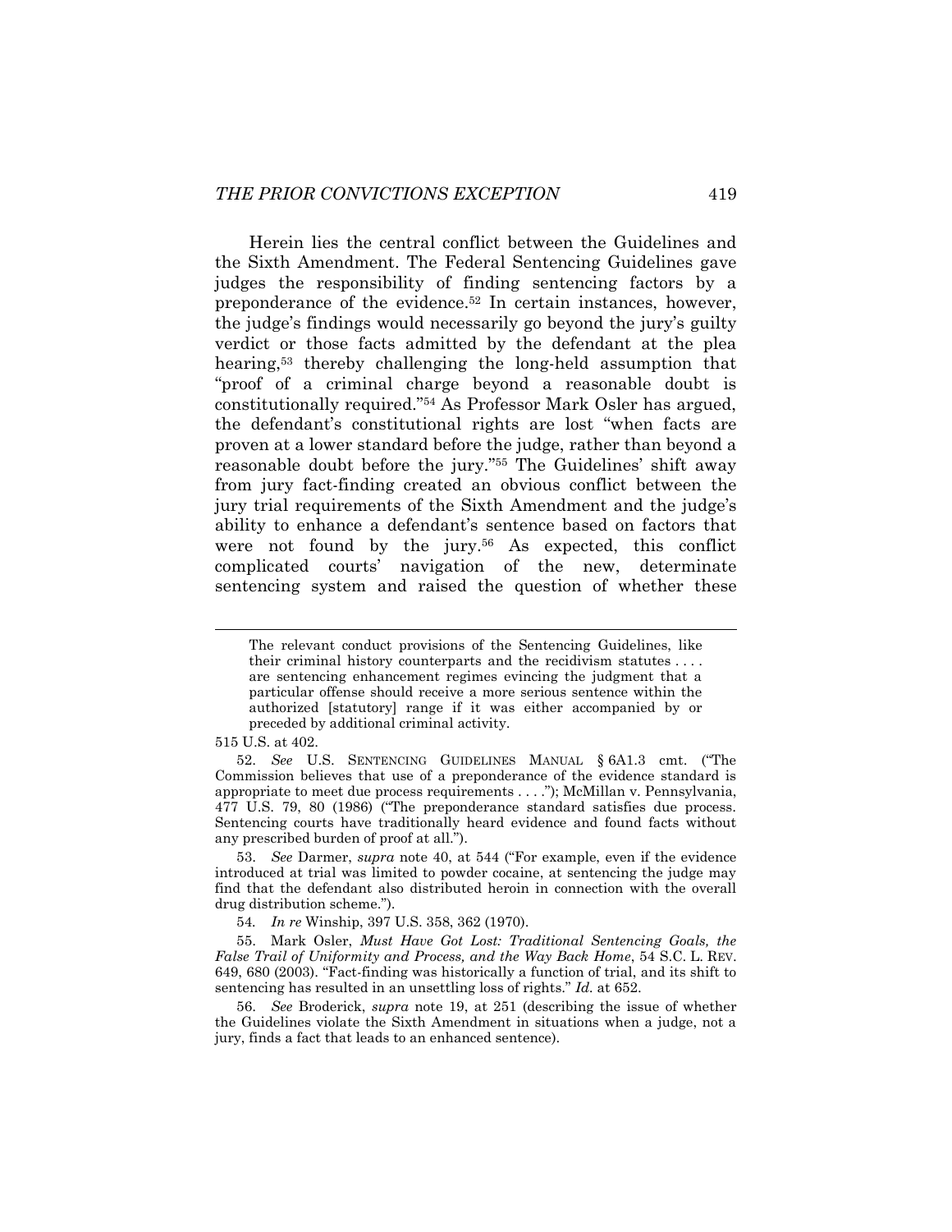Herein lies the central conflict between the Guidelines and the Sixth Amendment. The Federal Sentencing Guidelines gave judges the responsibility of finding sentencing factors by a preponderance of the evidence.[52] In certain instances, however, the judge's findings would necessarily go beyond the jury's guilty verdict or those facts admitted by the defendant at the plea hearing,[53] thereby challenging the long-held assumption that "proof of a criminal charge beyond a reasonable doubt is constitutionally required."[54] As Professor Mark Osler has argued, the defendant's constitutional rights are lost "when facts are proven at a lower standard before the judge, rather than beyond a reasonable doubt before the jury."[55] The Guidelines' shift away from jury fact-finding created an obvious conflict between the jury trial requirements of the Sixth Amendment and the judge's ability to enhance a defendant's sentence based on factors that were not found by the jury.[56] As expected, this conflict complicated courts' navigation of the new, determinate sentencing system and raised the question of whether these

---

> The relevant conduct provisions of the Sentencing Guidelines, like their criminal history counterparts and the recidivism statutes . . . . are sentencing enhancement regimes evincing the judgment that a particular offense should receive a more serious sentence within the authorized [statutory] range if it was either accompanied by or preceded by additional criminal activity.

515 U.S. at 402.

52. *See* U.S. SENTENCING GUIDELINES MANUAL § 6A1.3 cmt. ("The Commission believes that use of a preponderance of the evidence standard is appropriate to meet due process requirements . . . ."); McMillan v. Pennsylvania, 477 U.S. 79, 80 (1986) ("The preponderance standard satisfies due process. Sentencing courts have traditionally heard evidence and found facts without any prescribed burden of proof at all.").

53. *See* Darmer, *supra* note 40, at 544 ("For example, even if the evidence introduced at trial was limited to powder cocaine, at sentencing the judge may find that the defendant also distributed heroin in connection with the overall drug distribution scheme.").

54. *In re* Winship, 397 U.S. 358, 362 (1970).

55. Mark Osler, *Must Have Got Lost: Traditional Sentencing Goals, the False Trail of Uniformity and Process, and the Way Back Home*, 54 S.C. L. REV. 649, 680 (2003). "Fact-finding was historically a function of trial, and its shift to sentencing has resulted in an unsettling loss of rights." *Id.* at 652.

56. *See* Broderick, *supra* note 19, at 251 (describing the issue of whether the Guidelines violate the Sixth Amendment in situations when a judge, not a jury, finds a fact that leads to an enhanced sentence).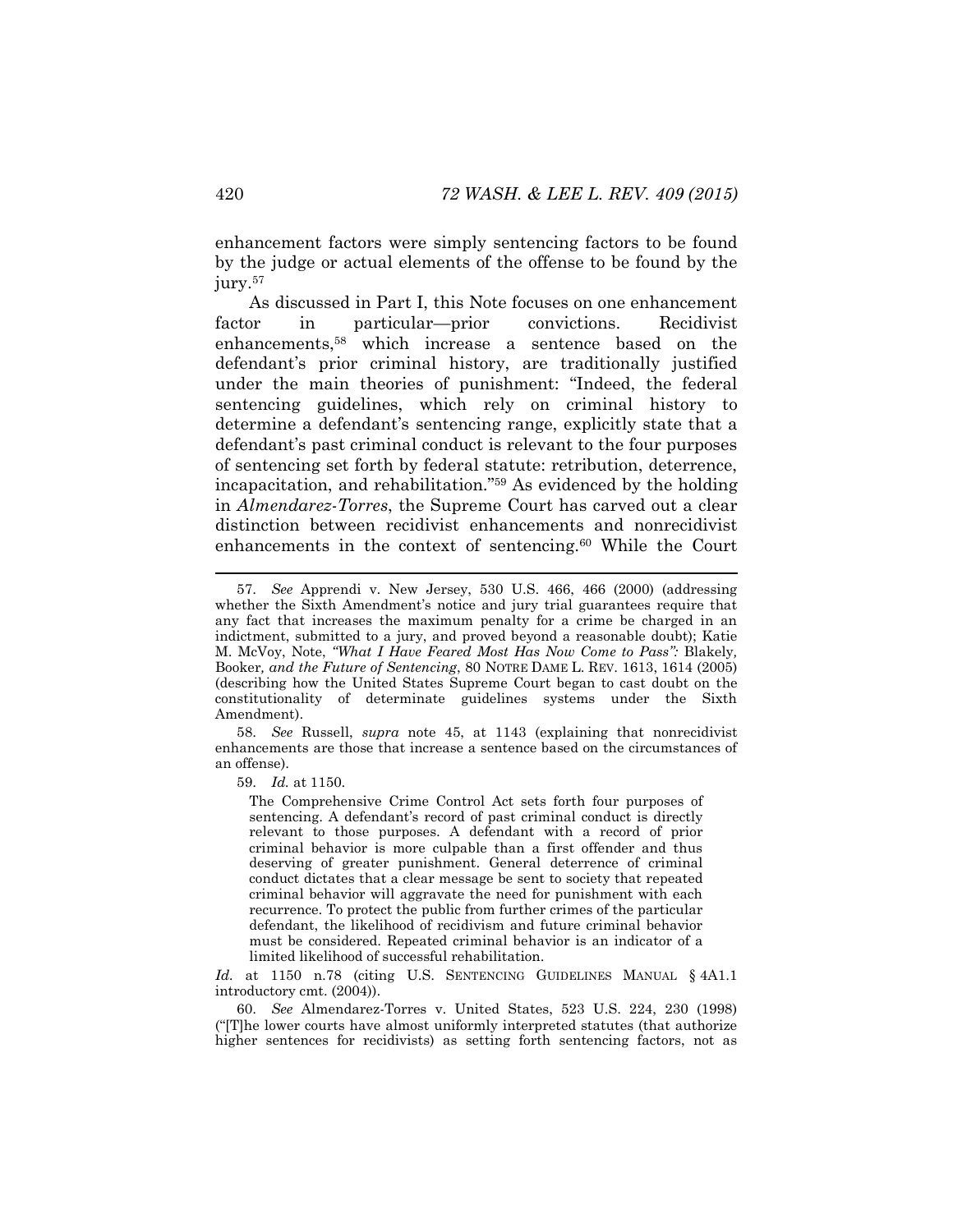enhancement factors were simply sentencing factors to be found by the judge or actual elements of the offense to be found by the jury.[57]

As discussed in Part I, this Note focuses on one enhancement factor in particular—prior convictions. Recidivist enhancements,[58] which increase a sentence based on the defendant's prior criminal history, are traditionally justified under the main theories of punishment: "Indeed, the federal sentencing guidelines, which rely on criminal history to determine a defendant's sentencing range, explicitly state that a defendant's past criminal conduct is relevant to the four purposes of sentencing set forth by federal statute: retribution, deterrence, incapacitation, and rehabilitation."[59] As evidenced by the holding in *Almendarez-Torres*, the Supreme Court has carved out a clear distinction between recidivist enhancements and nonrecidivist enhancements in the context of sentencing.[60] While the Court

---

57. *See* Apprendi v. New Jersey, 530 U.S. 466, 466 (2000) (addressing whether the Sixth Amendment's notice and jury trial guarantees require that any fact that increases the maximum penalty for a crime be charged in an indictment, submitted to a jury, and proved beyond a reasonable doubt); Katie M. McVoy, Note, *"What I Have Feared Most Has Now Come to Pass":* Blakely*,* Booker*, and the Future of Sentencing*, 80 NOTRE DAME L. REV. 1613, 1614 (2005) (describing how the United States Supreme Court began to cast doubt on the constitutionality of determinate guidelines systems under the Sixth Amendment).

58. *See* Russell, *supra* note 45, at 1143 (explaining that nonrecidivist enhancements are those that increase a sentence based on the circumstances of an offense).

59. *Id.* at 1150.

> The Comprehensive Crime Control Act sets forth four purposes of sentencing. A defendant's record of past criminal conduct is directly relevant to those purposes. A defendant with a record of prior criminal behavior is more culpable than a first offender and thus deserving of greater punishment. General deterrence of criminal conduct dictates that a clear message be sent to society that repeated criminal behavior will aggravate the need for punishment with each recurrence. To protect the public from further crimes of the particular defendant, the likelihood of recidivism and future criminal behavior must be considered. Repeated criminal behavior is an indicator of a limited likelihood of successful rehabilitation.

*Id.* at 1150 n.78 (citing U.S. SENTENCING GUIDELINES MANUAL § 4A1.1 introductory cmt. (2004)).

60. *See* Almendarez-Torres v. United States, 523 U.S. 224, 230 (1998) ("[T]he lower courts have almost uniformly interpreted statutes (that authorize higher sentences for recidivists) as setting forth sentencing factors, not as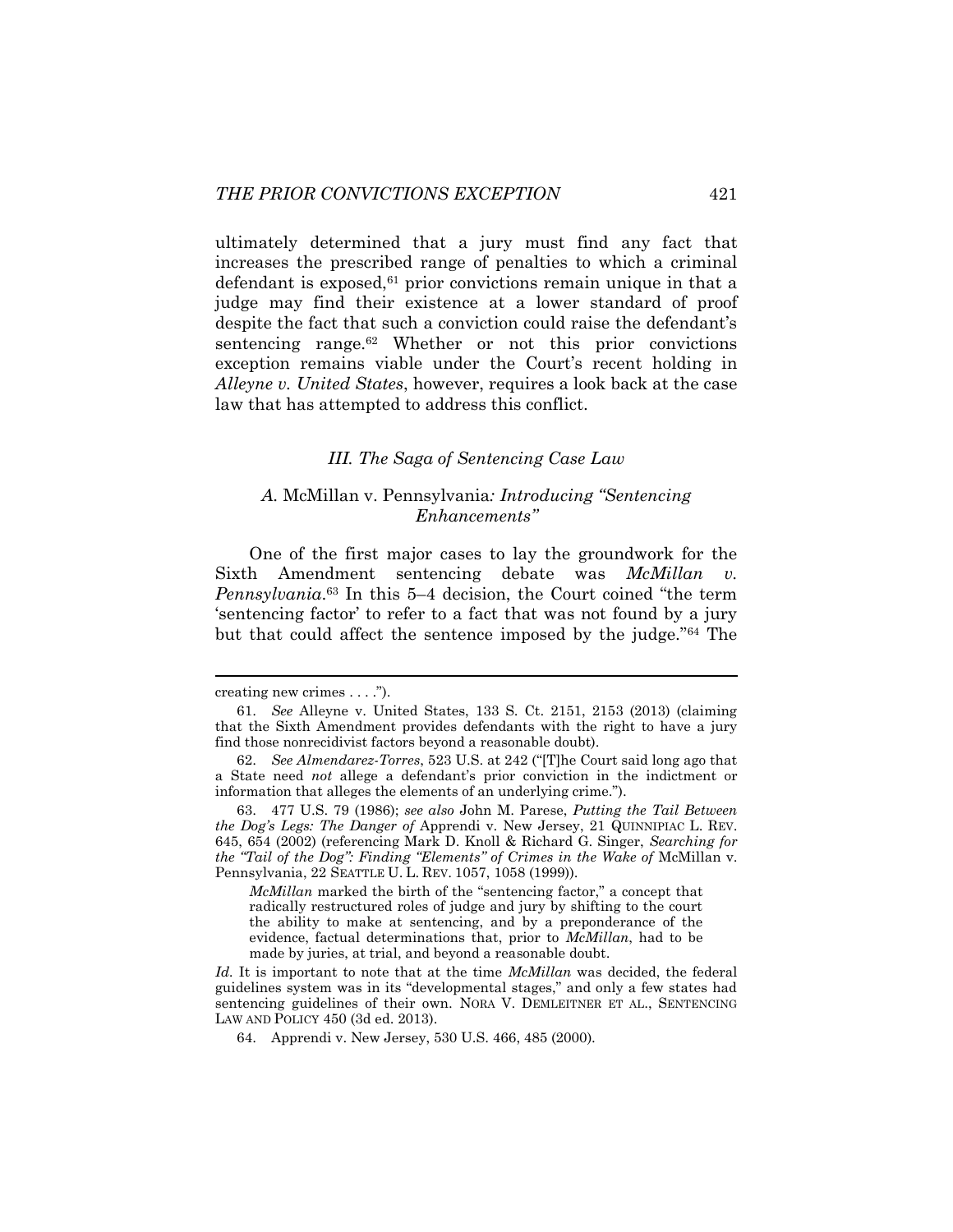ultimately determined that a jury must find any fact that increases the prescribed range of penalties to which a criminal defendant is exposed,[61] prior convictions remain unique in that a judge may find their existence at a lower standard of proof despite the fact that such a conviction could raise the defendant's sentencing range.[62] Whether or not this prior convictions exception remains viable under the Court's recent holding in *Alleyne v. United States*, however, requires a look back at the case law that has attempted to address this conflict.

## *III. The Saga of Sentencing Case Law*

### *A.* McMillan v. Pennsylvania*: Introducing "Sentencing Enhancements"*

One of the first major cases to lay the groundwork for the Sixth Amendment sentencing debate was *McMillan v. Pennsylvania*.[63] In this 5–4 decision, the Court coined "the term 'sentencing factor' to refer to a fact that was not found by a jury but that could affect the sentence imposed by the judge."[64] The

---

creating new crimes . . . .").

61. *See* Alleyne v. United States, 133 S. Ct. 2151, 2153 (2013) (claiming that the Sixth Amendment provides defendants with the right to have a jury find those nonrecidivist factors beyond a reasonable doubt).

62. *See Almendarez-Torres*, 523 U.S. at 242 ("[T]he Court said long ago that a State need *not* allege a defendant's prior conviction in the indictment or information that alleges the elements of an underlying crime.").

63. 477 U.S. 79 (1986); *see also* John M. Parese, *Putting the Tail Between the Dog's Legs: The Danger of* Apprendi v. New Jersey, 21 QUINNIPIAC L. REV. 645, 654 (2002) (referencing Mark D. Knoll & Richard G. Singer, *Searching for the "Tail of the Dog": Finding "Elements" of Crimes in the Wake of* McMillan v. Pennsylvania, 22 SEATTLE U. L. REV. 1057, 1058 (1999)).

> *McMillan* marked the birth of the "sentencing factor," a concept that radically restructured roles of judge and jury by shifting to the court the ability to make at sentencing, and by a preponderance of the evidence, factual determinations that, prior to *McMillan*, had to be made by juries, at trial, and beyond a reasonable doubt.

*Id.* It is important to note that at the time *McMillan* was decided, the federal guidelines system was in its "developmental stages," and only a few states had sentencing guidelines of their own. NORA V. DEMLEITNER ET AL., SENTENCING LAW AND POLICY 450 (3d ed. 2013).

64. Apprendi v. New Jersey, 530 U.S. 466, 485 (2000).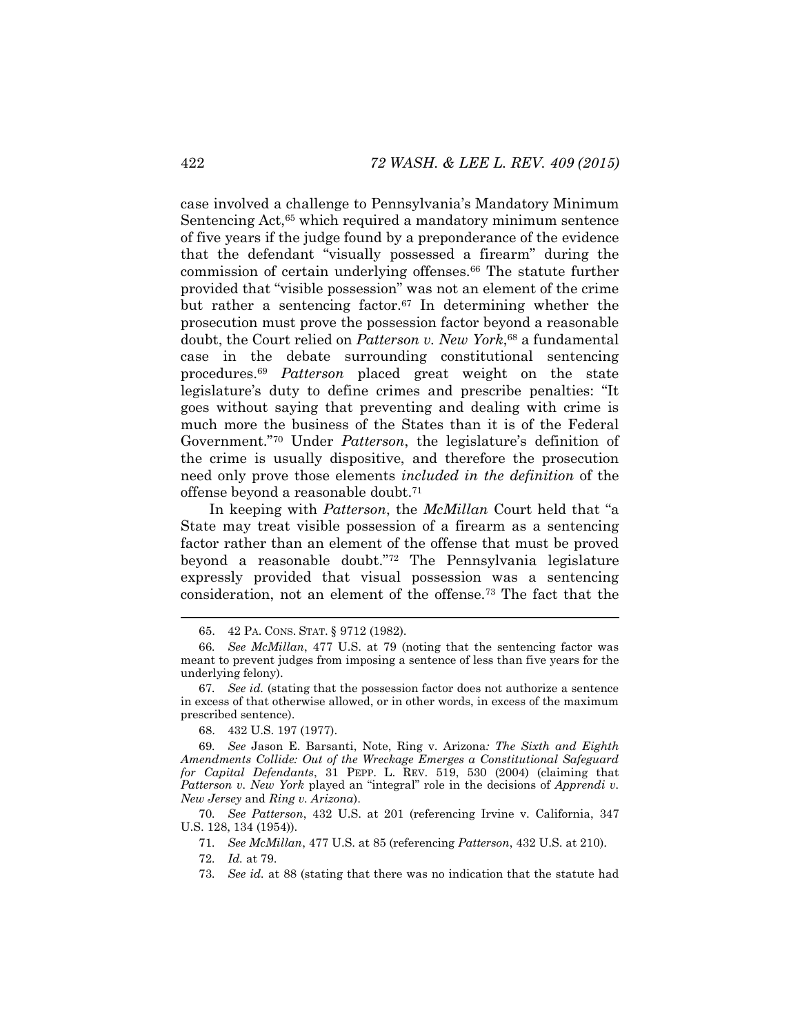case involved a challenge to Pennsylvania's Mandatory Minimum Sentencing Act,[65] which required a mandatory minimum sentence of five years if the judge found by a preponderance of the evidence that the defendant "visually possessed a firearm" during the commission of certain underlying offenses.[66] The statute further provided that "visible possession" was not an element of the crime but rather a sentencing factor.[67] In determining whether the prosecution must prove the possession factor beyond a reasonable doubt, the Court relied on *Patterson v. New York*,[68] a fundamental case in the debate surrounding constitutional sentencing procedures.[69] *Patterson* placed great weight on the state legislature's duty to define crimes and prescribe penalties: "It goes without saying that preventing and dealing with crime is much more the business of the States than it is of the Federal Government."[70] Under *Patterson*, the legislature's definition of the crime is usually dispositive, and therefore the prosecution need only prove those elements *included in the definition* of the offense beyond a reasonable doubt.[71]

In keeping with *Patterson*, the *McMillan* Court held that "a State may treat visible possession of a firearm as a sentencing factor rather than an element of the offense that must be proved beyond a reasonable doubt."[72] The Pennsylvania legislature expressly provided that visual possession was a sentencing consideration, not an element of the offense.[73] The fact that the

---

65. 42 PA. CONS. STAT. § 9712 (1982).

66. *See McMillan*, 477 U.S. at 79 (noting that the sentencing factor was meant to prevent judges from imposing a sentence of less than five years for the underlying felony).

67. *See id.* (stating that the possession factor does not authorize a sentence in excess of that otherwise allowed, or in other words, in excess of the maximum prescribed sentence).

68. 432 U.S. 197 (1977).

69. *See* Jason E. Barsanti, Note, Ring v. Arizona*: The Sixth and Eighth Amendments Collide: Out of the Wreckage Emerges a Constitutional Safeguard for Capital Defendants*, 31 PEPP. L. REV. 519, 530 (2004) (claiming that *Patterson v. New York* played an "integral" role in the decisions of *Apprendi v. New Jersey* and *Ring v. Arizona*).

70. *See Patterson*, 432 U.S. at 201 (referencing Irvine v. California, 347 U.S. 128, 134 (1954)).

71. *See McMillan*, 477 U.S. at 85 (referencing *Patterson*, 432 U.S. at 210).

72. *Id.* at 79.

73. *See id.* at 88 (stating that there was no indication that the statute had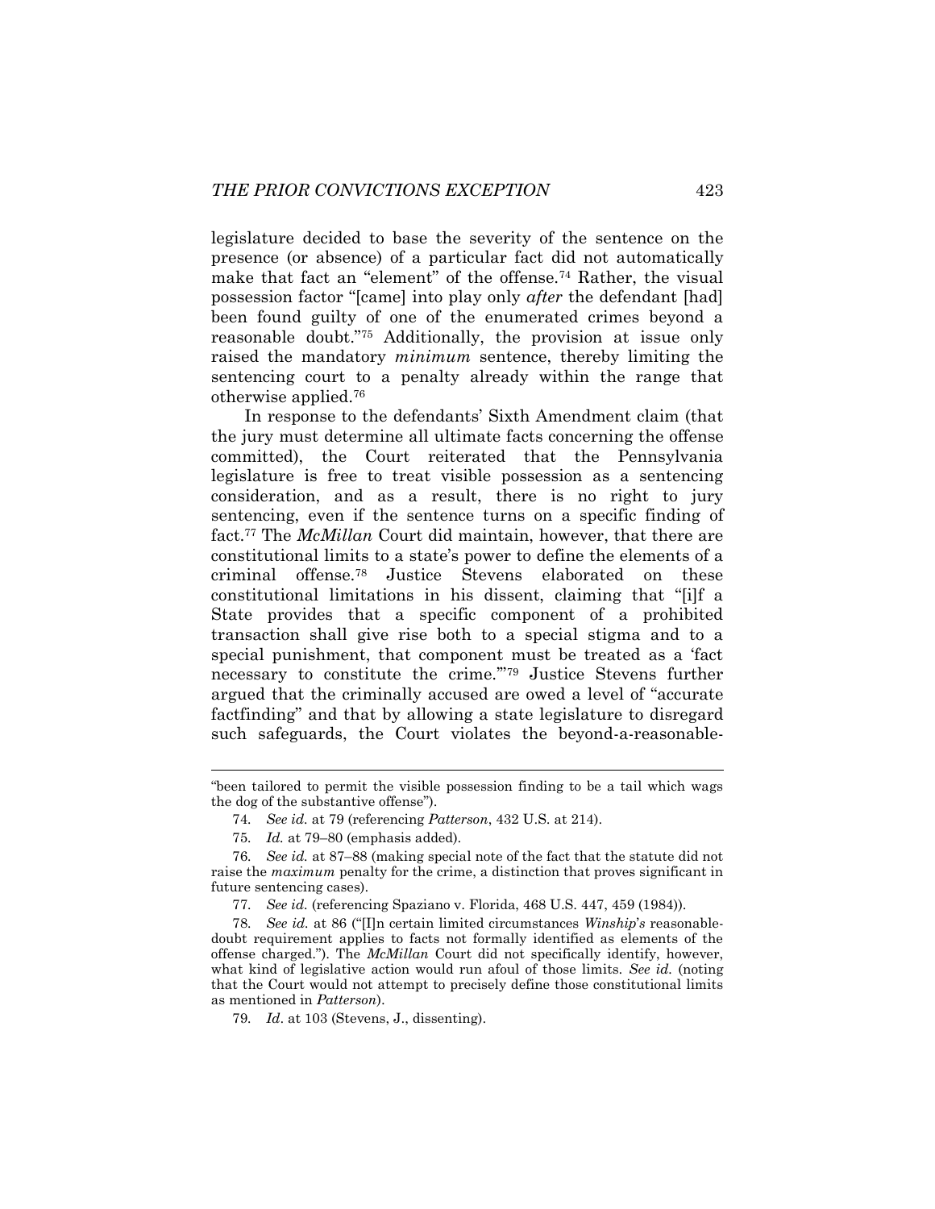legislature decided to base the severity of the sentence on the presence (or absence) of a particular fact did not automatically make that fact an "element" of the offense.[74] Rather, the visual possession factor "[came] into play only *after* the defendant [had] been found guilty of one of the enumerated crimes beyond a reasonable doubt."[75] Additionally, the provision at issue only raised the mandatory *minimum* sentence, thereby limiting the sentencing court to a penalty already within the range that otherwise applied.[76]

In response to the defendants' Sixth Amendment claim (that the jury must determine all ultimate facts concerning the offense committed), the Court reiterated that the Pennsylvania legislature is free to treat visible possession as a sentencing consideration, and as a result, there is no right to jury sentencing, even if the sentence turns on a specific finding of fact.[77] The *McMillan* Court did maintain, however, that there are constitutional limits to a state's power to define the elements of a criminal offense.[78] Justice Stevens elaborated on these constitutional limitations in his dissent, claiming that "[i]f a State provides that a specific component of a prohibited transaction shall give rise both to a special stigma and to a special punishment, that component must be treated as a 'fact necessary to constitute the crime.'"[79] Justice Stevens further argued that the criminally accused are owed a level of "accurate factfinding" and that by allowing a state legislature to disregard such safeguards, the Court violates the beyond-a-reasonable-

---

"been tailored to permit the visible possession finding to be a tail which wags the dog of the substantive offense").

74. *See id.* at 79 (referencing *Patterson*, 432 U.S. at 214).

75. *Id.* at 79–80 (emphasis added).

76. *See id.* at 87–88 (making special note of the fact that the statute did not raise the *maximum* penalty for the crime, a distinction that proves significant in future sentencing cases).

77. *See id.* (referencing Spaziano v. Florida, 468 U.S. 447, 459 (1984)).

78. *See id.* at 86 ("[I]n certain limited circumstances *Winship*'s reasonable-doubt requirement applies to facts not formally identified as elements of the offense charged."). The *McMillan* Court did not specifically identify, however, what kind of legislative action would run afoul of those limits. *See id.* (noting that the Court would not attempt to precisely define those constitutional limits as mentioned in *Patterson*).

79. *Id*. at 103 (Stevens, J., dissenting).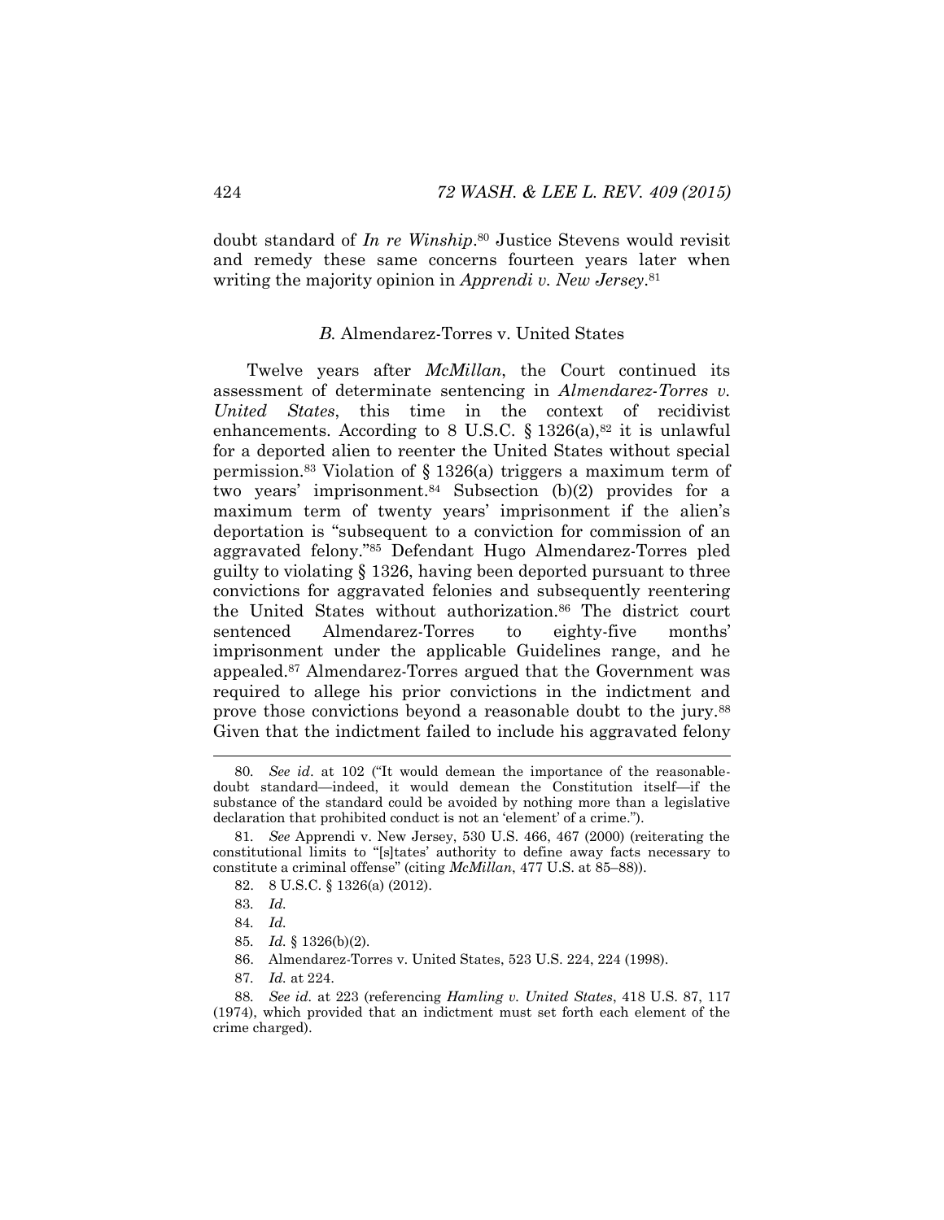doubt standard of *In re Winship*.[80] Justice Stevens would revisit and remedy these same concerns fourteen years later when writing the majority opinion in *Apprendi v. New Jersey*.[81]

### *B.* Almendarez-Torres v. United States

Twelve years after *McMillan*, the Court continued its assessment of determinate sentencing in *Almendarez-Torres v. United States*, this time in the context of recidivist enhancements. According to 8 U.S.C. § 1326(a),[82] it is unlawful for a deported alien to reenter the United States without special permission.[83] Violation of § 1326(a) triggers a maximum term of two years' imprisonment.[84] Subsection (b)(2) provides for a maximum term of twenty years' imprisonment if the alien's deportation is "subsequent to a conviction for commission of an aggravated felony."[85] Defendant Hugo Almendarez-Torres pled guilty to violating § 1326, having been deported pursuant to three convictions for aggravated felonies and subsequently reentering the United States without authorization.[86] The district court sentenced Almendarez-Torres to eighty-five months' imprisonment under the applicable Guidelines range, and he appealed.[87] Almendarez-Torres argued that the Government was required to allege his prior convictions in the indictment and prove those convictions beyond a reasonable doubt to the jury.[88] Given that the indictment failed to include his aggravated felony

---

80. *See id.* at 102 ("It would demean the importance of the reasonable-doubt standard—indeed, it would demean the Constitution itself—if the substance of the standard could be avoided by nothing more than a legislative declaration that prohibited conduct is not an 'element' of a crime.").

81. *See* Apprendi v. New Jersey, 530 U.S. 466, 467 (2000) (reiterating the constitutional limits to "[s]tates' authority to define away facts necessary to constitute a criminal offense" (citing *McMillan*, 477 U.S. at 85–88)).

82. 8 U.S.C. § 1326(a) (2012).

83. *Id.*

84. *Id.*

85. *Id.* § 1326(b)(2).

86. Almendarez-Torres v. United States, 523 U.S. 224, 224 (1998).

87. *Id.* at 224.

88. *See id.* at 223 (referencing *Hamling v. United States*, 418 U.S. 87, 117 (1974), which provided that an indictment must set forth each element of the crime charged).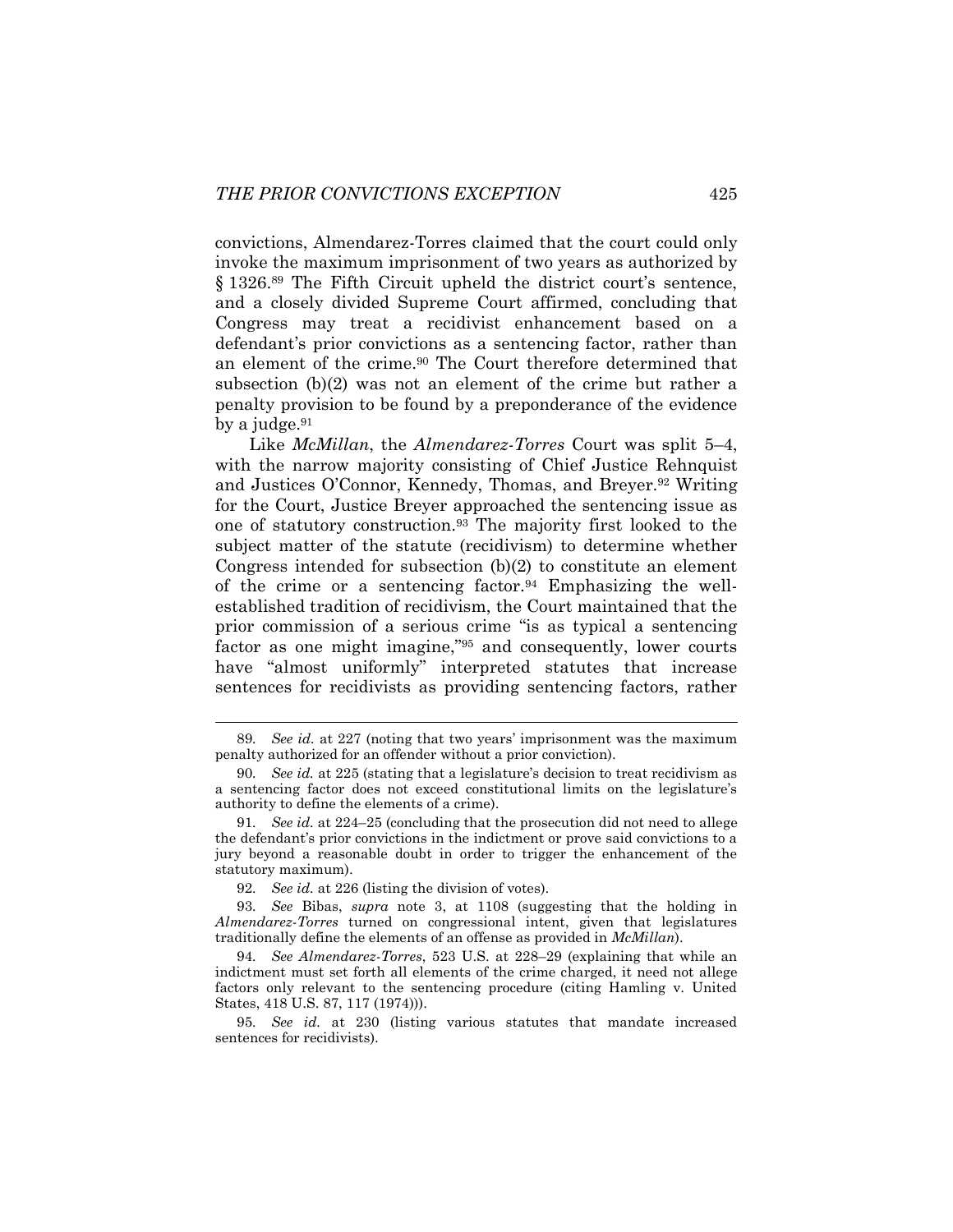convictions, Almendarez-Torres claimed that the court could only invoke the maximum imprisonment of two years as authorized by § 1326.[89] The Fifth Circuit upheld the district court's sentence, and a closely divided Supreme Court affirmed, concluding that Congress may treat a recidivist enhancement based on a defendant's prior convictions as a sentencing factor, rather than an element of the crime.[90] The Court therefore determined that subsection (b)(2) was not an element of the crime but rather a penalty provision to be found by a preponderance of the evidence by a judge.[91]

Like *McMillan*, the *Almendarez-Torres* Court was split 5–4, with the narrow majority consisting of Chief Justice Rehnquist and Justices O'Connor, Kennedy, Thomas, and Breyer.[92] Writing for the Court, Justice Breyer approached the sentencing issue as one of statutory construction.[93] The majority first looked to the subject matter of the statute (recidivism) to determine whether Congress intended for subsection (b)(2) to constitute an element of the crime or a sentencing factor.[94] Emphasizing the well-established tradition of recidivism, the Court maintained that the prior commission of a serious crime "is as typical a sentencing factor as one might imagine,"[95] and consequently, lower courts have "almost uniformly" interpreted statutes that increase sentences for recidivists as providing sentencing factors, rather

---

89. *See id.* at 227 (noting that two years' imprisonment was the maximum penalty authorized for an offender without a prior conviction).

90. *See id.* at 225 (stating that a legislature's decision to treat recidivism as a sentencing factor does not exceed constitutional limits on the legislature's authority to define the elements of a crime).

91. *See id.* at 224–25 (concluding that the prosecution did not need to allege the defendant's prior convictions in the indictment or prove said convictions to a jury beyond a reasonable doubt in order to trigger the enhancement of the statutory maximum).

92. *See id.* at 226 (listing the division of votes).

93. *See* Bibas, *supra* note 3, at 1108 (suggesting that the holding in *Almendarez-Torres* turned on congressional intent, given that legislatures traditionally define the elements of an offense as provided in *McMillan*).

94. *See Almendarez-Torres*, 523 U.S. at 228–29 (explaining that while an indictment must set forth all elements of the crime charged, it need not allege factors only relevant to the sentencing procedure (citing Hamling v. United States, 418 U.S. 87, 117 (1974))).

95. *See id.* at 230 (listing various statutes that mandate increased sentences for recidivists).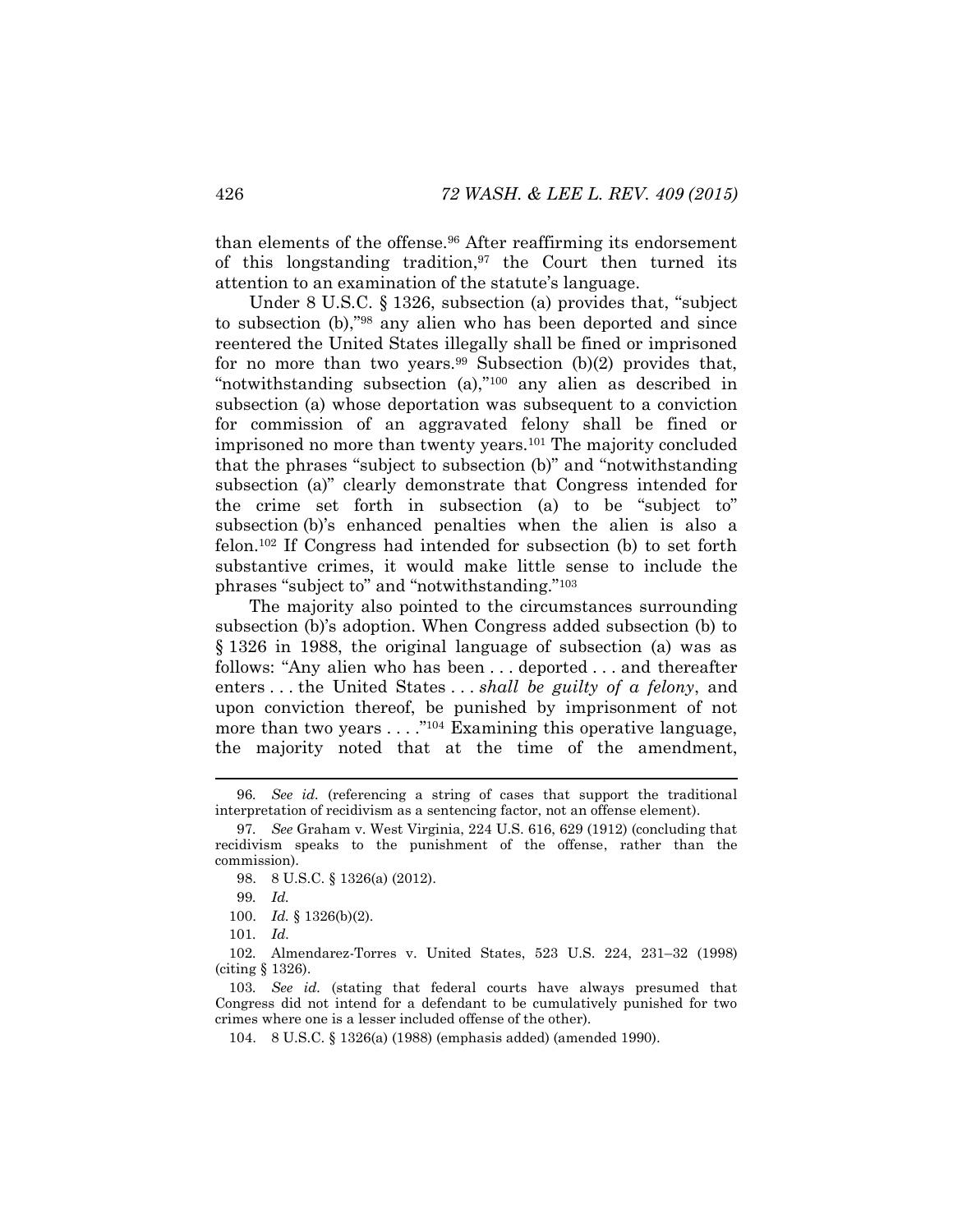than elements of the offense.[96] After reaffirming its endorsement of this longstanding tradition,[97] the Court then turned its attention to an examination of the statute's language.

Under 8 U.S.C. § 1326, subsection (a) provides that, "subject to subsection (b),"[98] any alien who has been deported and since reentered the United States illegally shall be fined or imprisoned for no more than two years.[99] Subsection (b)(2) provides that, "notwithstanding subsection (a),"[100] any alien as described in subsection (a) whose deportation was subsequent to a conviction for commission of an aggravated felony shall be fined or imprisoned no more than twenty years.[101] The majority concluded that the phrases "subject to subsection (b)" and "notwithstanding subsection (a)" clearly demonstrate that Congress intended for the crime set forth in subsection (a) to be "subject to" subsection (b)'s enhanced penalties when the alien is also a felon.[102] If Congress had intended for subsection (b) to set forth substantive crimes, it would make little sense to include the phrases "subject to" and "notwithstanding."[103]

The majority also pointed to the circumstances surrounding subsection (b)'s adoption. When Congress added subsection (b) to § 1326 in 1988, the original language of subsection (a) was as follows: "Any alien who has been . . . deported . . . and thereafter enters . . . the United States . . . *shall be guilty of a felony*, and upon conviction thereof, be punished by imprisonment of not more than two years . . . ."[104] Examining this operative language, the majority noted that at the time of the amendment,

---

96. *See id.* (referencing a string of cases that support the traditional interpretation of recidivism as a sentencing factor, not an offense element).

97. *See* Graham v. West Virginia, 224 U.S. 616, 629 (1912) (concluding that recidivism speaks to the punishment of the offense, rather than the commission).

98. 8 U.S.C. § 1326(a) (2012).

99. *Id.*

100. *Id.* § 1326(b)(2).

101. *Id.*

102. Almendarez-Torres v. United States, 523 U.S. 224, 231–32 (1998) (citing § 1326).

103. *See id.* (stating that federal courts have always presumed that Congress did not intend for a defendant to be cumulatively punished for two crimes where one is a lesser included offense of the other).

104. 8 U.S.C. § 1326(a) (1988) (emphasis added) (amended 1990).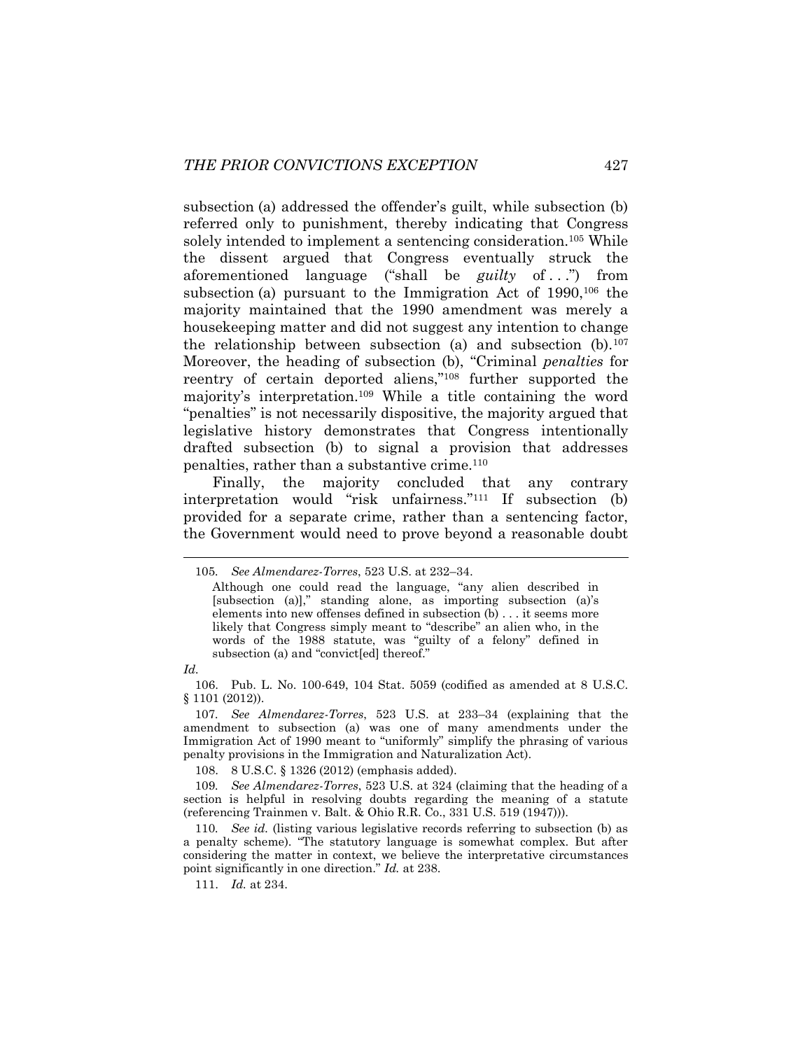subsection (a) addressed the offender's guilt, while subsection (b) referred only to punishment, thereby indicating that Congress solely intended to implement a sentencing consideration.[105] While the dissent argued that Congress eventually struck the aforementioned language ("shall be *guilty* of . . .") from subsection (a) pursuant to the Immigration Act of 1990,[106] the majority maintained that the 1990 amendment was merely a housekeeping matter and did not suggest any intention to change the relationship between subsection (a) and subsection (b).[107] Moreover, the heading of subsection (b), "Criminal *penalties* for reentry of certain deported aliens,"[108] further supported the majority's interpretation.[109] While a title containing the word "penalties" is not necessarily dispositive, the majority argued that legislative history demonstrates that Congress intentionally drafted subsection (b) to signal a provision that addresses penalties, rather than a substantive crime.[110]

Finally, the majority concluded that any contrary interpretation would "risk unfairness."[111] If subsection (b) provided for a separate crime, rather than a sentencing factor, the Government would need to prove beyond a reasonable doubt

---

105. *See Almendarez-Torres*, 523 U.S. at 232–34.

> Although one could read the language, "any alien described in [subsection (a)]," standing alone, as importing subsection (a)'s elements into new offenses defined in subsection (b) . . . it seems more likely that Congress simply meant to "describe" an alien who, in the words of the 1988 statute, was "guilty of a felony" defined in subsection (a) and "convict[ed] thereof."

*Id.*

106. Pub. L. No. 100-649, 104 Stat. 5059 (codified as amended at 8 U.S.C. § 1101 (2012)).

107. *See Almendarez-Torres*, 523 U.S. at 233–34 (explaining that the amendment to subsection (a) was one of many amendments under the Immigration Act of 1990 meant to "uniformly" simplify the phrasing of various penalty provisions in the Immigration and Naturalization Act).

108. 8 U.S.C. § 1326 (2012) (emphasis added).

109. *See Almendarez-Torres*, 523 U.S. at 324 (claiming that the heading of a section is helpful in resolving doubts regarding the meaning of a statute (referencing Trainmen v. Balt. & Ohio R.R. Co., 331 U.S. 519 (1947))).

110. *See id.* (listing various legislative records referring to subsection (b) as a penalty scheme). "The statutory language is somewhat complex. But after considering the matter in context, we believe the interpretative circumstances point significantly in one direction." *Id.* at 238.

111. *Id.* at 234.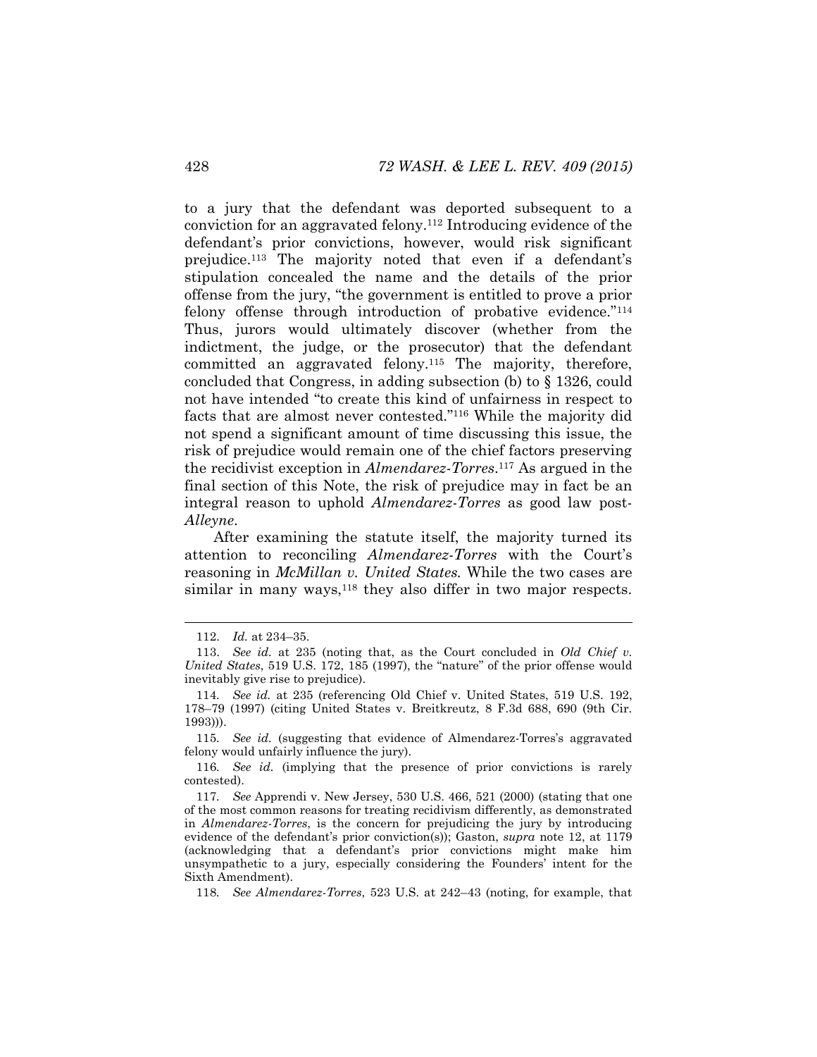to a jury that the defendant was deported subsequent to a conviction for an aggravated felony.[112] Introducing evidence of the defendant's prior convictions, however, would risk significant prejudice.[113] The majority noted that even if a defendant's stipulation concealed the name and the details of the prior offense from the jury, "the government is entitled to prove a prior felony offense through introduction of probative evidence."[114] Thus, jurors would ultimately discover (whether from the indictment, the judge, or the prosecutor) that the defendant committed an aggravated felony.[115] The majority, therefore, concluded that Congress, in adding subsection (b) to § 1326, could not have intended "to create this kind of unfairness in respect to facts that are almost never contested."[116] While the majority did not spend a significant amount of time discussing this issue, the risk of prejudice would remain one of the chief factors preserving the recidivist exception in *Almendarez-Torres*.[117] As argued in the final section of this Note, the risk of prejudice may in fact be an integral reason to uphold *Almendarez-Torres* as good law post-*Alleyne*.

After examining the statute itself, the majority turned its attention to reconciling *Almendarez-Torres* with the Court's reasoning in *McMillan v. United States.* While the two cases are similar in many ways,[118] they also differ in two major respects.

---

112. *Id.* at 234–35.

113. *See id.* at 235 (noting that, as the Court concluded in *Old Chief v. United States*, 519 U.S. 172, 185 (1997), the "nature" of the prior offense would inevitably give rise to prejudice).

114. *See id.* at 235 (referencing Old Chief v. United States, 519 U.S. 192, 178–79 (1997) (citing United States v. Breitkreutz, 8 F.3d 688, 690 (9th Cir. 1993))).

115. *See id.* (suggesting that evidence of Almendarez-Torres's aggravated felony would unfairly influence the jury).

116. *See id.* (implying that the presence of prior convictions is rarely contested).

117. *See* Apprendi v. New Jersey, 530 U.S. 466, 521 (2000) (stating that one of the most common reasons for treating recidivism differently, as demonstrated in *Almendarez-Torres*, is the concern for prejudicing the jury by introducing evidence of the defendant's prior conviction(s)); Gaston, *supra* note 12, at 1179 (acknowledging that a defendant's prior convictions might make him unsympathetic to a jury, especially considering the Founders' intent for the Sixth Amendment).

118. *See Almendarez-Torres*, 523 U.S. at 242–43 (noting, for example, that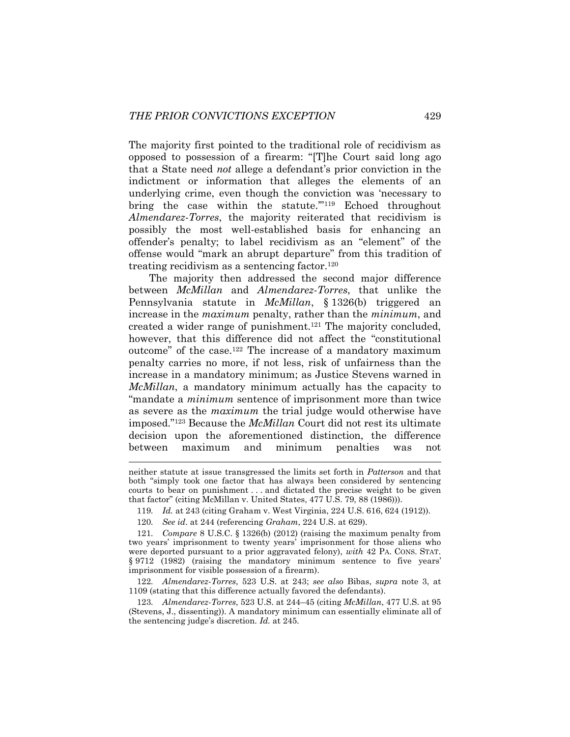The majority first pointed to the traditional role of recidivism as opposed to possession of a firearm: "[T]he Court said long ago that a State need *not* allege a defendant's prior conviction in the indictment or information that alleges the elements of an underlying crime, even though the conviction was 'necessary to bring the case within the statute.'"[119] Echoed throughout *Almendarez-Torres*, the majority reiterated that recidivism is possibly the most well-established basis for enhancing an offender's penalty; to label recidivism as an "element" of the offense would "mark an abrupt departure" from this tradition of treating recidivism as a sentencing factor.[120]

The majority then addressed the second major difference between *McMillan* and *Almendarez-Torres*, that unlike the Pennsylvania statute in *McMillan*, § 1326(b) triggered an increase in the *maximum* penalty, rather than the *minimum*, and created a wider range of punishment.[121] The majority concluded, however, that this difference did not affect the "constitutional outcome" of the case.[122] The increase of a mandatory maximum penalty carries no more, if not less, risk of unfairness than the increase in a mandatory minimum; as Justice Stevens warned in *McMillan*, a mandatory minimum actually has the capacity to "mandate a *minimum* sentence of imprisonment more than twice as severe as the *maximum* the trial judge would otherwise have imposed."[123] Because the *McMillan* Court did not rest its ultimate decision upon the aforementioned distinction, the difference between maximum and minimum penalties was not

---

neither statute at issue transgressed the limits set forth in *Patterson* and that both "simply took one factor that has always been considered by sentencing courts to bear on punishment . . . and dictated the precise weight to be given that factor" (citing McMillan v. United States, 477 U.S. 79, 88 (1986))).

119. *Id.* at 243 (citing Graham v. West Virginia, 224 U.S. 616, 624 (1912)).

120. *See id*. at 244 (referencing *Graham*, 224 U.S. at 629).

121. *Compare* 8 U.S.C. § 1326(b) (2012) (raising the maximum penalty from two years' imprisonment to twenty years' imprisonment for those aliens who were deported pursuant to a prior aggravated felony), *with* 42 PA. CONS. STAT. § 9712 (1982) (raising the mandatory minimum sentence to five years' imprisonment for visible possession of a firearm).

122. *Almendarez-Torres*, 523 U.S. at 243; *see also* Bibas, *supra* note 3, at 1109 (stating that this difference actually favored the defendants).

123. *Almendarez-Torres*, 523 U.S. at 244–45 (citing *McMillan*, 477 U.S. at 95 (Stevens, J., dissenting)). A mandatory minimum can essentially eliminate all of the sentencing judge's discretion. *Id.* at 245.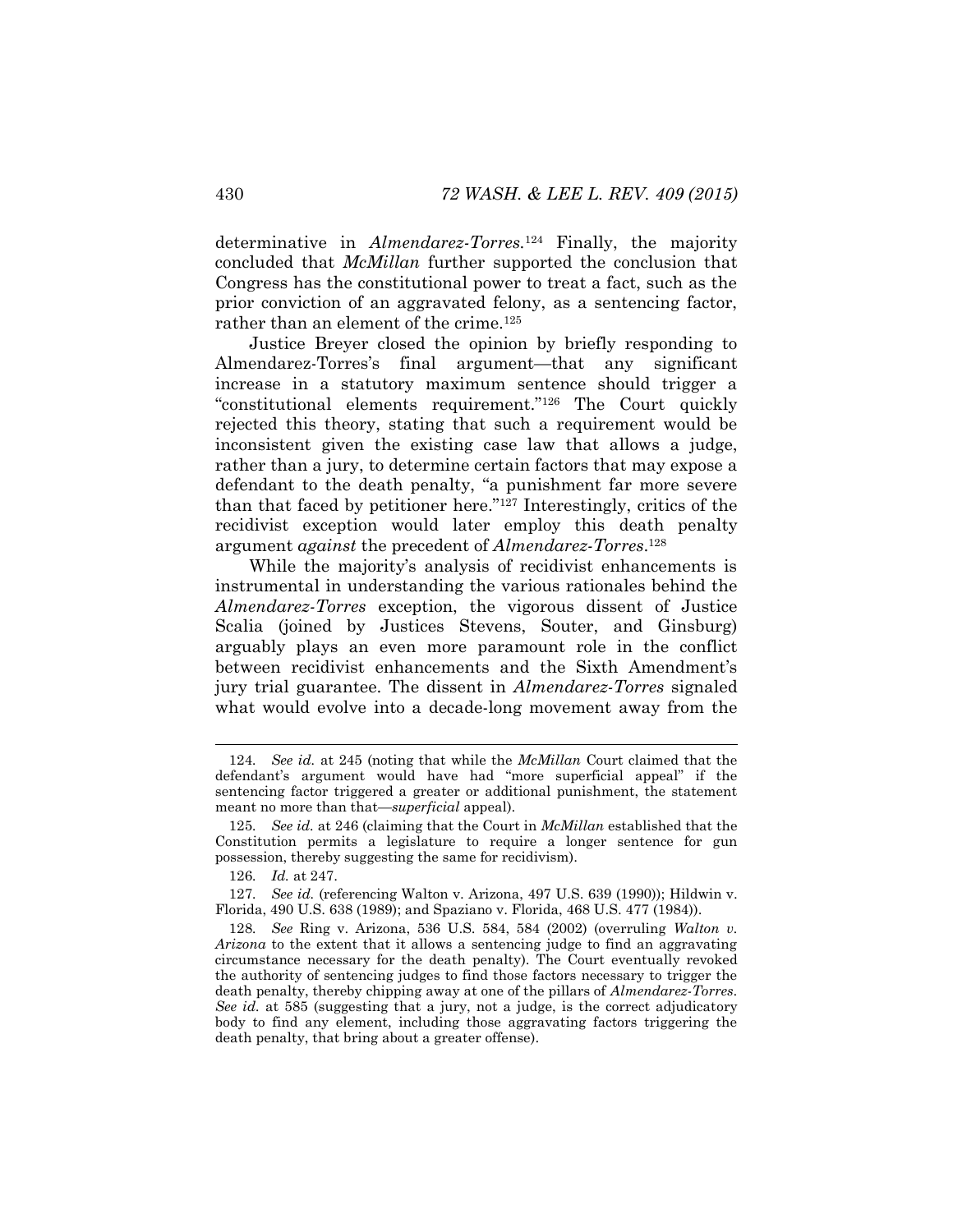determinative in *Almendarez-Torres*.[124] Finally, the majority concluded that *McMillan* further supported the conclusion that Congress has the constitutional power to treat a fact, such as the prior conviction of an aggravated felony, as a sentencing factor, rather than an element of the crime.[125]

Justice Breyer closed the opinion by briefly responding to Almendarez-Torres's final argument—that any significant increase in a statutory maximum sentence should trigger a "constitutional elements requirement."[126] The Court quickly rejected this theory, stating that such a requirement would be inconsistent given the existing case law that allows a judge, rather than a jury, to determine certain factors that may expose a defendant to the death penalty, "a punishment far more severe than that faced by petitioner here."[127] Interestingly, critics of the recidivist exception would later employ this death penalty argument *against* the precedent of *Almendarez-Torres*.[128]

While the majority's analysis of recidivist enhancements is instrumental in understanding the various rationales behind the *Almendarez-Torres* exception, the vigorous dissent of Justice Scalia (joined by Justices Stevens, Souter, and Ginsburg) arguably plays an even more paramount role in the conflict between recidivist enhancements and the Sixth Amendment's jury trial guarantee. The dissent in *Almendarez-Torres* signaled what would evolve into a decade-long movement away from the

---

124. *See id.* at 245 (noting that while the *McMillan* Court claimed that the defendant's argument would have had "more superficial appeal" if the sentencing factor triggered a greater or additional punishment, the statement meant no more than that—*superficial* appeal).

125. *See id.* at 246 (claiming that the Court in *McMillan* established that the Constitution permits a legislature to require a longer sentence for gun possession, thereby suggesting the same for recidivism).

126. *Id.* at 247.

127. *See id.* (referencing Walton v. Arizona, 497 U.S. 639 (1990)); Hildwin v. Florida, 490 U.S. 638 (1989); and Spaziano v. Florida, 468 U.S. 477 (1984)).

128. *See* Ring v. Arizona, 536 U.S. 584, 584 (2002) (overruling *Walton v. Arizona* to the extent that it allows a sentencing judge to find an aggravating circumstance necessary for the death penalty). The Court eventually revoked the authority of sentencing judges to find those factors necessary to trigger the death penalty, thereby chipping away at one of the pillars of *Almendarez-Torres*. *See id.* at 585 (suggesting that a jury, not a judge, is the correct adjudicatory body to find any element, including those aggravating factors triggering the death penalty, that bring about a greater offense).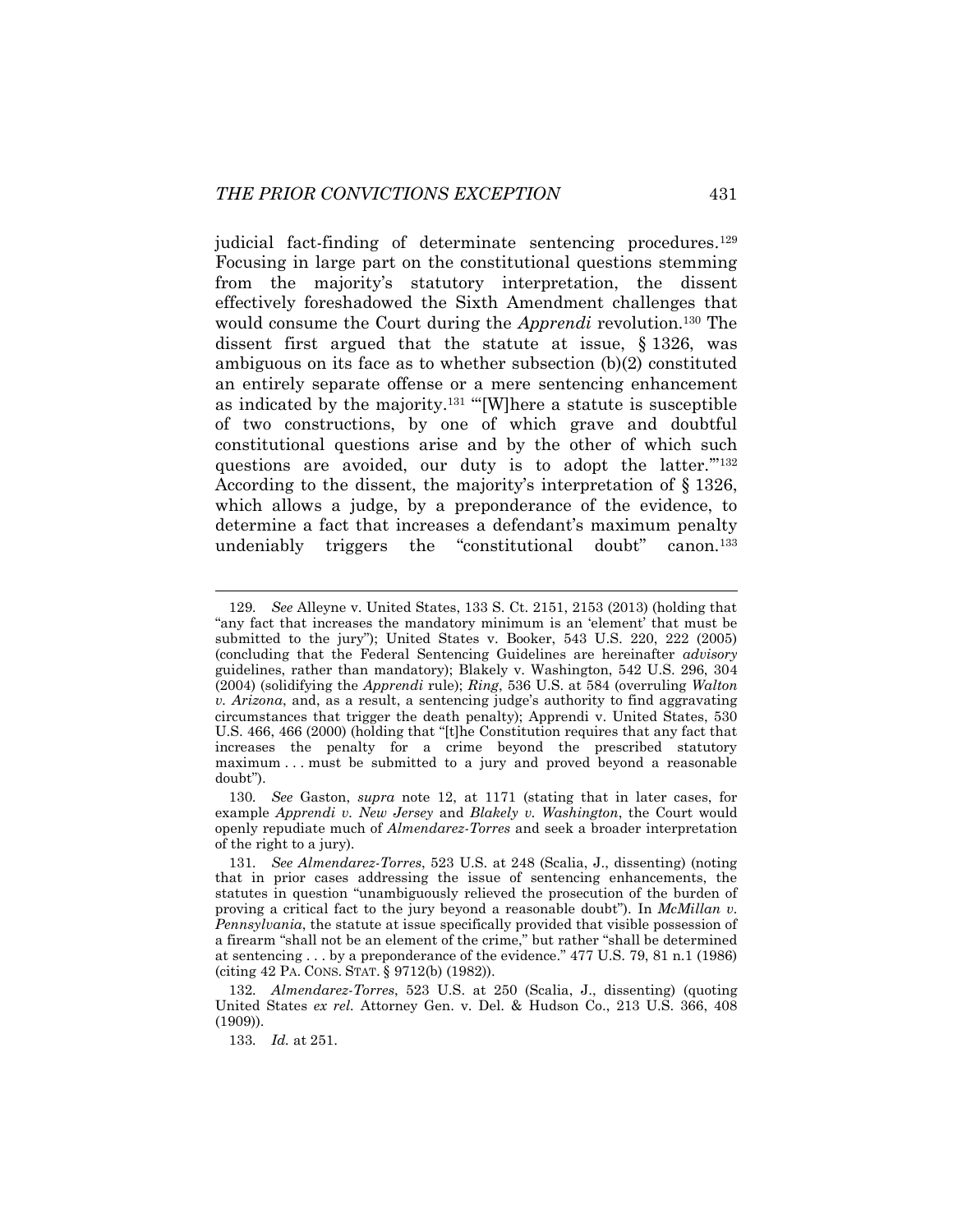judicial fact-finding of determinate sentencing procedures.[129] Focusing in large part on the constitutional questions stemming from the majority's statutory interpretation, the dissent effectively foreshadowed the Sixth Amendment challenges that would consume the Court during the *Apprendi* revolution.[130] The dissent first argued that the statute at issue, § 1326, was ambiguous on its face as to whether subsection (b)(2) constituted an entirely separate offense or a mere sentencing enhancement as indicated by the majority.[131] "'[W]here a statute is susceptible of two constructions, by one of which grave and doubtful constitutional questions arise and by the other of which such questions are avoided, our duty is to adopt the latter.'"[132] According to the dissent, the majority's interpretation of § 1326, which allows a judge, by a preponderance of the evidence, to determine a fact that increases a defendant's maximum penalty undeniably triggers the "constitutional doubt" canon.[133]

---

129. *See* Alleyne v. United States, 133 S. Ct. 2151, 2153 (2013) (holding that "any fact that increases the mandatory minimum is an 'element' that must be submitted to the jury"); United States v. Booker, 543 U.S. 220, 222 (2005) (concluding that the Federal Sentencing Guidelines are hereinafter *advisory* guidelines, rather than mandatory); Blakely v. Washington, 542 U.S. 296, 304 (2004) (solidifying the *Apprendi* rule); *Ring*, 536 U.S. at 584 (overruling *Walton v. Arizona*, and, as a result, a sentencing judge's authority to find aggravating circumstances that trigger the death penalty); Apprendi v. United States, 530 U.S. 466, 466 (2000) (holding that "[t]he Constitution requires that any fact that increases the penalty for a crime beyond the prescribed statutory maximum . . . must be submitted to a jury and proved beyond a reasonable doubt").

130. *See* Gaston, *supra* note 12, at 1171 (stating that in later cases, for example *Apprendi v. New Jersey* and *Blakely v. Washington*, the Court would openly repudiate much of *Almendarez-Torres* and seek a broader interpretation of the right to a jury).

131. *See Almendarez-Torres*, 523 U.S. at 248 (Scalia, J., dissenting) (noting that in prior cases addressing the issue of sentencing enhancements, the statutes in question "unambiguously relieved the prosecution of the burden of proving a critical fact to the jury beyond a reasonable doubt"). In *McMillan v. Pennsylvania*, the statute at issue specifically provided that visible possession of a firearm "shall not be an element of the crime," but rather "shall be determined at sentencing . . . by a preponderance of the evidence." 477 U.S. 79, 81 n.1 (1986) (citing 42 PA. CONS. STAT. § 9712(b) (1982)).

132. *Almendarez-Torres*, 523 U.S. at 250 (Scalia, J., dissenting) (quoting United States *ex rel.* Attorney Gen. v. Del. & Hudson Co., 213 U.S. 366, 408 (1909)).

133. *Id.* at 251.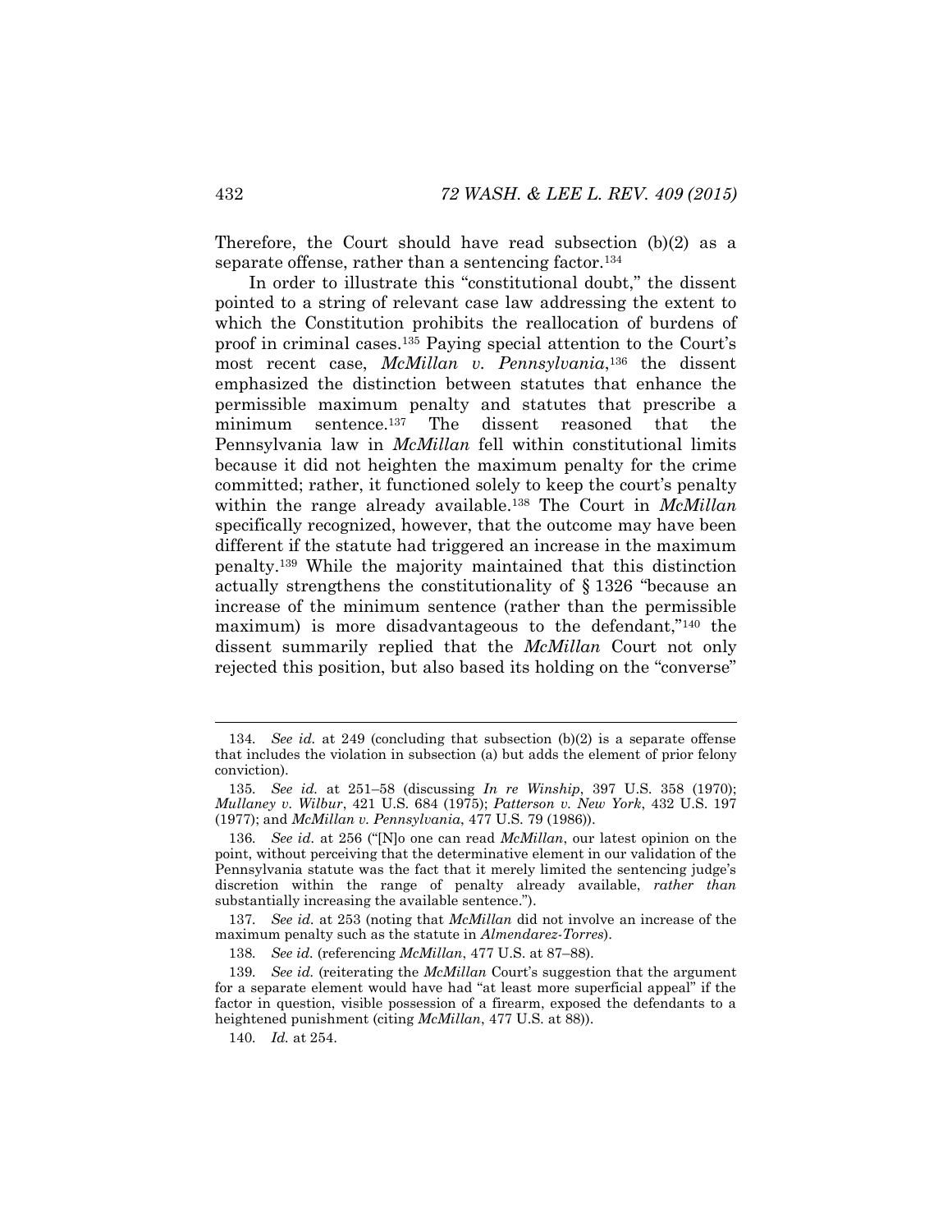Therefore, the Court should have read subsection (b)(2) as a separate offense, rather than a sentencing factor.[134]

In order to illustrate this "constitutional doubt," the dissent pointed to a string of relevant case law addressing the extent to which the Constitution prohibits the reallocation of burdens of proof in criminal cases.[135] Paying special attention to the Court's most recent case, *McMillan v. Pennsylvania*,[136] the dissent emphasized the distinction between statutes that enhance the permissible maximum penalty and statutes that prescribe a minimum sentence.[137] The dissent reasoned that the Pennsylvania law in *McMillan* fell within constitutional limits because it did not heighten the maximum penalty for the crime committed; rather, it functioned solely to keep the court's penalty within the range already available.[138] The Court in *McMillan* specifically recognized, however, that the outcome may have been different if the statute had triggered an increase in the maximum penalty.[139] While the majority maintained that this distinction actually strengthens the constitutionality of § 1326 "because an increase of the minimum sentence (rather than the permissible maximum) is more disadvantageous to the defendant,"[140] the dissent summarily replied that the *McMillan* Court not only rejected this position, but also based its holding on the "converse"

---

134. *See id.* at 249 (concluding that subsection (b)(2) is a separate offense that includes the violation in subsection (a) but adds the element of prior felony conviction).

135. *See id.* at 251–58 (discussing *In re Winship*, 397 U.S. 358 (1970); *Mullaney v. Wilbur*, 421 U.S. 684 (1975); *Patterson v. New York*, 432 U.S. 197 (1977); and *McMillan v. Pennsylvania*, 477 U.S. 79 (1986)).

136. *See id.* at 256 ("[N]o one can read *McMillan*, our latest opinion on the point, without perceiving that the determinative element in our validation of the Pennsylvania statute was the fact that it merely limited the sentencing judge's discretion within the range of penalty already available, *rather than* substantially increasing the available sentence.").

137. *See id.* at 253 (noting that *McMillan* did not involve an increase of the maximum penalty such as the statute in *Almendarez-Torres*).

138. *See id.* (referencing *McMillan*, 477 U.S. at 87–88).

139. *See id.* (reiterating the *McMillan* Court's suggestion that the argument for a separate element would have had "at least more superficial appeal" if the factor in question, visible possession of a firearm, exposed the defendants to a heightened punishment (citing *McMillan*, 477 U.S. at 88)).

140. *Id.* at 254.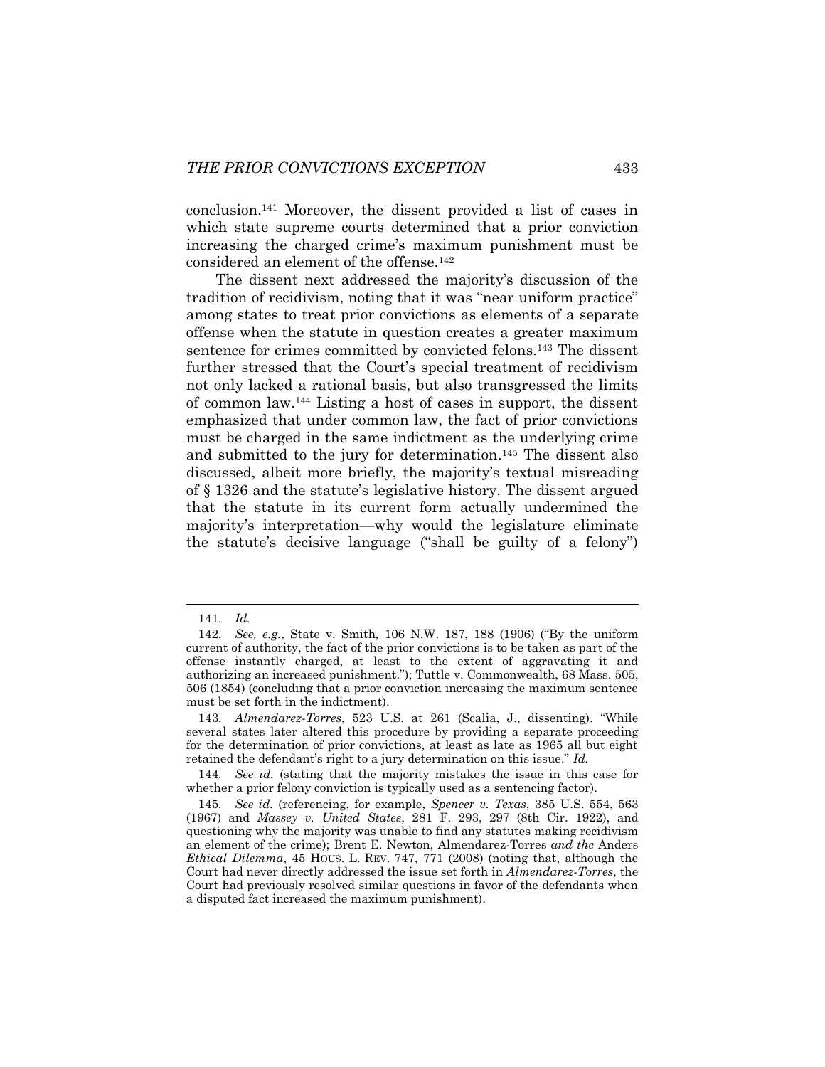conclusion.[141] Moreover, the dissent provided a list of cases in which state supreme courts determined that a prior conviction increasing the charged crime's maximum punishment must be considered an element of the offense.[142]

The dissent next addressed the majority's discussion of the tradition of recidivism, noting that it was "near uniform practice" among states to treat prior convictions as elements of a separate offense when the statute in question creates a greater maximum sentence for crimes committed by convicted felons.[143] The dissent further stressed that the Court's special treatment of recidivism not only lacked a rational basis, but also transgressed the limits of common law.[144] Listing a host of cases in support, the dissent emphasized that under common law, the fact of prior convictions must be charged in the same indictment as the underlying crime and submitted to the jury for determination.[145] The dissent also discussed, albeit more briefly, the majority's textual misreading of § 1326 and the statute's legislative history. The dissent argued that the statute in its current form actually undermined the majority's interpretation—why would the legislature eliminate the statute's decisive language ("shall be guilty of a felony")

---

141. *Id.*

142. *See, e.g.*, State v. Smith, 106 N.W. 187, 188 (1906) ("By the uniform current of authority, the fact of the prior convictions is to be taken as part of the offense instantly charged, at least to the extent of aggravating it and authorizing an increased punishment."); Tuttle v. Commonwealth, 68 Mass. 505, 506 (1854) (concluding that a prior conviction increasing the maximum sentence must be set forth in the indictment).

143. *Almendarez-Torres*, 523 U.S. at 261 (Scalia, J., dissenting). "While several states later altered this procedure by providing a separate proceeding for the determination of prior convictions, at least as late as 1965 all but eight retained the defendant's right to a jury determination on this issue." *Id.*

144. *See id.* (stating that the majority mistakes the issue in this case for whether a prior felony conviction is typically used as a sentencing factor).

145. *See id.* (referencing, for example, *Spencer v. Texas*, 385 U.S. 554, 563 (1967) and *Massey v. United States*, 281 F. 293, 297 (8th Cir. 1922), and questioning why the majority was unable to find any statutes making recidivism an element of the crime); Brent E. Newton, Almendarez-Torres *and the* Anders *Ethical Dilemma*, 45 HOUS. L. REV. 747, 771 (2008) (noting that, although the Court had never directly addressed the issue set forth in *Almendarez-Torres*, the Court had previously resolved similar questions in favor of the defendants when a disputed fact increased the maximum punishment).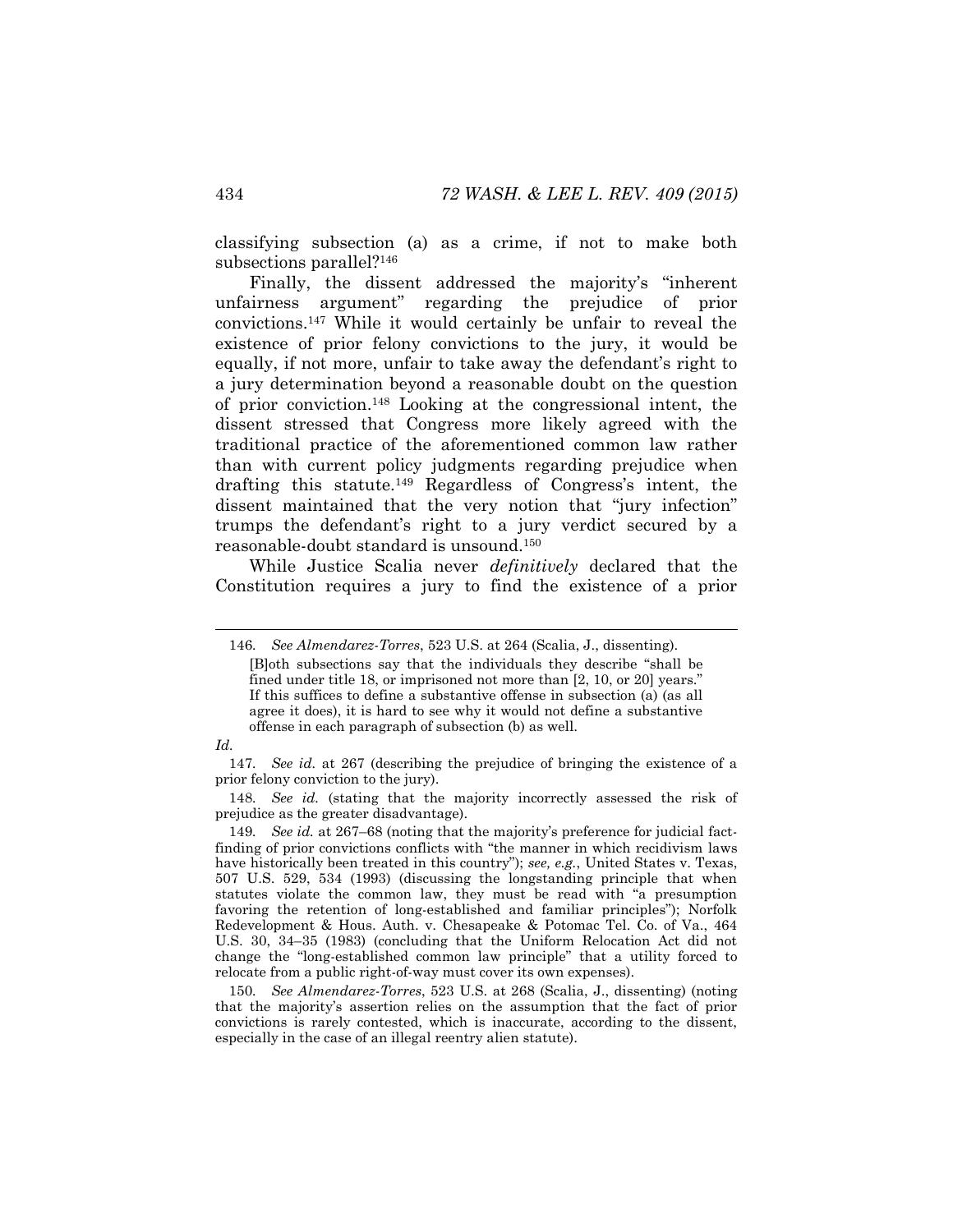classifying subsection (a) as a crime, if not to make both subsections parallel?[146]

Finally, the dissent addressed the majority's "inherent unfairness argument" regarding the prejudice of prior convictions.[147] While it would certainly be unfair to reveal the existence of prior felony convictions to the jury, it would be equally, if not more, unfair to take away the defendant's right to a jury determination beyond a reasonable doubt on the question of prior conviction.[148] Looking at the congressional intent, the dissent stressed that Congress more likely agreed with the traditional practice of the aforementioned common law rather than with current policy judgments regarding prejudice when drafting this statute.[149] Regardless of Congress's intent, the dissent maintained that the very notion that "jury infection" trumps the defendant's right to a jury verdict secured by a reasonable-doubt standard is unsound.[150]

While Justice Scalia never *definitively* declared that the Constitution requires a jury to find the existence of a prior

---

146. *See Almendarez-Torres*, 523 U.S. at 264 (Scalia, J., dissenting).

> [B]oth subsections say that the individuals they describe "shall be fined under title 18, or imprisoned not more than [2, 10, or 20] years." If this suffices to define a substantive offense in subsection (a) (as all agree it does), it is hard to see why it would not define a substantive offense in each paragraph of subsection (b) as well.

*Id.*

147. *See id.* at 267 (describing the prejudice of bringing the existence of a prior felony conviction to the jury).

148. *See id.* (stating that the majority incorrectly assessed the risk of prejudice as the greater disadvantage).

149. *See id.* at 267–68 (noting that the majority's preference for judicial fact-finding of prior convictions conflicts with "the manner in which recidivism laws have historically been treated in this country"); *see, e.g.*, United States v. Texas, 507 U.S. 529, 534 (1993) (discussing the longstanding principle that when statutes violate the common law, they must be read with "a presumption favoring the retention of long-established and familiar principles"); Norfolk Redevelopment & Hous. Auth. v. Chesapeake & Potomac Tel. Co. of Va., 464 U.S. 30, 34–35 (1983) (concluding that the Uniform Relocation Act did not change the "long-established common law principle" that a utility forced to relocate from a public right-of-way must cover its own expenses).

150. *See Almendarez-Torres*, 523 U.S. at 268 (Scalia, J., dissenting) (noting that the majority's assertion relies on the assumption that the fact of prior convictions is rarely contested, which is inaccurate, according to the dissent, especially in the case of an illegal reentry alien statute).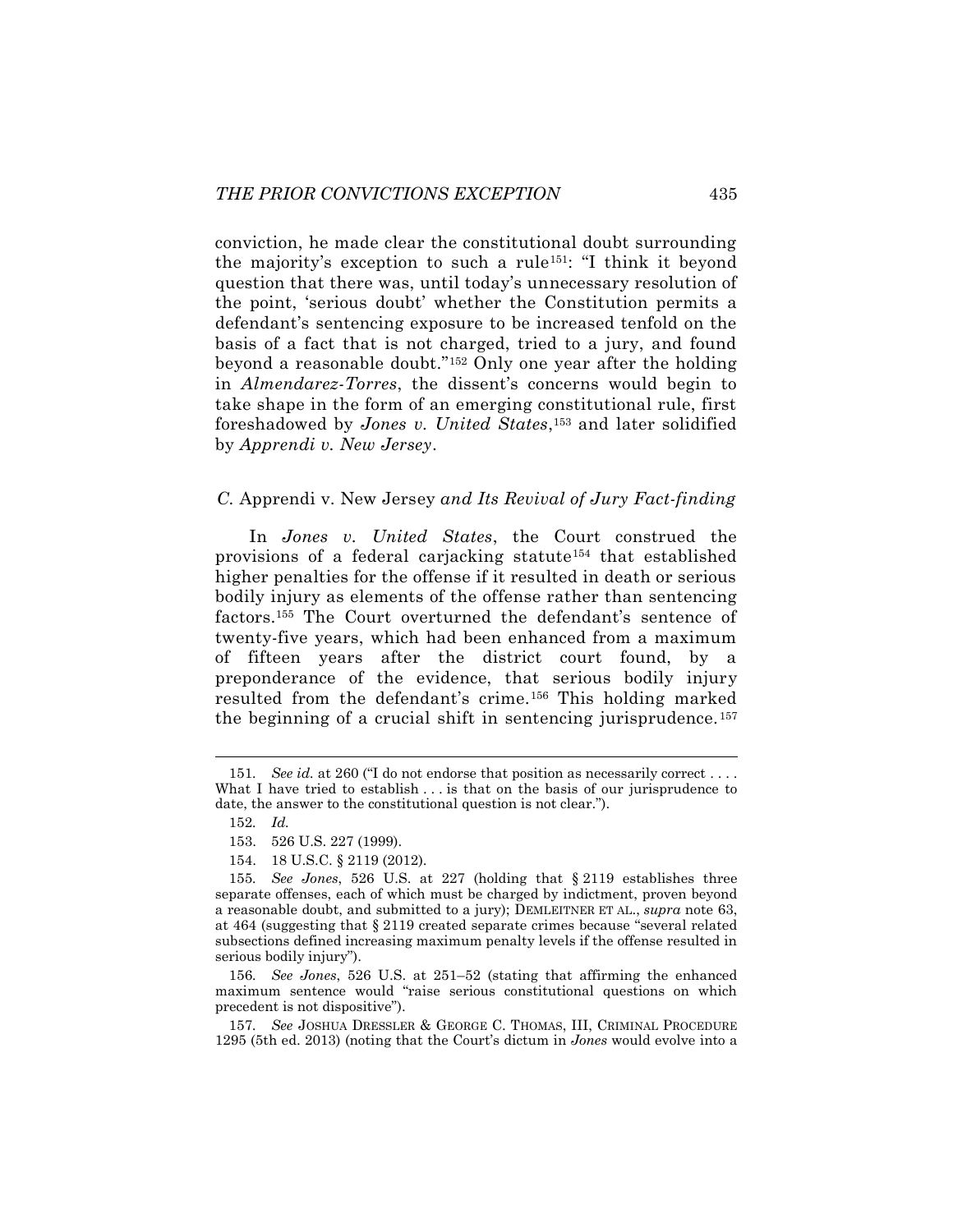conviction, he made clear the constitutional doubt surrounding the majority's exception to such a rule[151]: "I think it beyond question that there was, until today's unnecessary resolution of the point, 'serious doubt' whether the Constitution permits a defendant's sentencing exposure to be increased tenfold on the basis of a fact that is not charged, tried to a jury, and found beyond a reasonable doubt."[152] Only one year after the holding in *Almendarez-Torres*, the dissent's concerns would begin to take shape in the form of an emerging constitutional rule, first foreshadowed by *Jones v. United States*,[153] and later solidified by *Apprendi v. New Jersey*.

### *C.* Apprendi v. New Jersey *and Its Revival of Jury Fact-finding*

In *Jones v. United States*, the Court construed the provisions of a federal carjacking statute[154] that established higher penalties for the offense if it resulted in death or serious bodily injury as elements of the offense rather than sentencing factors.[155] The Court overturned the defendant's sentence of twenty-five years, which had been enhanced from a maximum of fifteen years after the district court found, by a preponderance of the evidence, that serious bodily injury resulted from the defendant's crime.[156] This holding marked the beginning of a crucial shift in sentencing jurisprudence.[157]

---

151. *See id.* at 260 ("I do not endorse that position as necessarily correct . . . . What I have tried to establish . . . is that on the basis of our jurisprudence to date, the answer to the constitutional question is not clear.").

152. *Id.*

153. 526 U.S. 227 (1999).

154. 18 U.S.C. § 2119 (2012).

155. *See Jones*, 526 U.S. at 227 (holding that § 2119 establishes three separate offenses, each of which must be charged by indictment, proven beyond a reasonable doubt, and submitted to a jury); DEMLEITNER ET AL., *supra* note 63, at 464 (suggesting that § 2119 created separate crimes because "several related subsections defined increasing maximum penalty levels if the offense resulted in serious bodily injury").

156. *See Jones*, 526 U.S. at 251–52 (stating that affirming the enhanced maximum sentence would "raise serious constitutional questions on which precedent is not dispositive").

157. *See* JOSHUA DRESSLER & GEORGE C. THOMAS, III, CRIMINAL PROCEDURE 1295 (5th ed. 2013) (noting that the Court's dictum in *Jones* would evolve into a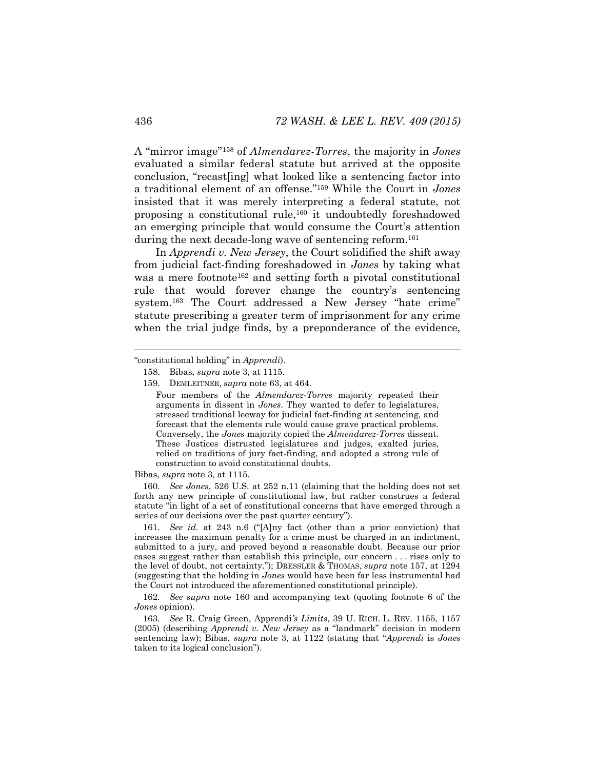A "mirror image"[158] of *Almendarez-Torres*, the majority in *Jones* evaluated a similar federal statute but arrived at the opposite conclusion, "recast[ing] what looked like a sentencing factor into a traditional element of an offense."[159] While the Court in *Jones* insisted that it was merely interpreting a federal statute, not proposing a constitutional rule,[160] it undoubtedly foreshadowed an emerging principle that would consume the Court's attention during the next decade-long wave of sentencing reform.[161]

In *Apprendi v. New Jersey*, the Court solidified the shift away from judicial fact-finding foreshadowed in *Jones* by taking what was a mere footnote[162] and setting forth a pivotal constitutional rule that would forever change the country's sentencing system.[163] The Court addressed a New Jersey "hate crime" statute prescribing a greater term of imprisonment for any crime when the trial judge finds, by a preponderance of the evidence,

---

"constitutional holding" in *Apprendi*).

158. Bibas, *supra* note 3, at 1115.

159. DEMLEITNER, *supra* note 63, at 464.

> Four members of the *Almendarez-Torres* majority repeated their arguments in dissent in *Jones*. They wanted to defer to legislatures, stressed traditional leeway for judicial fact-finding at sentencing, and forecast that the elements rule would cause grave practical problems. Conversely, the *Jones* majority copied the *Almendarez-Torres* dissent. These Justices distrusted legislatures and judges, exalted juries, relied on traditions of jury fact-finding, and adopted a strong rule of construction to avoid constitutional doubts.

Bibas, *supra* note 3, at 1115.

160. *See Jones*, 526 U.S. at 252 n.11 (claiming that the holding does not set forth any new principle of constitutional law, but rather construes a federal statute "in light of a set of constitutional concerns that have emerged through a series of our decisions over the past quarter century").

161. *See id.* at 243 n.6 ("[A]ny fact (other than a prior conviction) that increases the maximum penalty for a crime must be charged in an indictment, submitted to a jury, and proved beyond a reasonable doubt. Because our prior cases suggest rather than establish this principle, our concern . . . rises only to the level of doubt, not certainty."); DRESSLER & THOMAS, *supra* note 157, at 1294 (suggesting that the holding in *Jones* would have been far less instrumental had the Court not introduced the aforementioned constitutional principle).

162. *See supra* note 160 and accompanying text (quoting footnote 6 of the *Jones* opinion).

163. *See* R. Craig Green, Apprendi*'s Limits*, 39 U. RICH. L. REV. 1155, 1157 (2005) (describing *Apprendi v. New Jersey* as a "landmark" decision in modern sentencing law); Bibas, *supra* note 3, at 1122 (stating that "*Apprendi* is *Jones* taken to its logical conclusion").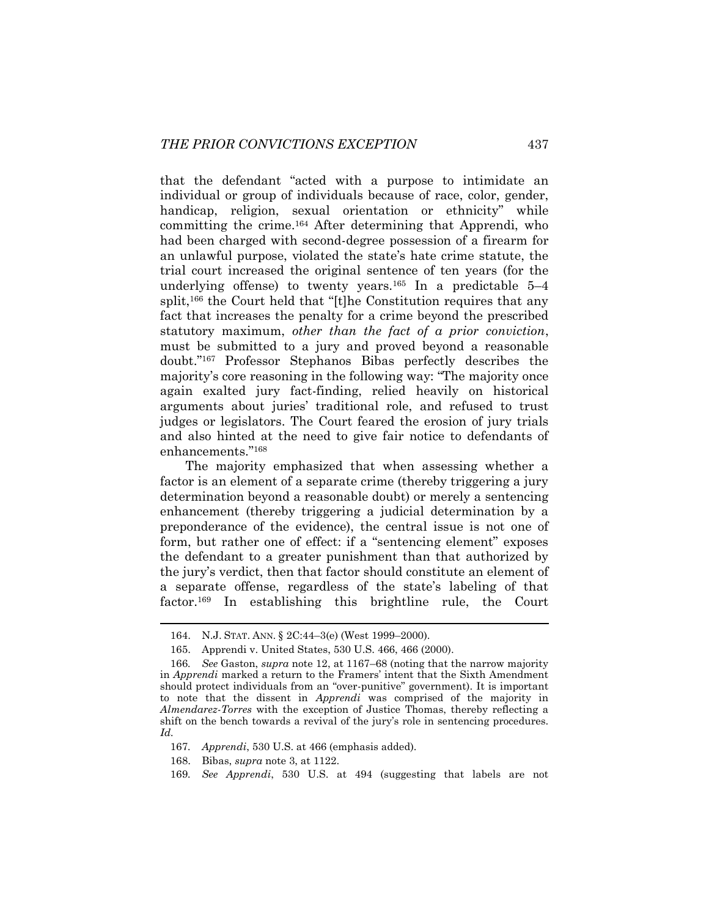that the defendant "acted with a purpose to intimidate an individual or group of individuals because of race, color, gender, handicap, religion, sexual orientation or ethnicity" while committing the crime.[164] After determining that Apprendi, who had been charged with second-degree possession of a firearm for an unlawful purpose, violated the state's hate crime statute, the trial court increased the original sentence of ten years (for the underlying offense) to twenty years.[165] In a predictable 5–4 split,[166] the Court held that "[t]he Constitution requires that any fact that increases the penalty for a crime beyond the prescribed statutory maximum, *other than the fact of a prior conviction*, must be submitted to a jury and proved beyond a reasonable doubt."[167] Professor Stephanos Bibas perfectly describes the majority's core reasoning in the following way: "The majority once again exalted jury fact-finding, relied heavily on historical arguments about juries' traditional role, and refused to trust judges or legislators. The Court feared the erosion of jury trials and also hinted at the need to give fair notice to defendants of enhancements."[168]

The majority emphasized that when assessing whether a factor is an element of a separate crime (thereby triggering a jury determination beyond a reasonable doubt) or merely a sentencing enhancement (thereby triggering a judicial determination by a preponderance of the evidence), the central issue is not one of form, but rather one of effect: if a "sentencing element" exposes the defendant to a greater punishment than that authorized by the jury's verdict, then that factor should constitute an element of a separate offense, regardless of the state's labeling of that factor.[169] In establishing this brightline rule, the Court

---

164. N.J. STAT. ANN. § 2C:44–3(e) (West 1999–2000).

165. Apprendi v. United States, 530 U.S. 466, 466 (2000).

166. *See* Gaston, *supra* note 12, at 1167–68 (noting that the narrow majority in *Apprendi* marked a return to the Framers' intent that the Sixth Amendment should protect individuals from an "over-punitive" government). It is important to note that the dissent in *Apprendi* was comprised of the majority in *Almendarez-Torres* with the exception of Justice Thomas, thereby reflecting a shift on the bench towards a revival of the jury's role in sentencing procedures. *Id.*

167. *Apprendi*, 530 U.S. at 466 (emphasis added).

168. Bibas, *supra* note 3, at 1122.

169. *See Apprendi*, 530 U.S. at 494 (suggesting that labels are not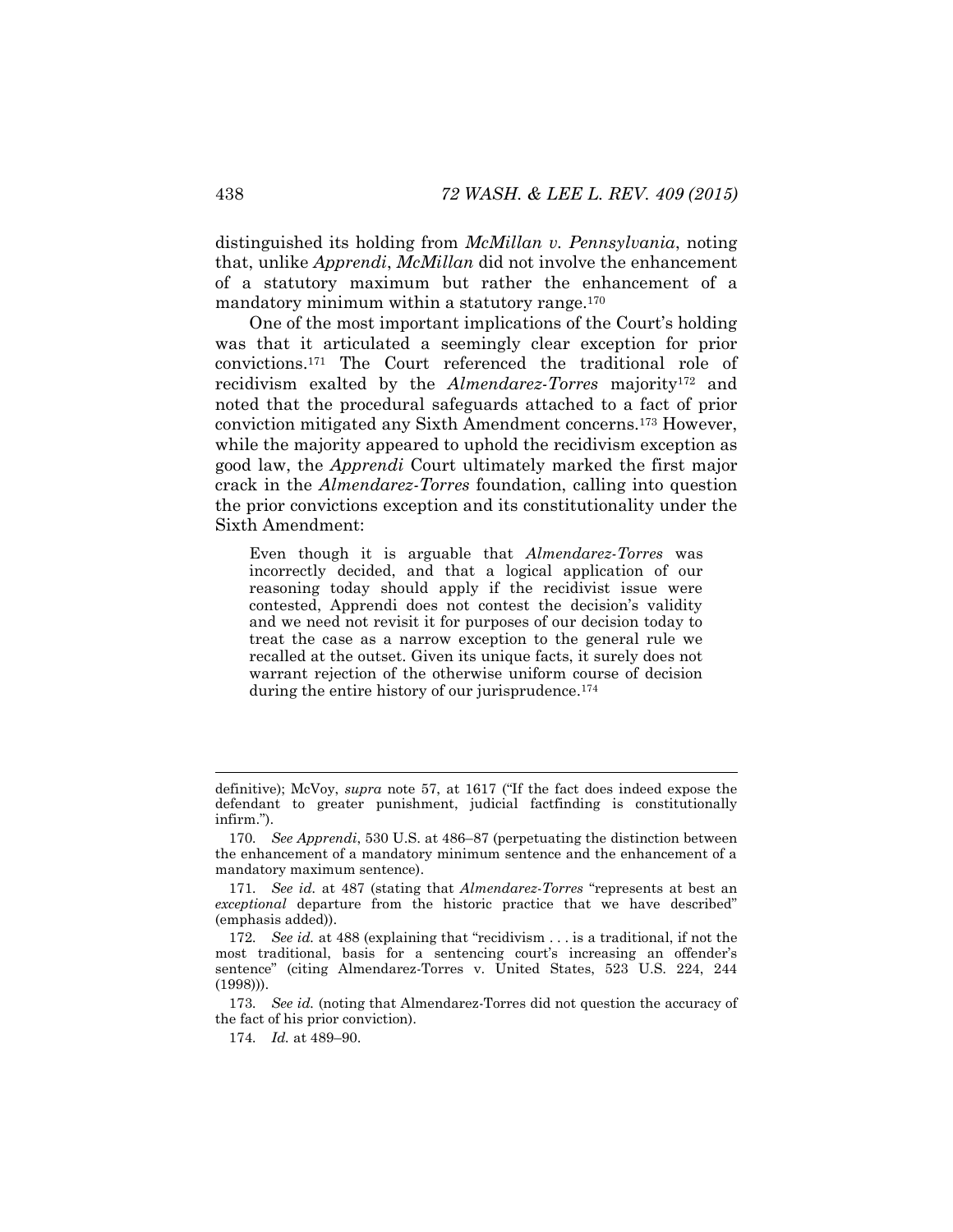distinguished its holding from *McMillan v. Pennsylvania*, noting that, unlike *Apprendi*, *McMillan* did not involve the enhancement of a statutory maximum but rather the enhancement of a mandatory minimum within a statutory range.[170]

One of the most important implications of the Court's holding was that it articulated a seemingly clear exception for prior convictions.[171] The Court referenced the traditional role of recidivism exalted by the *Almendarez-Torres* majority[172] and noted that the procedural safeguards attached to a fact of prior conviction mitigated any Sixth Amendment concerns.[173] However, while the majority appeared to uphold the recidivism exception as good law, the *Apprendi* Court ultimately marked the first major crack in the *Almendarez-Torres* foundation, calling into question the prior convictions exception and its constitutionality under the Sixth Amendment:

> Even though it is arguable that *Almendarez-Torres* was incorrectly decided, and that a logical application of our reasoning today should apply if the recidivist issue were contested, Apprendi does not contest the decision's validity and we need not revisit it for purposes of our decision today to treat the case as a narrow exception to the general rule we recalled at the outset. Given its unique facts, it surely does not warrant rejection of the otherwise uniform course of decision during the entire history of our jurisprudence.[174]

---

definitive); McVoy, *supra* note 57, at 1617 ("If the fact does indeed expose the defendant to greater punishment, judicial factfinding is constitutionally infirm.").

170. *See Apprendi*, 530 U.S. at 486–87 (perpetuating the distinction between the enhancement of a mandatory minimum sentence and the enhancement of a mandatory maximum sentence).

171. *See id.* at 487 (stating that *Almendarez-Torres* "represents at best an *exceptional* departure from the historic practice that we have described" (emphasis added)).

172. *See id.* at 488 (explaining that "recidivism . . . is a traditional, if not the most traditional, basis for a sentencing court's increasing an offender's sentence" (citing Almendarez-Torres v. United States, 523 U.S. 224, 244 (1998))).

173. *See id.* (noting that Almendarez-Torres did not question the accuracy of the fact of his prior conviction).

174. *Id.* at 489–90.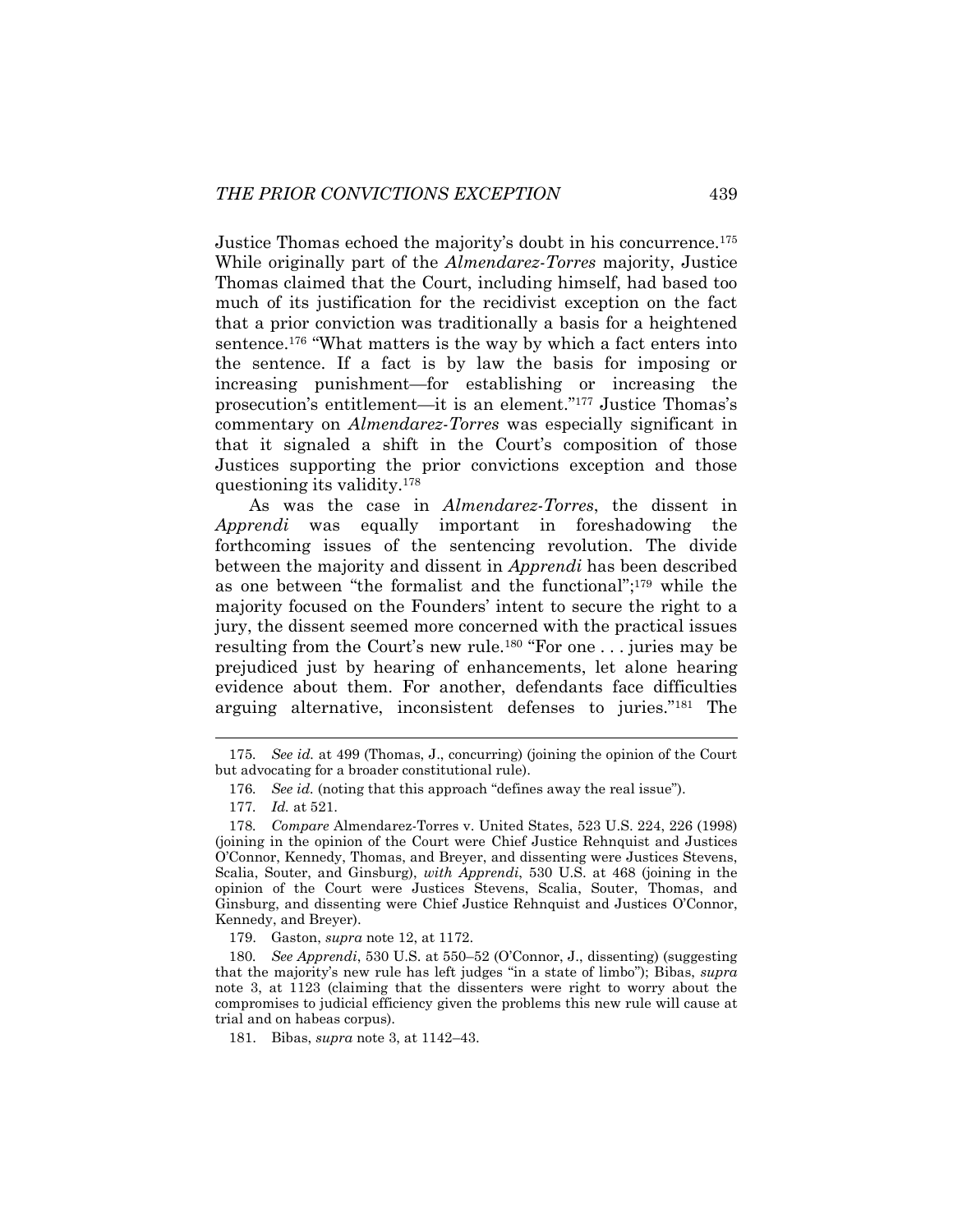Justice Thomas echoed the majority's doubt in his concurrence.[175] While originally part of the *Almendarez-Torres* majority, Justice Thomas claimed that the Court, including himself, had based too much of its justification for the recidivist exception on the fact that a prior conviction was traditionally a basis for a heightened sentence.[176] "What matters is the way by which a fact enters into the sentence. If a fact is by law the basis for imposing or increasing punishment—for establishing or increasing the prosecution's entitlement—it is an element."[177] Justice Thomas's commentary on *Almendarez-Torres* was especially significant in that it signaled a shift in the Court's composition of those Justices supporting the prior convictions exception and those questioning its validity.[178]

As was the case in *Almendarez-Torres*, the dissent in *Apprendi* was equally important in foreshadowing the forthcoming issues of the sentencing revolution. The divide between the majority and dissent in *Apprendi* has been described as one between "the formalist and the functional";[179] while the majority focused on the Founders' intent to secure the right to a jury, the dissent seemed more concerned with the practical issues resulting from the Court's new rule.[180] "For one . . . juries may be prejudiced just by hearing of enhancements, let alone hearing evidence about them. For another, defendants face difficulties arguing alternative, inconsistent defenses to juries."[181] The

---

175. *See id.* at 499 (Thomas, J., concurring) (joining the opinion of the Court but advocating for a broader constitutional rule).

176. *See id.* (noting that this approach "defines away the real issue").

177. *Id.* at 521.

178. *Compare* Almendarez-Torres v. United States, 523 U.S. 224, 226 (1998) (joining in the opinion of the Court were Chief Justice Rehnquist and Justices O'Connor, Kennedy, Thomas, and Breyer, and dissenting were Justices Stevens, Scalia, Souter, and Ginsburg), *with Apprendi*, 530 U.S. at 468 (joining in the opinion of the Court were Justices Stevens, Scalia, Souter, Thomas, and Ginsburg, and dissenting were Chief Justice Rehnquist and Justices O'Connor, Kennedy, and Breyer).

179. Gaston, *supra* note 12, at 1172.

180. *See Apprendi*, 530 U.S. at 550–52 (O'Connor, J., dissenting) (suggesting that the majority's new rule has left judges "in a state of limbo"); Bibas, *supra* note 3, at 1123 (claiming that the dissenters were right to worry about the compromises to judicial efficiency given the problems this new rule will cause at trial and on habeas corpus).

181. Bibas, *supra* note 3, at 1142–43.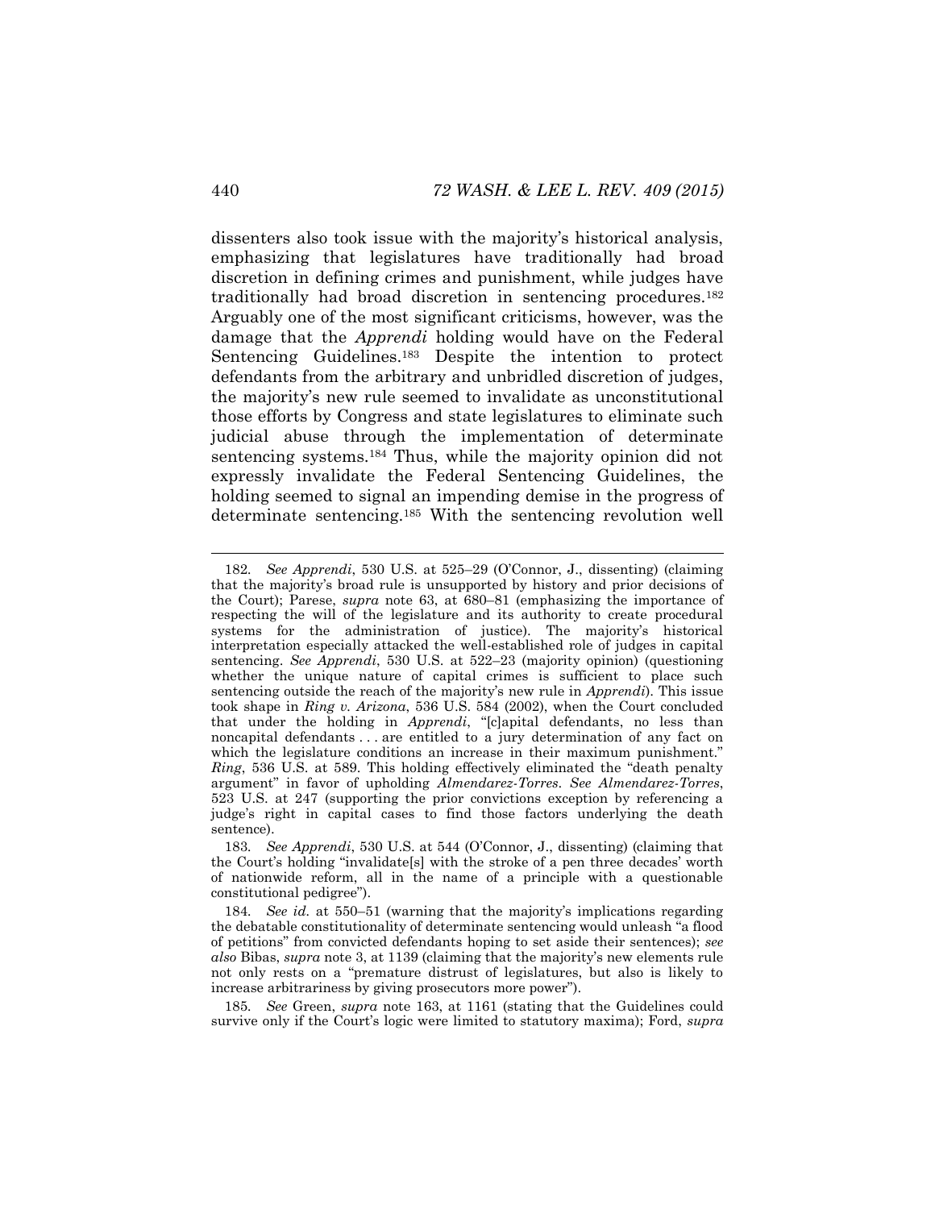dissenters also took issue with the majority's historical analysis, emphasizing that legislatures have traditionally had broad discretion in defining crimes and punishment, while judges have traditionally had broad discretion in sentencing procedures.[182] Arguably one of the most significant criticisms, however, was the damage that the *Apprendi* holding would have on the Federal Sentencing Guidelines.[183] Despite the intention to protect defendants from the arbitrary and unbridled discretion of judges, the majority's new rule seemed to invalidate as unconstitutional those efforts by Congress and state legislatures to eliminate such judicial abuse through the implementation of determinate sentencing systems.[184] Thus, while the majority opinion did not expressly invalidate the Federal Sentencing Guidelines, the holding seemed to signal an impending demise in the progress of determinate sentencing.[185] With the sentencing revolution well

---

182. *See Apprendi*, 530 U.S. at 525–29 (O'Connor, J., dissenting) (claiming that the majority's broad rule is unsupported by history and prior decisions of the Court); Parese, *supra* note 63, at 680–81 (emphasizing the importance of respecting the will of the legislature and its authority to create procedural systems for the administration of justice). The majority's historical interpretation especially attacked the well-established role of judges in capital sentencing. *See Apprendi*, 530 U.S. at 522–23 (majority opinion) (questioning whether the unique nature of capital crimes is sufficient to place such sentencing outside the reach of the majority's new rule in *Apprendi*). This issue took shape in *Ring v. Arizona*, 536 U.S. 584 (2002), when the Court concluded that under the holding in *Apprendi*, "[c]apital defendants, no less than noncapital defendants . . . are entitled to a jury determination of any fact on which the legislature conditions an increase in their maximum punishment." *Ring*, 536 U.S. at 589. This holding effectively eliminated the "death penalty argument" in favor of upholding *Almendarez-Torres*. *See Almendarez-Torres*, 523 U.S. at 247 (supporting the prior convictions exception by referencing a judge's right in capital cases to find those factors underlying the death sentence).

183. *See Apprendi*, 530 U.S. at 544 (O'Connor, J., dissenting) (claiming that the Court's holding "invalidate[s] with the stroke of a pen three decades' worth of nationwide reform, all in the name of a principle with a questionable constitutional pedigree").

184. *See id.* at 550–51 (warning that the majority's implications regarding the debatable constitutionality of determinate sentencing would unleash "a flood of petitions" from convicted defendants hoping to set aside their sentences); *see also* Bibas, *supra* note 3, at 1139 (claiming that the majority's new elements rule not only rests on a "premature distrust of legislatures, but also is likely to increase arbitrariness by giving prosecutors more power").

185. *See* Green, *supra* note 163, at 1161 (stating that the Guidelines could survive only if the Court's logic were limited to statutory maxima); Ford, *supra*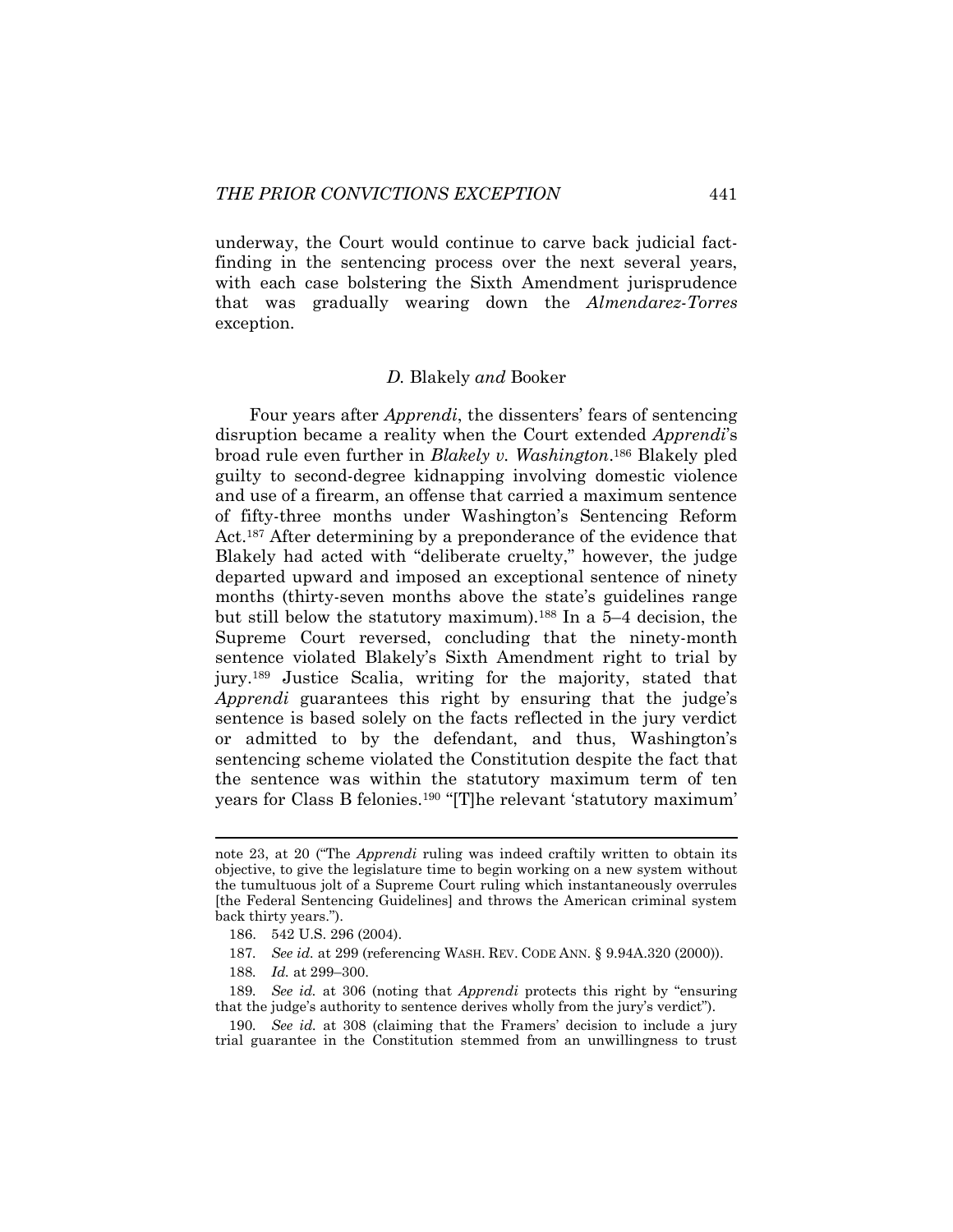underway, the Court would continue to carve back judicial fact-finding in the sentencing process over the next several years, with each case bolstering the Sixth Amendment jurisprudence that was gradually wearing down the *Almendarez-Torres* exception.

### *D.* Blakely *and* Booker

Four years after *Apprendi*, the dissenters' fears of sentencing disruption became a reality when the Court extended *Apprendi*'s broad rule even further in *Blakely v. Washington*.[186] Blakely pled guilty to second-degree kidnapping involving domestic violence and use of a firearm, an offense that carried a maximum sentence of fifty-three months under Washington's Sentencing Reform Act.[187] After determining by a preponderance of the evidence that Blakely had acted with "deliberate cruelty," however, the judge departed upward and imposed an exceptional sentence of ninety months (thirty-seven months above the state's guidelines range but still below the statutory maximum).[188] In a 5–4 decision, the Supreme Court reversed, concluding that the ninety-month sentence violated Blakely's Sixth Amendment right to trial by jury.[189] Justice Scalia, writing for the majority, stated that *Apprendi* guarantees this right by ensuring that the judge's sentence is based solely on the facts reflected in the jury verdict or admitted to by the defendant, and thus, Washington's sentencing scheme violated the Constitution despite the fact that the sentence was within the statutory maximum term of ten years for Class B felonies.[190] "[T]he relevant 'statutory maximum'

---

note 23, at 20 ("The *Apprendi* ruling was indeed craftily written to obtain its objective, to give the legislature time to begin working on a new system without the tumultuous jolt of a Supreme Court ruling which instantaneously overrules [the Federal Sentencing Guidelines] and throws the American criminal system back thirty years.").

186. 542 U.S. 296 (2004).

187. *See id.* at 299 (referencing WASH. REV. CODE ANN. § 9.94A.320 (2000)).

188. *Id.* at 299–300.

189. *See id.* at 306 (noting that *Apprendi* protects this right by "ensuring that the judge's authority to sentence derives wholly from the jury's verdict").

190. *See id.* at 308 (claiming that the Framers' decision to include a jury trial guarantee in the Constitution stemmed from an unwillingness to trust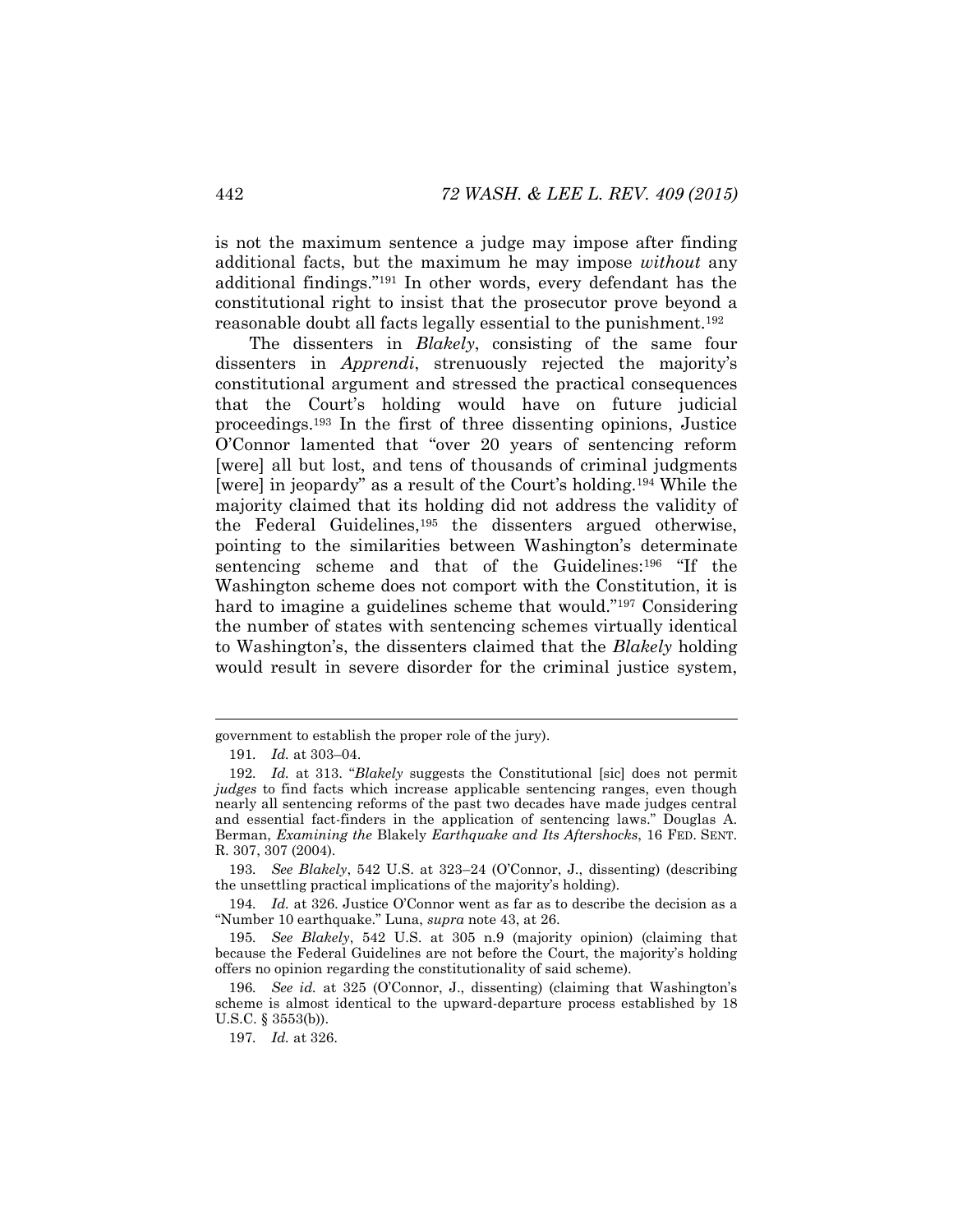is not the maximum sentence a judge may impose after finding additional facts, but the maximum he may impose *without* any additional findings."[191] In other words, every defendant has the constitutional right to insist that the prosecutor prove beyond a reasonable doubt all facts legally essential to the punishment.[192]

The dissenters in *Blakely*, consisting of the same four dissenters in *Apprendi*, strenuously rejected the majority's constitutional argument and stressed the practical consequences that the Court's holding would have on future judicial proceedings.[193] In the first of three dissenting opinions, Justice O'Connor lamented that "over 20 years of sentencing reform [were] all but lost, and tens of thousands of criminal judgments [were] in jeopardy" as a result of the Court's holding.[194] While the majority claimed that its holding did not address the validity of the Federal Guidelines,[195] the dissenters argued otherwise, pointing to the similarities between Washington's determinate sentencing scheme and that of the Guidelines:[196] "If the Washington scheme does not comport with the Constitution, it is hard to imagine a guidelines scheme that would."[197] Considering the number of states with sentencing schemes virtually identical to Washington's, the dissenters claimed that the *Blakely* holding would result in severe disorder for the criminal justice system,

---

government to establish the proper role of the jury).

191. *Id.* at 303–04.

192. *Id.* at 313. "*Blakely* suggests the Constitutional [sic] does not permit *judges* to find facts which increase applicable sentencing ranges, even though nearly all sentencing reforms of the past two decades have made judges central and essential fact-finders in the application of sentencing laws." Douglas A. Berman, *Examining the* Blakely *Earthquake and Its Aftershocks*, 16 FED. SENT. R. 307, 307 (2004).

193. *See Blakely*, 542 U.S. at 323–24 (O'Connor, J., dissenting) (describing the unsettling practical implications of the majority's holding).

194. *Id.* at 326. Justice O'Connor went as far as to describe the decision as a "Number 10 earthquake." Luna, *supra* note 43, at 26.

195. *See Blakely*, 542 U.S. at 305 n.9 (majority opinion) (claiming that because the Federal Guidelines are not before the Court, the majority's holding offers no opinion regarding the constitutionality of said scheme).

196. *See id.* at 325 (O'Connor, J., dissenting) (claiming that Washington's scheme is almost identical to the upward-departure process established by 18 U.S.C. § 3553(b)).

197. *Id.* at 326.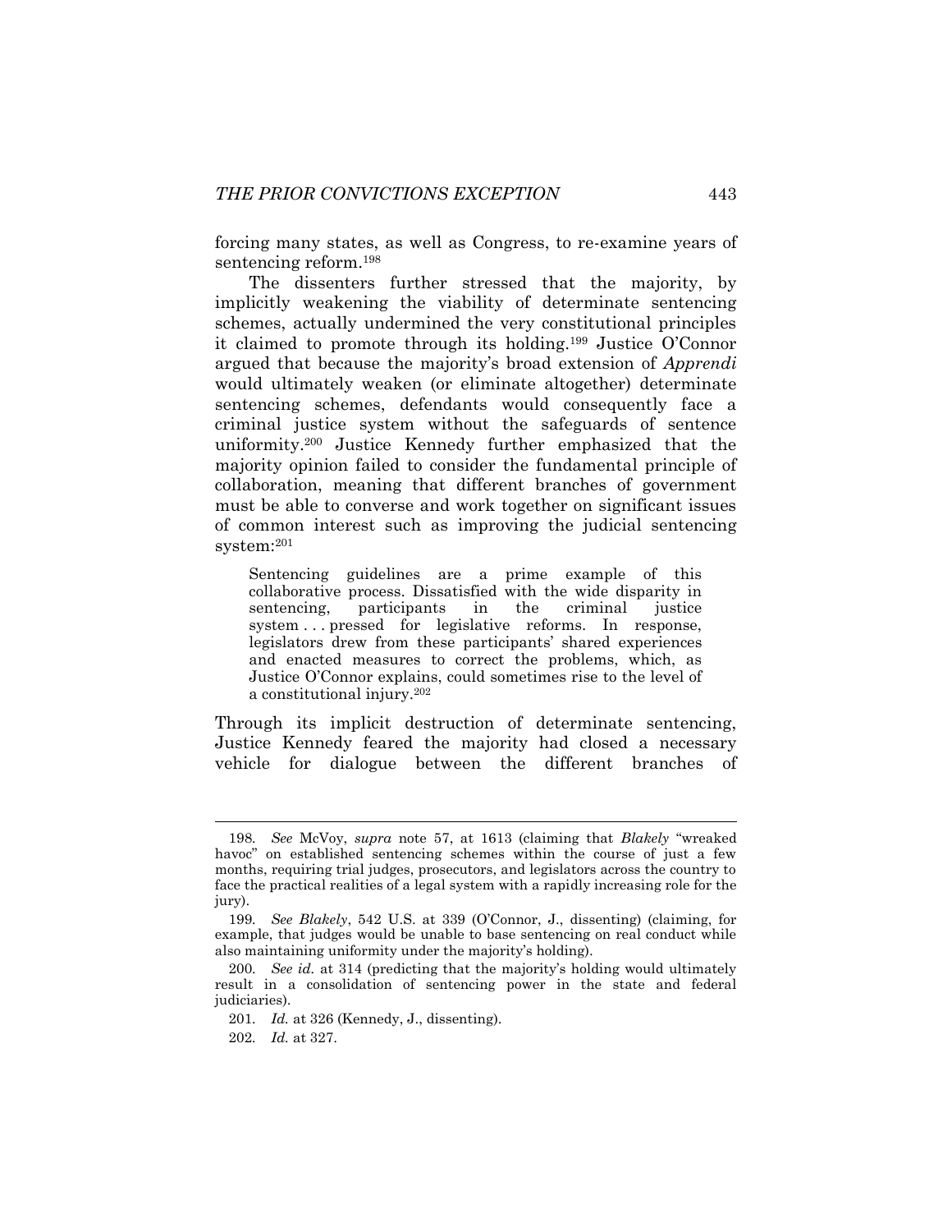forcing many states, as well as Congress, to re-examine years of sentencing reform.[198]

The dissenters further stressed that the majority, by implicitly weakening the viability of determinate sentencing schemes, actually undermined the very constitutional principles it claimed to promote through its holding.[199] Justice O'Connor argued that because the majority's broad extension of *Apprendi* would ultimately weaken (or eliminate altogether) determinate sentencing schemes, defendants would consequently face a criminal justice system without the safeguards of sentence uniformity.[200] Justice Kennedy further emphasized that the majority opinion failed to consider the fundamental principle of collaboration, meaning that different branches of government must be able to converse and work together on significant issues of common interest such as improving the judicial sentencing system:[201]

> Sentencing guidelines are a prime example of this collaborative process. Dissatisfied with the wide disparity in sentencing, participants in the criminal justice system . . . pressed for legislative reforms. In response, legislators drew from these participants' shared experiences and enacted measures to correct the problems, which, as Justice O'Connor explains, could sometimes rise to the level of a constitutional injury.[202]

Through its implicit destruction of determinate sentencing, Justice Kennedy feared the majority had closed a necessary vehicle for dialogue between the different branches of

---

198. *See* McVoy, *supra* note 57, at 1613 (claiming that *Blakely* "wreaked havoc" on established sentencing schemes within the course of just a few months, requiring trial judges, prosecutors, and legislators across the country to face the practical realities of a legal system with a rapidly increasing role for the jury).

199. *See Blakely*, 542 U.S. at 339 (O'Connor, J., dissenting) (claiming, for example, that judges would be unable to base sentencing on real conduct while also maintaining uniformity under the majority's holding).

200. *See id.* at 314 (predicting that the majority's holding would ultimately result in a consolidation of sentencing power in the state and federal judiciaries).

201. *Id.* at 326 (Kennedy, J., dissenting).

202. *Id.* at 327.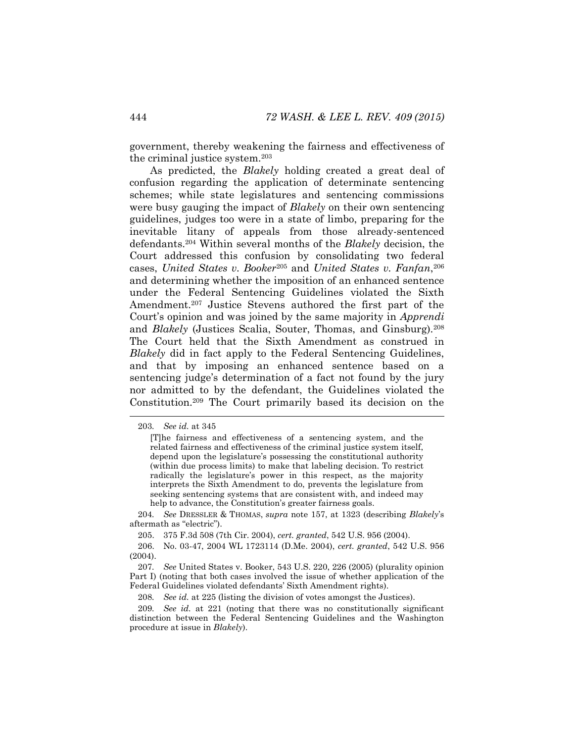government, thereby weakening the fairness and effectiveness of the criminal justice system.[203]

As predicted, the *Blakely* holding created a great deal of confusion regarding the application of determinate sentencing schemes; while state legislatures and sentencing commissions were busy gauging the impact of *Blakely* on their own sentencing guidelines, judges too were in a state of limbo, preparing for the inevitable litany of appeals from those already-sentenced defendants.[204] Within several months of the *Blakely* decision, the Court addressed this confusion by consolidating two federal cases, *United States v. Booker*[205] and *United States v. Fanfan*,[206] and determining whether the imposition of an enhanced sentence under the Federal Sentencing Guidelines violated the Sixth Amendment.[207] Justice Stevens authored the first part of the Court's opinion and was joined by the same majority in *Apprendi* and *Blakely* (Justices Scalia, Souter, Thomas, and Ginsburg).[208] The Court held that the Sixth Amendment as construed in *Blakely* did in fact apply to the Federal Sentencing Guidelines, and that by imposing an enhanced sentence based on a sentencing judge's determination of a fact not found by the jury nor admitted to by the defendant, the Guidelines violated the Constitution.[209] The Court primarily based its decision on the

---

203. *See id.* at 345

> [T]he fairness and effectiveness of a sentencing system, and the related fairness and effectiveness of the criminal justice system itself, depend upon the legislature's possessing the constitutional authority (within due process limits) to make that labeling decision. To restrict radically the legislature's power in this respect, as the majority interprets the Sixth Amendment to do, prevents the legislature from seeking sentencing systems that are consistent with, and indeed may help to advance, the Constitution's greater fairness goals.

204. *See* DRESSLER & THOMAS, *supra* note 157, at 1323 (describing *Blakely*'s aftermath as "electric").

205. 375 F.3d 508 (7th Cir. 2004), *cert. granted*, 542 U.S. 956 (2004).

206. No. 03-47, 2004 WL 1723114 (D.Me. 2004), *cert. granted*, 542 U.S. 956 (2004).

207. *See* United States v. Booker, 543 U.S. 220, 226 (2005) (plurality opinion Part I) (noting that both cases involved the issue of whether application of the Federal Guidelines violated defendants' Sixth Amendment rights).

208. *See id.* at 225 (listing the division of votes amongst the Justices).

209. *See id.* at 221 (noting that there was no constitutionally significant distinction between the Federal Sentencing Guidelines and the Washington procedure at issue in *Blakely*).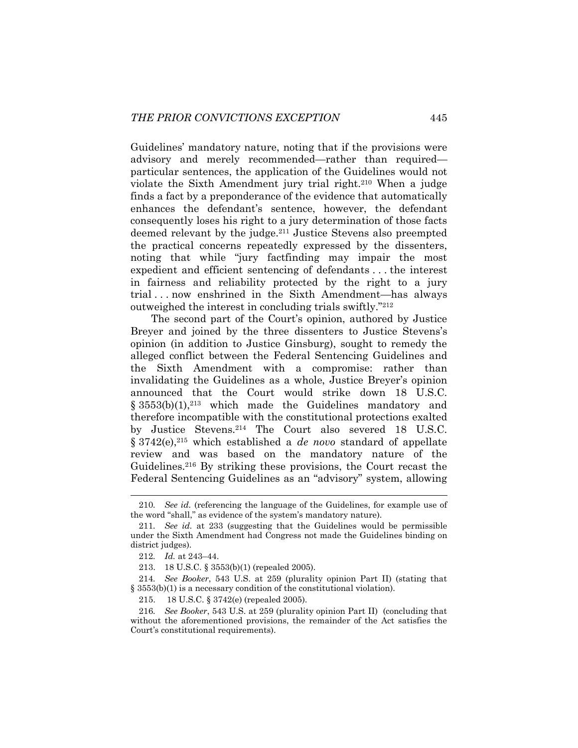Guidelines' mandatory nature, noting that if the provisions were advisory and merely recommended—rather than required—particular sentences, the application of the Guidelines would not violate the Sixth Amendment jury trial right.[210] When a judge finds a fact by a preponderance of the evidence that automatically enhances the defendant's sentence, however, the defendant consequently loses his right to a jury determination of those facts deemed relevant by the judge.[211] Justice Stevens also preempted the practical concerns repeatedly expressed by the dissenters, noting that while "jury factfinding may impair the most expedient and efficient sentencing of defendants . . . the interest in fairness and reliability protected by the right to a jury trial . . . now enshrined in the Sixth Amendment—has always outweighed the interest in concluding trials swiftly."[212]

The second part of the Court's opinion, authored by Justice Breyer and joined by the three dissenters to Justice Stevens's opinion (in addition to Justice Ginsburg), sought to remedy the alleged conflict between the Federal Sentencing Guidelines and the Sixth Amendment with a compromise: rather than invalidating the Guidelines as a whole, Justice Breyer's opinion announced that the Court would strike down 18 U.S.C. § 3553(b)(1),[213] which made the Guidelines mandatory and therefore incompatible with the constitutional protections exalted by Justice Stevens.[214] The Court also severed 18 U.S.C. § 3742(e),[215] which established a *de novo* standard of appellate review and was based on the mandatory nature of the Guidelines.[216] By striking these provisions, the Court recast the Federal Sentencing Guidelines as an "advisory" system, allowing

---

210. *See id.* (referencing the language of the Guidelines, for example use of the word "shall," as evidence of the system's mandatory nature).

211. *See id.* at 233 (suggesting that the Guidelines would be permissible under the Sixth Amendment had Congress not made the Guidelines binding on district judges).

212. *Id.* at 243–44.

213. 18 U.S.C. § 3553(b)(1) (repealed 2005).

214. *See Booker*, 543 U.S. at 259 (plurality opinion Part II) (stating that § 3553(b)(1) is a necessary condition of the constitutional violation).

215. 18 U.S.C. § 3742(e) (repealed 2005).

216. *See Booker*, 543 U.S. at 259 (plurality opinion Part II) (concluding that without the aforementioned provisions, the remainder of the Act satisfies the Court's constitutional requirements).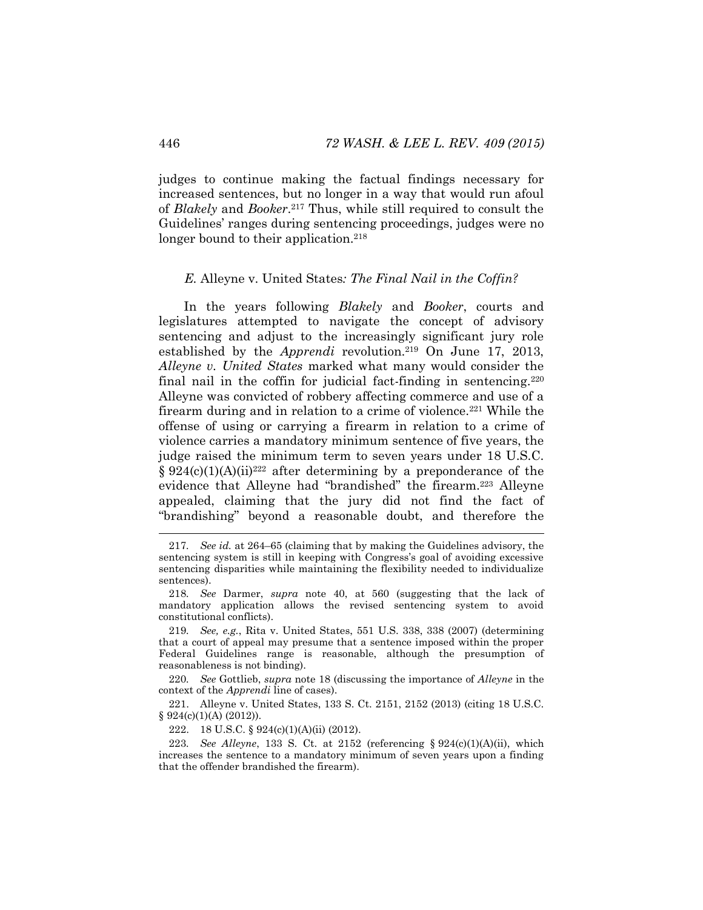judges to continue making the factual findings necessary for increased sentences, but no longer in a way that would run afoul of *Blakely* and *Booker*.[217] Thus, while still required to consult the Guidelines' ranges during sentencing proceedings, judges were no longer bound to their application.[218]

### *E.* Alleyne v. United States*: The Final Nail in the Coffin?*

In the years following *Blakely* and *Booker*, courts and legislatures attempted to navigate the concept of advisory sentencing and adjust to the increasingly significant jury role established by the *Apprendi* revolution.[219] On June 17, 2013, *Alleyne v. United States* marked what many would consider the final nail in the coffin for judicial fact-finding in sentencing.[220] Alleyne was convicted of robbery affecting commerce and use of a firearm during and in relation to a crime of violence.[221] While the offense of using or carrying a firearm in relation to a crime of violence carries a mandatory minimum sentence of five years, the judge raised the minimum term to seven years under 18 U.S.C. § 924(c)(1)(A)(ii)[222] after determining by a preponderance of the evidence that Alleyne had "brandished" the firearm.[223] Alleyne appealed, claiming that the jury did not find the fact of "brandishing" beyond a reasonable doubt, and therefore the

---

217. *See id.* at 264–65 (claiming that by making the Guidelines advisory, the sentencing system is still in keeping with Congress's goal of avoiding excessive sentencing disparities while maintaining the flexibility needed to individualize sentences).

218. *See* Darmer, *supra* note 40, at 560 (suggesting that the lack of mandatory application allows the revised sentencing system to avoid constitutional conflicts).

219. *See, e.g.*, Rita v. United States, 551 U.S. 338, 338 (2007) (determining that a court of appeal may presume that a sentence imposed within the proper Federal Guidelines range is reasonable, although the presumption of reasonableness is not binding).

220. *See* Gottlieb, *supra* note 18 (discussing the importance of *Alleyne* in the context of the *Apprendi* line of cases).

221. Alleyne v. United States, 133 S. Ct. 2151, 2152 (2013) (citing 18 U.S.C. § 924(c)(1)(A) (2012)).

222. 18 U.S.C. § 924(c)(1)(A)(ii) (2012).

223. *See Alleyne*, 133 S. Ct. at 2152 (referencing § 924(c)(1)(A)(ii), which increases the sentence to a mandatory minimum of seven years upon a finding that the offender brandished the firearm).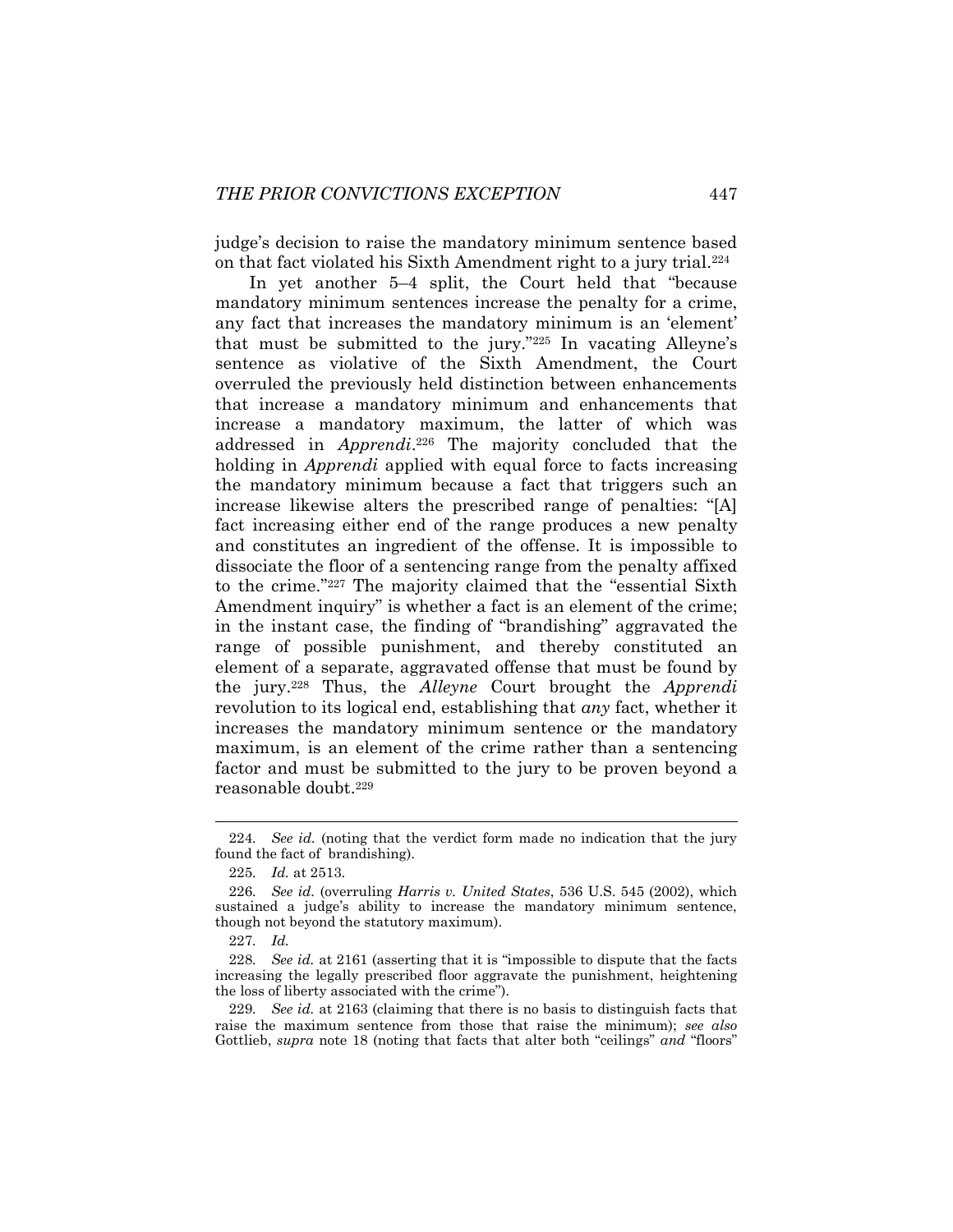judge's decision to raise the mandatory minimum sentence based on that fact violated his Sixth Amendment right to a jury trial.[224]

In yet another 5–4 split, the Court held that "because mandatory minimum sentences increase the penalty for a crime, any fact that increases the mandatory minimum is an 'element' that must be submitted to the jury."[225] In vacating Alleyne's sentence as violative of the Sixth Amendment, the Court overruled the previously held distinction between enhancements that increase a mandatory minimum and enhancements that increase a mandatory maximum, the latter of which was addressed in *Apprendi*.[226] The majority concluded that the holding in *Apprendi* applied with equal force to facts increasing the mandatory minimum because a fact that triggers such an increase likewise alters the prescribed range of penalties: "[A] fact increasing either end of the range produces a new penalty and constitutes an ingredient of the offense. It is impossible to dissociate the floor of a sentencing range from the penalty affixed to the crime."[227] The majority claimed that the "essential Sixth Amendment inquiry" is whether a fact is an element of the crime; in the instant case, the finding of "brandishing" aggravated the range of possible punishment, and thereby constituted an element of a separate, aggravated offense that must be found by the jury.[228] Thus, the *Alleyne* Court brought the *Apprendi* revolution to its logical end, establishing that *any* fact, whether it increases the mandatory minimum sentence or the mandatory maximum, is an element of the crime rather than a sentencing factor and must be submitted to the jury to be proven beyond a reasonable doubt.[229]

---

224. *See id.* (noting that the verdict form made no indication that the jury found the fact of brandishing).

225. *Id.* at 2513.

226. *See id.* (overruling *Harris v. United States*, 536 U.S. 545 (2002), which sustained a judge's ability to increase the mandatory minimum sentence, though not beyond the statutory maximum).

227. *Id.*

228. *See id.* at 2161 (asserting that it is "impossible to dispute that the facts increasing the legally prescribed floor aggravate the punishment, heightening the loss of liberty associated with the crime").

229. *See id.* at 2163 (claiming that there is no basis to distinguish facts that raise the maximum sentence from those that raise the minimum); *see also* Gottlieb, *supra* note 18 (noting that facts that alter both "ceilings" *and* "floors"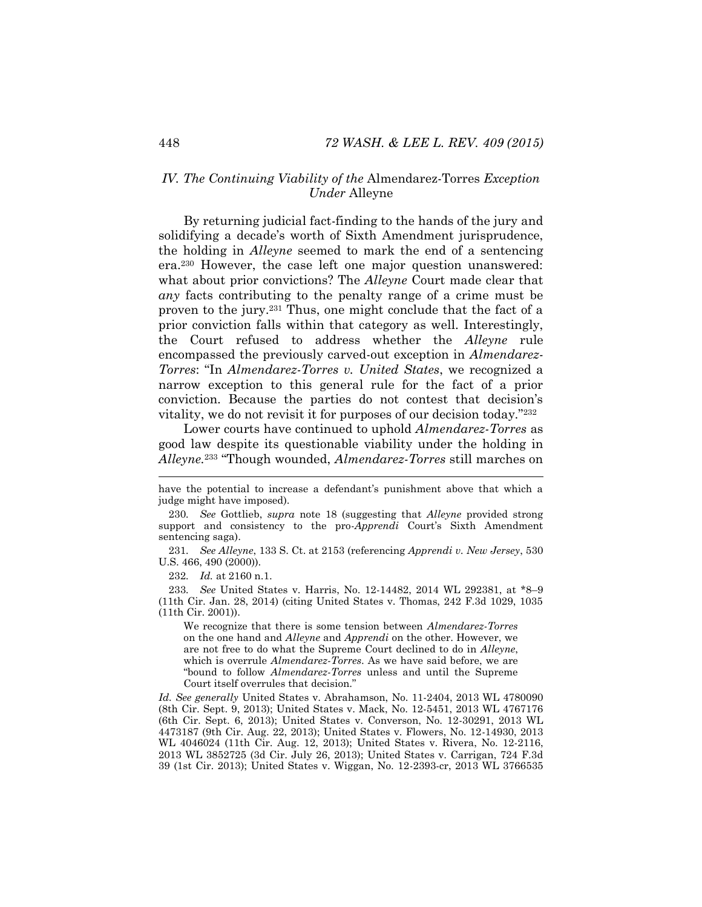## *IV. The Continuing Viability of the* Almendarez-Torres *Exception Under* Alleyne

By returning judicial fact-finding to the hands of the jury and solidifying a decade's worth of Sixth Amendment jurisprudence, the holding in *Alleyne* seemed to mark the end of a sentencing era.[230] However, the case left one major question unanswered: what about prior convictions? The *Alleyne* Court made clear that *any* facts contributing to the penalty range of a crime must be proven to the jury.[231] Thus, one might conclude that the fact of a prior conviction falls within that category as well. Interestingly, the Court refused to address whether the *Alleyne* rule encompassed the previously carved-out exception in *Almendarez-Torres*: "In *Almendarez-Torres v. United States*, we recognized a narrow exception to this general rule for the fact of a prior conviction. Because the parties do not contest that decision's vitality, we do not revisit it for purposes of our decision today."[232]

Lower courts have continued to uphold *Almendarez-Torres* as good law despite its questionable viability under the holding in *Alleyne*.[233] "Though wounded, *Almendarez-Torres* still marches on

---

have the potential to increase a defendant's punishment above that which a judge might have imposed).

230. *See* Gottlieb, *supra* note 18 (suggesting that *Alleyne* provided strong support and consistency to the pro-*Apprendi* Court's Sixth Amendment sentencing saga).

231. *See Alleyne*, 133 S. Ct. at 2153 (referencing *Apprendi v. New Jersey*, 530 U.S. 466, 490 (2000)).

232. *Id.* at 2160 n.1.

233. *See* United States v. Harris, No. 12-14482, 2014 WL 292381, at *8–9 (11th Cir. Jan. 28, 2014) (citing United States v. Thomas, 242 F.3d 1029, 1035 (11th Cir. 2001)).

> We recognize that there is some tension between *Almendarez-Torres* on the one hand and *Alleyne* and *Apprendi* on the other. However, we are not free to do what the Supreme Court declined to do in *Alleyne*, which is overrule *Almendarez-Torres*. As we have said before, we are "bound to follow *Almendarez-Torres* unless and until the Supreme Court itself overrules that decision."

*Id. See generally* United States v. Abrahamson, No. 11-2404, 2013 WL 4780090 (8th Cir. Sept. 9, 2013); United States v. Mack, No. 12-5451, 2013 WL 4767176 (6th Cir. Sept. 6, 2013); United States v. Converson, No. 12-30291, 2013 WL 4473187 (9th Cir. Aug. 22, 2013); United States v. Flowers, No. 12-14930, 2013 WL 4046024 (11th Cir. Aug. 12, 2013); United States v. Rivera, No. 12-2116, 2013 WL 3852725 (3d Cir. July 26, 2013); United States v. Carrigan, 724 F.3d 39 (1st Cir. 2013); United States v. Wiggan, No. 12-2393-cr, 2013 WL 3766535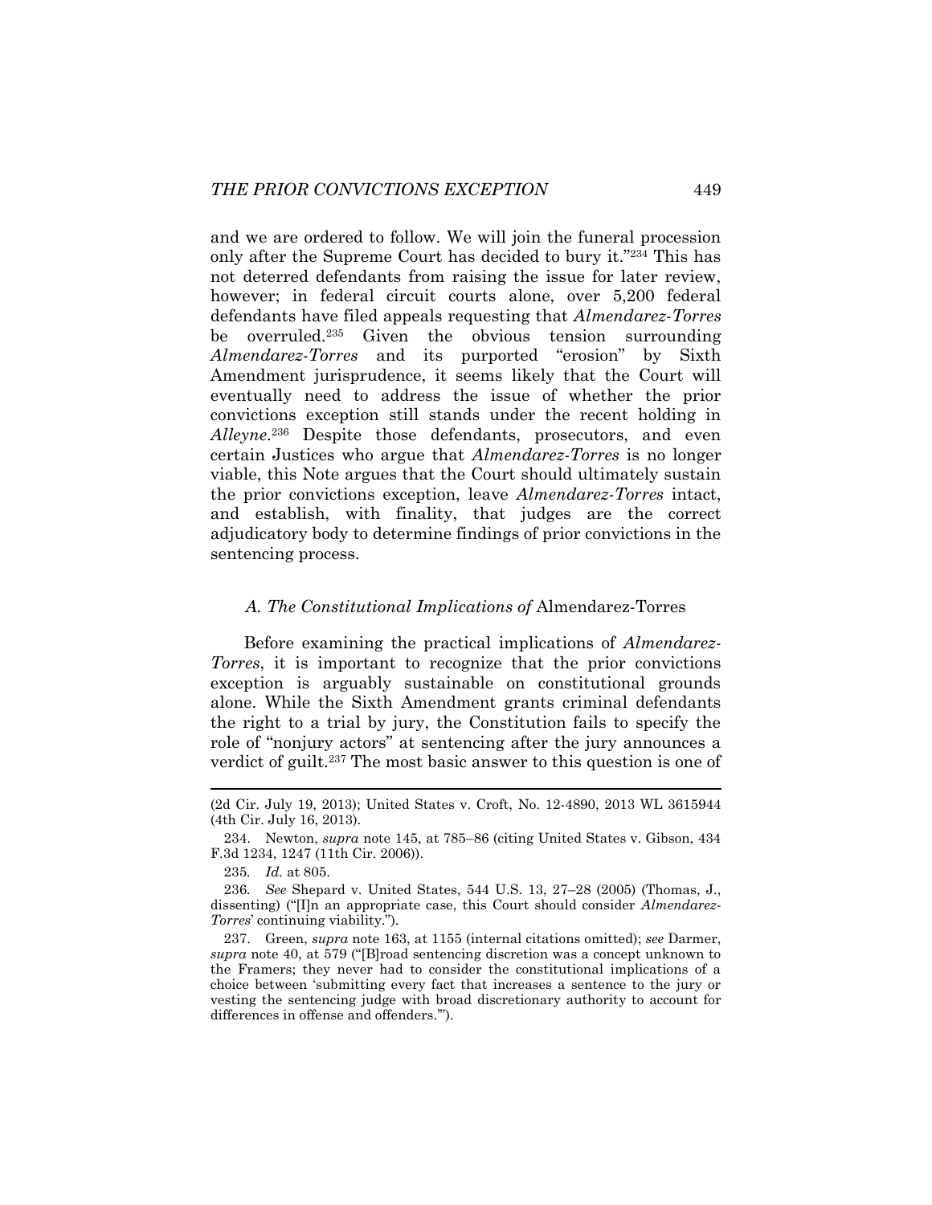and we are ordered to follow. We will join the funeral procession only after the Supreme Court has decided to bury it."[234] This has not deterred defendants from raising the issue for later review, however; in federal circuit courts alone, over 5,200 federal defendants have filed appeals requesting that *Almendarez-Torres* be overruled.[235] Given the obvious tension surrounding *Almendarez-Torres* and its purported "erosion" by Sixth Amendment jurisprudence, it seems likely that the Court will eventually need to address the issue of whether the prior convictions exception still stands under the recent holding in *Alleyne*.[236] Despite those defendants, prosecutors, and even certain Justices who argue that *Almendarez-Torres* is no longer viable, this Note argues that the Court should ultimately sustain the prior convictions exception, leave *Almendarez-Torres* intact, and establish, with finality, that judges are the correct adjudicatory body to determine findings of prior convictions in the sentencing process.

### *A. The Constitutional Implications of* Almendarez-Torres

Before examining the practical implications of *Almendarez-Torres*, it is important to recognize that the prior convictions exception is arguably sustainable on constitutional grounds alone. While the Sixth Amendment grants criminal defendants the right to a trial by jury, the Constitution fails to specify the role of "nonjury actors" at sentencing after the jury announces a verdict of guilt.[237] The most basic answer to this question is one of

---

(2d Cir. July 19, 2013); United States v. Croft, No. 12-4890, 2013 WL 3615944 (4th Cir. July 16, 2013).

234. Newton, *supra* note 145, at 785–86 (citing United States v. Gibson, 434 F.3d 1234, 1247 (11th Cir. 2006)).

235. *Id.* at 805.

236. *See* Shepard v. United States, 544 U.S. 13, 27–28 (2005) (Thomas, J., dissenting) ("[I]n an appropriate case, this Court should consider *Almendarez-Torres*' continuing viability.").

237. Green, *supra* note 163, at 1155 (internal citations omitted); *see* Darmer, *supra* note 40, at 579 ("[B]road sentencing discretion was a concept unknown to the Framers; they never had to consider the constitutional implications of a choice between 'submitting every fact that increases a sentence to the jury or vesting the sentencing judge with broad discretionary authority to account for differences in offense and offenders.'").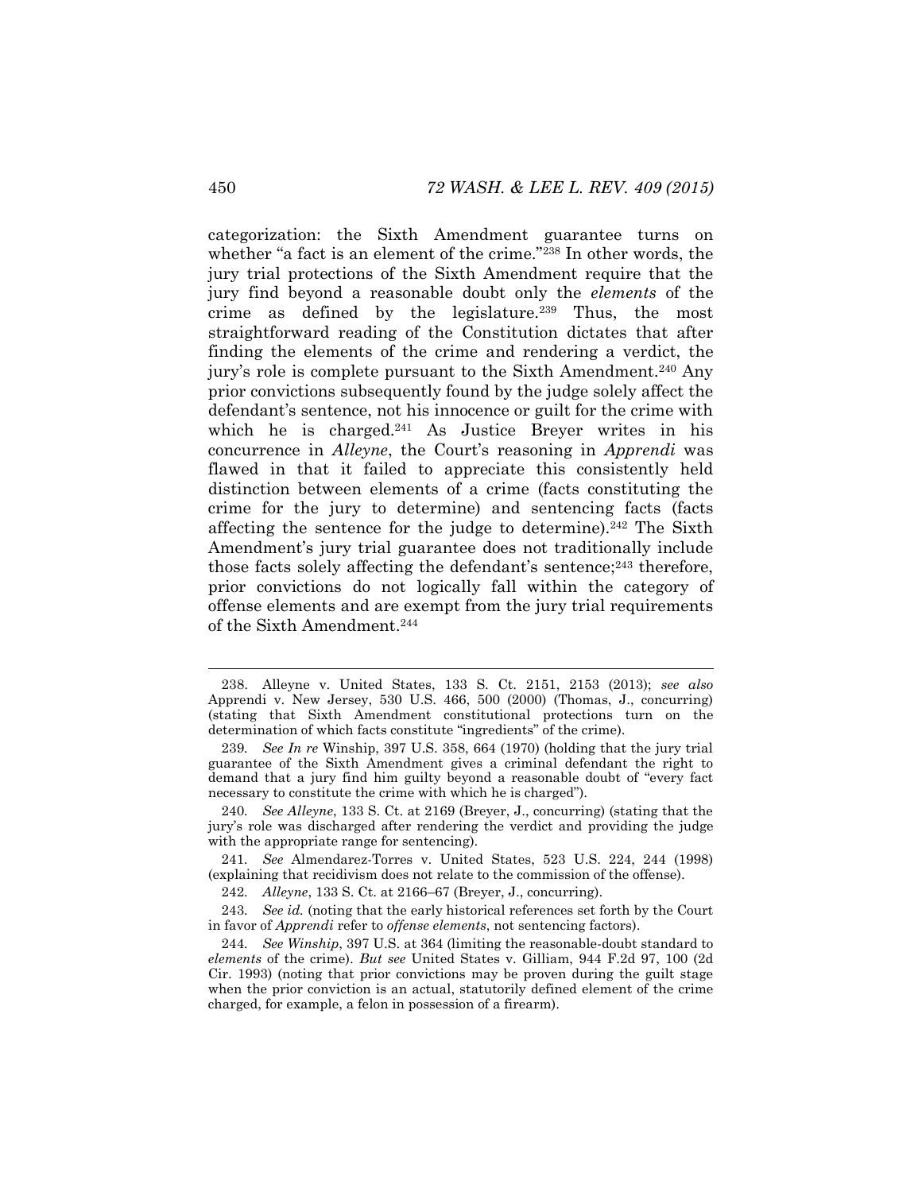categorization: the Sixth Amendment guarantee turns on whether "a fact is an element of the crime."[238] In other words, the jury trial protections of the Sixth Amendment require that the jury find beyond a reasonable doubt only the *elements* of the crime as defined by the legislature.[239] Thus, the most straightforward reading of the Constitution dictates that after finding the elements of the crime and rendering a verdict, the jury's role is complete pursuant to the Sixth Amendment.[240] Any prior convictions subsequently found by the judge solely affect the defendant's sentence, not his innocence or guilt for the crime with which he is charged.[241] As Justice Breyer writes in his concurrence in *Alleyne*, the Court's reasoning in *Apprendi* was flawed in that it failed to appreciate this consistently held distinction between elements of a crime (facts constituting the crime for the jury to determine) and sentencing facts (facts affecting the sentence for the judge to determine).[242] The Sixth Amendment's jury trial guarantee does not traditionally include those facts solely affecting the defendant's sentence;[243] therefore, prior convictions do not logically fall within the category of offense elements and are exempt from the jury trial requirements of the Sixth Amendment.[244]

---

238. Alleyne v. United States, 133 S. Ct. 2151, 2153 (2013); *see also* Apprendi v. New Jersey, 530 U.S. 466, 500 (2000) (Thomas, J., concurring) (stating that Sixth Amendment constitutional protections turn on the determination of which facts constitute "ingredients" of the crime).

239. *See In re* Winship, 397 U.S. 358, 664 (1970) (holding that the jury trial guarantee of the Sixth Amendment gives a criminal defendant the right to demand that a jury find him guilty beyond a reasonable doubt of "every fact necessary to constitute the crime with which he is charged").

240. *See Alleyne*, 133 S. Ct. at 2169 (Breyer, J., concurring) (stating that the jury's role was discharged after rendering the verdict and providing the judge with the appropriate range for sentencing).

241. *See* Almendarez-Torres v. United States, 523 U.S. 224, 244 (1998) (explaining that recidivism does not relate to the commission of the offense).

242. *Alleyne*, 133 S. Ct. at 2166–67 (Breyer, J., concurring).

243. *See id.* (noting that the early historical references set forth by the Court in favor of *Apprendi* refer to *offense elements*, not sentencing factors).

244. *See Winship*, 397 U.S. at 364 (limiting the reasonable-doubt standard to *elements* of the crime). *But see* United States v. Gilliam, 944 F.2d 97, 100 (2d Cir. 1993) (noting that prior convictions may be proven during the guilt stage when the prior conviction is an actual, statutorily defined element of the crime charged, for example, a felon in possession of a firearm).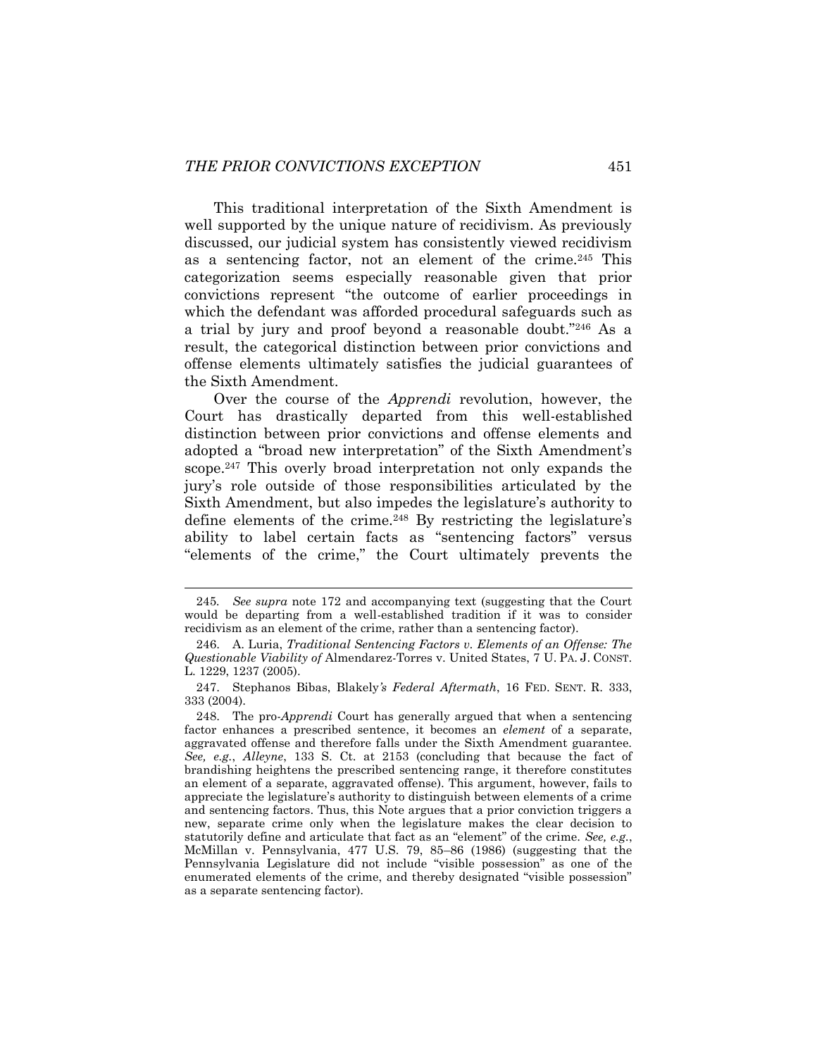This traditional interpretation of the Sixth Amendment is well supported by the unique nature of recidivism. As previously discussed, our judicial system has consistently viewed recidivism as a sentencing factor, not an element of the crime.[245] This categorization seems especially reasonable given that prior convictions represent "the outcome of earlier proceedings in which the defendant was afforded procedural safeguards such as a trial by jury and proof beyond a reasonable doubt."[246] As a result, the categorical distinction between prior convictions and offense elements ultimately satisfies the judicial guarantees of the Sixth Amendment.

Over the course of the *Apprendi* revolution, however, the Court has drastically departed from this well-established distinction between prior convictions and offense elements and adopted a "broad new interpretation" of the Sixth Amendment's scope.[247] This overly broad interpretation not only expands the jury's role outside of those responsibilities articulated by the Sixth Amendment, but also impedes the legislature's authority to define elements of the crime.[248] By restricting the legislature's ability to label certain facts as "sentencing factors" versus "elements of the crime," the Court ultimately prevents the

---

245. *See supra* note 172 and accompanying text (suggesting that the Court would be departing from a well-established tradition if it was to consider recidivism as an element of the crime, rather than a sentencing factor).

246. A. Luria, *Traditional Sentencing Factors v. Elements of an Offense: The Questionable Viability of* Almendarez-Torres v. United States, 7 U. PA. J. CONST. L. 1229, 1237 (2005).

247. Stephanos Bibas, Blakely*'s Federal Aftermath*, 16 FED. SENT. R. 333, 333 (2004).

248. The pro-*Apprendi* Court has generally argued that when a sentencing factor enhances a prescribed sentence, it becomes an *element* of a separate, aggravated offense and therefore falls under the Sixth Amendment guarantee. *See, e.g.*, *Alleyne*, 133 S. Ct. at 2153 (concluding that because the fact of brandishing heightens the prescribed sentencing range, it therefore constitutes an element of a separate, aggravated offense). This argument, however, fails to appreciate the legislature's authority to distinguish between elements of a crime and sentencing factors. Thus, this Note argues that a prior conviction triggers a new, separate crime only when the legislature makes the clear decision to statutorily define and articulate that fact as an "element" of the crime. *See, e.g.*, McMillan v. Pennsylvania, 477 U.S. 79, 85–86 (1986) (suggesting that the Pennsylvania Legislature did not include "visible possession" as one of the enumerated elements of the crime, and thereby designated "visible possession" as a separate sentencing factor).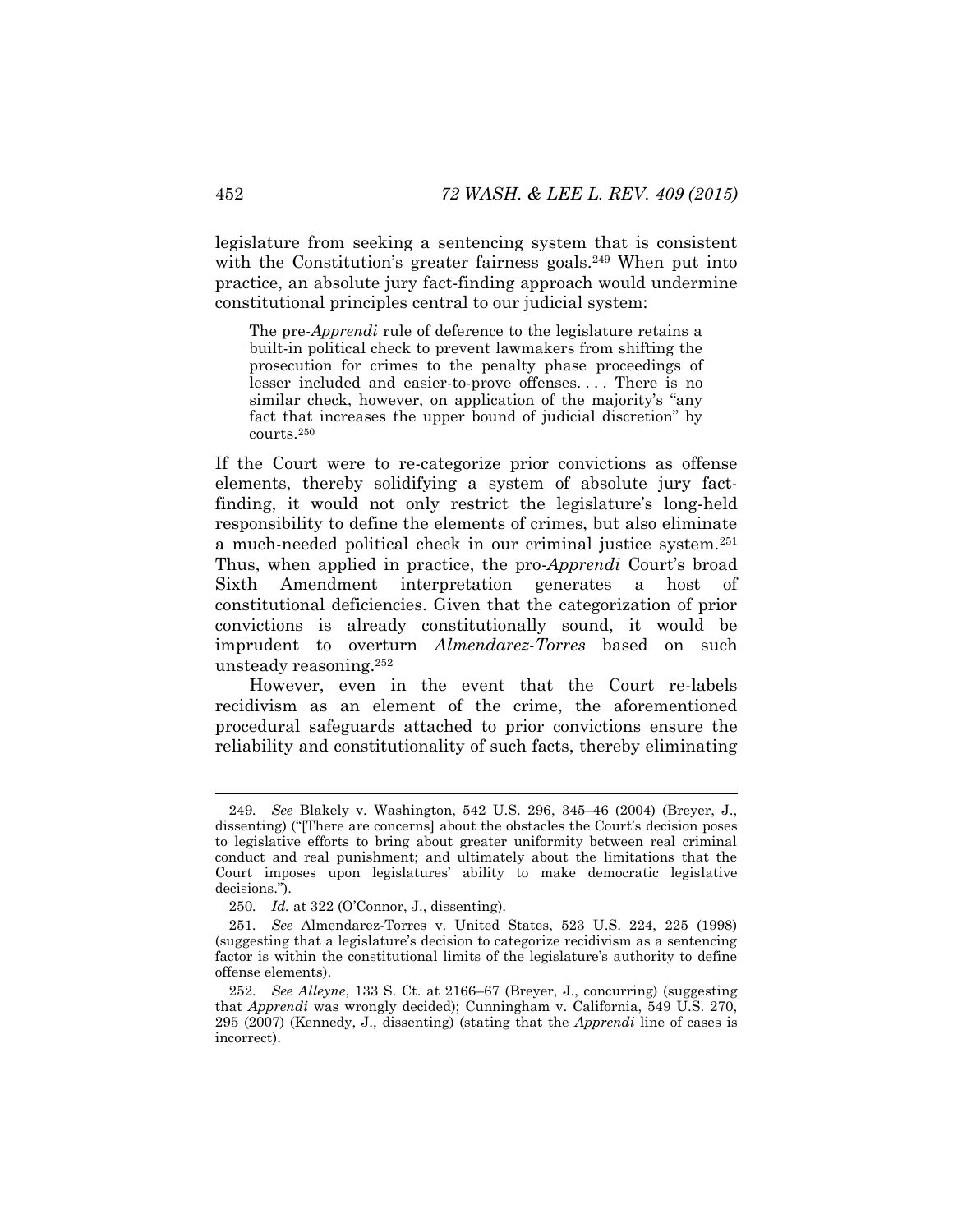legislature from seeking a sentencing system that is consistent with the Constitution's greater fairness goals.[249] When put into practice, an absolute jury fact-finding approach would undermine constitutional principles central to our judicial system:

> The pre-*Apprendi* rule of deference to the legislature retains a built-in political check to prevent lawmakers from shifting the prosecution for crimes to the penalty phase proceedings of lesser included and easier-to-prove offenses. . . . There is no similar check, however, on application of the majority's "any fact that increases the upper bound of judicial discretion" by courts.[250]

If the Court were to re-categorize prior convictions as offense elements, thereby solidifying a system of absolute jury fact-finding, it would not only restrict the legislature's long-held responsibility to define the elements of crimes, but also eliminate a much-needed political check in our criminal justice system.[251] Thus, when applied in practice, the pro-*Apprendi* Court's broad Sixth Amendment interpretation generates a host of constitutional deficiencies. Given that the categorization of prior convictions is already constitutionally sound, it would be imprudent to overturn *Almendarez-Torres* based on such unsteady reasoning.[252]

However, even in the event that the Court re-labels recidivism as an element of the crime, the aforementioned procedural safeguards attached to prior convictions ensure the reliability and constitutionality of such facts, thereby eliminating

---

249. *See* Blakely v. Washington, 542 U.S. 296, 345–46 (2004) (Breyer, J., dissenting) ("[There are concerns] about the obstacles the Court's decision poses to legislative efforts to bring about greater uniformity between real criminal conduct and real punishment; and ultimately about the limitations that the Court imposes upon legislatures' ability to make democratic legislative decisions.").

250. *Id.* at 322 (O'Connor, J., dissenting).

251. *See* Almendarez-Torres v. United States, 523 U.S. 224, 225 (1998) (suggesting that a legislature's decision to categorize recidivism as a sentencing factor is within the constitutional limits of the legislature's authority to define offense elements).

252. *See Alleyne*, 133 S. Ct. at 2166–67 (Breyer, J., concurring) (suggesting that *Apprendi* was wrongly decided); Cunningham v. California, 549 U.S. 270, 295 (2007) (Kennedy, J., dissenting) (stating that the *Apprendi* line of cases is incorrect).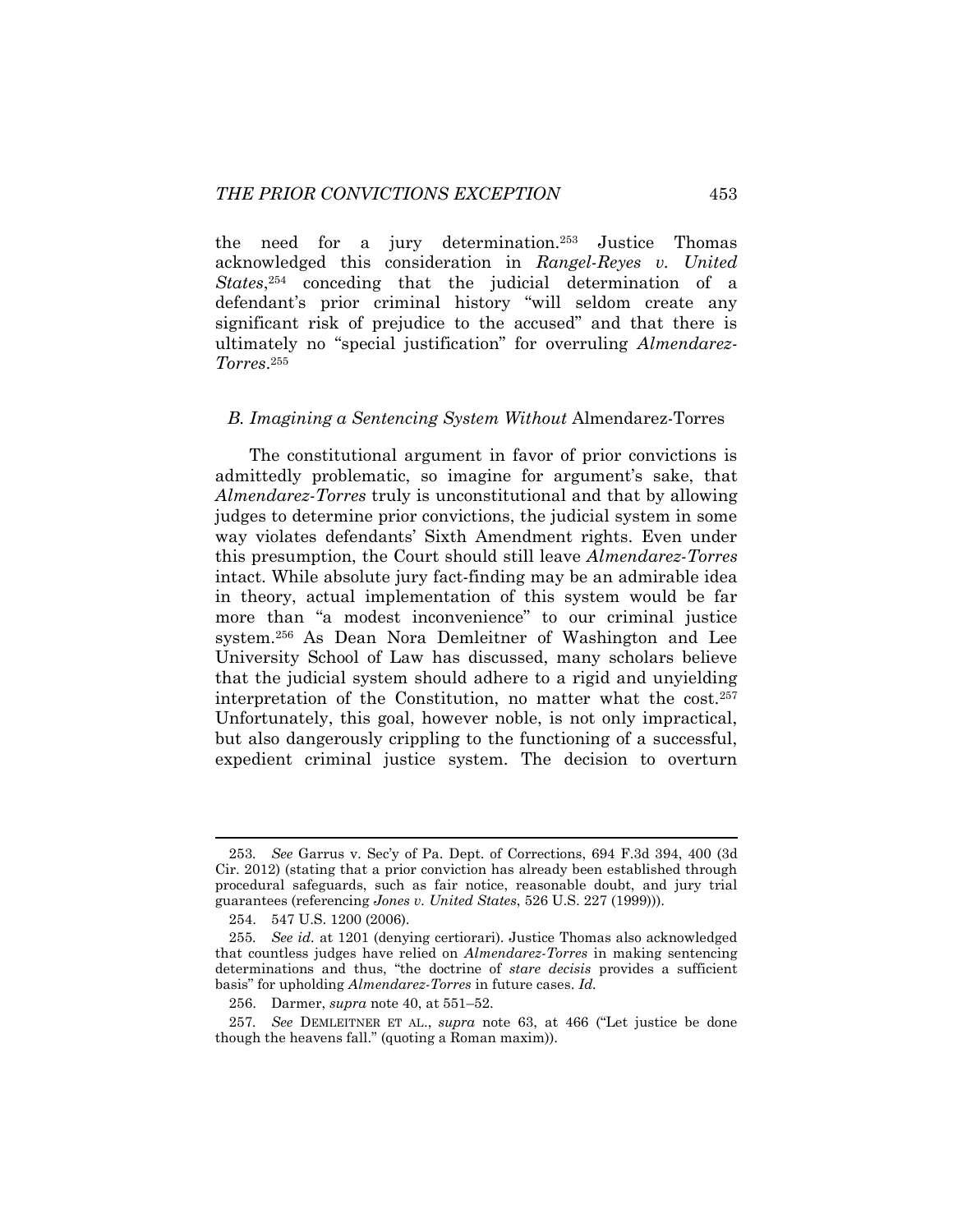the need for a jury determination.[253] Justice Thomas acknowledged this consideration in *Rangel-Reyes v. United States*,[254] conceding that the judicial determination of a defendant's prior criminal history "will seldom create any significant risk of prejudice to the accused" and that there is ultimately no "special justification" for overruling *Almendarez-Torres*.[255]

### *B. Imagining a Sentencing System Without* Almendarez-Torres

The constitutional argument in favor of prior convictions is admittedly problematic, so imagine for argument's sake, that *Almendarez-Torres* truly is unconstitutional and that by allowing judges to determine prior convictions, the judicial system in some way violates defendants' Sixth Amendment rights. Even under this presumption, the Court should still leave *Almendarez-Torres* intact. While absolute jury fact-finding may be an admirable idea in theory, actual implementation of this system would be far more than "a modest inconvenience" to our criminal justice system.[256] As Dean Nora Demleitner of Washington and Lee University School of Law has discussed, many scholars believe that the judicial system should adhere to a rigid and unyielding interpretation of the Constitution, no matter what the cost.[257] Unfortunately, this goal, however noble, is not only impractical, but also dangerously crippling to the functioning of a successful, expedient criminal justice system. The decision to overturn

---

253. *See* Garrus v. Sec'y of Pa. Dept. of Corrections, 694 F.3d 394, 400 (3d Cir. 2012) (stating that a prior conviction has already been established through procedural safeguards, such as fair notice, reasonable doubt, and jury trial guarantees (referencing *Jones v. United States*, 526 U.S. 227 (1999))).

254. 547 U.S. 1200 (2006).

255. *See id.* at 1201 (denying certiorari). Justice Thomas also acknowledged that countless judges have relied on *Almendarez-Torres* in making sentencing determinations and thus, "the doctrine of *stare decisis* provides a sufficient basis" for upholding *Almendarez-Torres* in future cases. *Id.*

256. Darmer, *supra* note 40, at 551–52.

257. *See* DEMLEITNER ET AL., *supra* note 63, at 466 ("Let justice be done though the heavens fall." (quoting a Roman maxim)).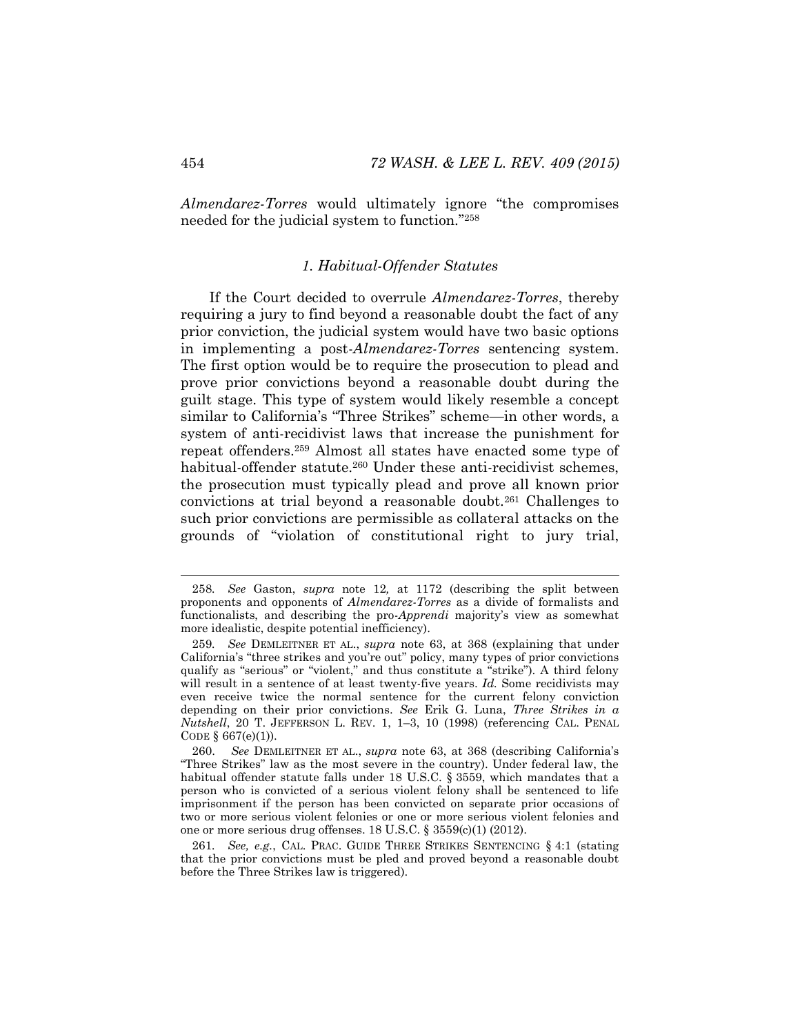*Almendarez-Torres* would ultimately ignore "the compromises needed for the judicial system to function."[258]

### *1. Habitual-Offender Statutes*

If the Court decided to overrule *Almendarez-Torres*, thereby requiring a jury to find beyond a reasonable doubt the fact of any prior conviction, the judicial system would have two basic options in implementing a post-*Almendarez-Torres* sentencing system. The first option would be to require the prosecution to plead and prove prior convictions beyond a reasonable doubt during the guilt stage. This type of system would likely resemble a concept similar to California's "Three Strikes" scheme—in other words, a system of anti-recidivist laws that increase the punishment for repeat offenders.[259] Almost all states have enacted some type of habitual-offender statute.[260] Under these anti-recidivist schemes, the prosecution must typically plead and prove all known prior convictions at trial beyond a reasonable doubt.[261] Challenges to such prior convictions are permissible as collateral attacks on the grounds of "violation of constitutional right to jury trial,

---

258. *See* Gaston, *supra* note 12*,* at 1172 (describing the split between proponents and opponents of *Almendarez-Torres* as a divide of formalists and functionalists, and describing the pro-*Apprendi* majority's view as somewhat more idealistic, despite potential inefficiency).

259. *See* DEMLEITNER ET AL., *supra* note 63, at 368 (explaining that under California's "three strikes and you're out" policy, many types of prior convictions qualify as "serious" or "violent," and thus constitute a "strike"). A third felony will result in a sentence of at least twenty-five years. *Id.* Some recidivists may even receive twice the normal sentence for the current felony conviction depending on their prior convictions. *See* Erik G. Luna, *Three Strikes in a Nutshell*, 20 T. JEFFERSON L. REV. 1, 1–3, 10 (1998) (referencing CAL. PENAL CODE § 667(e)(1)).

260. *See* DEMLEITNER ET AL., *supra* note 63, at 368 (describing California's "Three Strikes" law as the most severe in the country). Under federal law, the habitual offender statute falls under 18 U.S.C. § 3559, which mandates that a person who is convicted of a serious violent felony shall be sentenced to life imprisonment if the person has been convicted on separate prior occasions of two or more serious violent felonies or one or more serious violent felonies and one or more serious drug offenses. 18 U.S.C. § 3559(c)(1) (2012).

261. *See, e.g.*, CAL. PRAC. GUIDE THREE STRIKES SENTENCING § 4:1 (stating that the prior convictions must be pled and proved beyond a reasonable doubt before the Three Strikes law is triggered).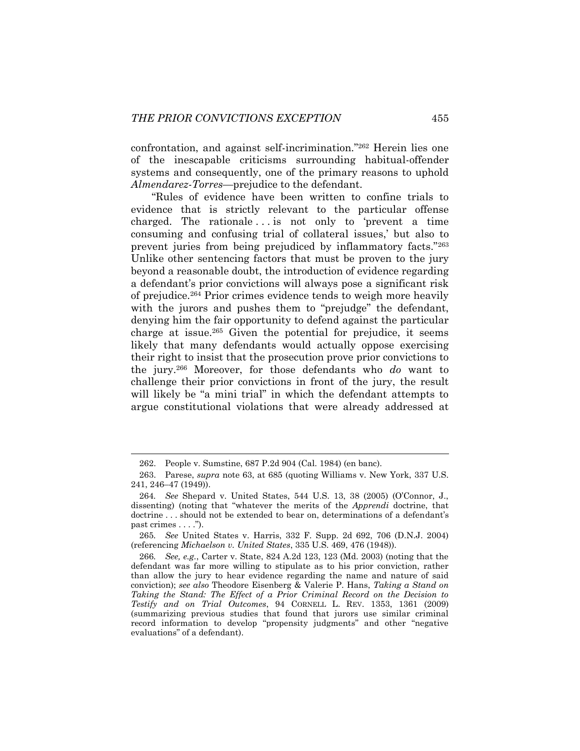confrontation, and against self-incrimination."[262] Herein lies one of the inescapable criticisms surrounding habitual-offender systems and consequently, one of the primary reasons to uphold *Almendarez-Torres*—prejudice to the defendant.

"Rules of evidence have been written to confine trials to evidence that is strictly relevant to the particular offense charged. The rationale . . . is not only to 'prevent a time consuming and confusing trial of collateral issues,' but also to prevent juries from being prejudiced by inflammatory facts."[263] Unlike other sentencing factors that must be proven to the jury beyond a reasonable doubt, the introduction of evidence regarding a defendant's prior convictions will always pose a significant risk of prejudice.[264] Prior crimes evidence tends to weigh more heavily with the jurors and pushes them to "prejudge" the defendant, denying him the fair opportunity to defend against the particular charge at issue.[265] Given the potential for prejudice, it seems likely that many defendants would actually oppose exercising their right to insist that the prosecution prove prior convictions to the jury.[266] Moreover, for those defendants who *do* want to challenge their prior convictions in front of the jury, the result will likely be "a mini trial" in which the defendant attempts to argue constitutional violations that were already addressed at

---

262. People v. Sumstine, 687 P.2d 904 (Cal. 1984) (en banc).

263. Parese, *supra* note 63, at 685 (quoting Williams v. New York, 337 U.S. 241, 246–47 (1949)).

264. *See* Shepard v. United States, 544 U.S. 13, 38 (2005) (O'Connor, J., dissenting) (noting that "whatever the merits of the *Apprendi* doctrine, that doctrine . . . should not be extended to bear on, determinations of a defendant's past crimes . . . .").

265. *See* United States v. Harris, 332 F. Supp. 2d 692, 706 (D.N.J. 2004) (referencing *Michaelson v. United States*, 335 U.S. 469, 476 (1948)).

266. *See, e.g.*, Carter v. State, 824 A.2d 123, 123 (Md. 2003) (noting that the defendant was far more willing to stipulate as to his prior conviction, rather than allow the jury to hear evidence regarding the name and nature of said conviction); *see also* Theodore Eisenberg & Valerie P. Hans, *Taking a Stand on Taking the Stand: The Effect of a Prior Criminal Record on the Decision to Testify and on Trial Outcomes*, 94 CORNELL L. REV. 1353, 1361 (2009) (summarizing previous studies that found that jurors use similar criminal record information to develop "propensity judgments" and other "negative evaluations" of a defendant).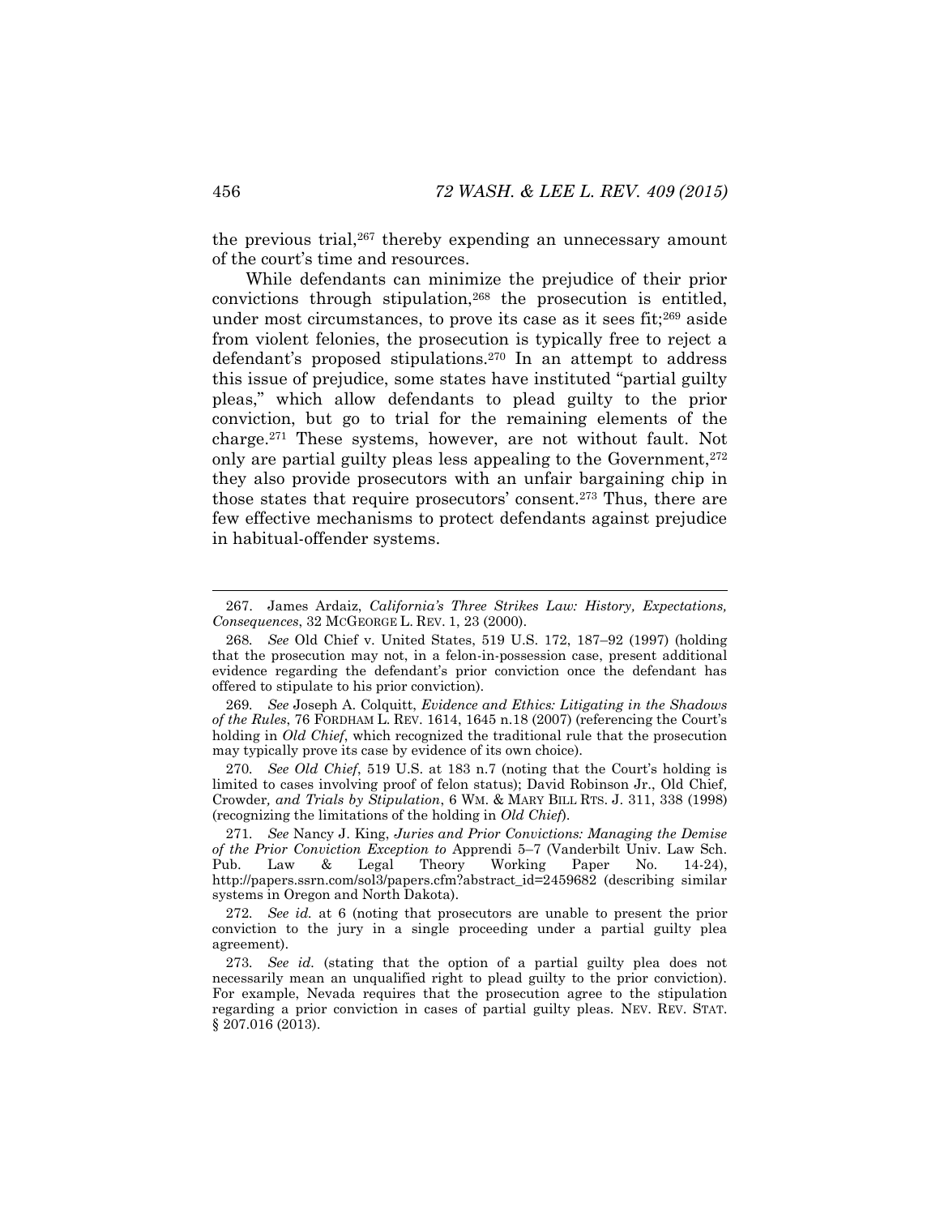the previous trial,[267] thereby expending an unnecessary amount of the court's time and resources.

While defendants can minimize the prejudice of their prior convictions through stipulation,[268] the prosecution is entitled, under most circumstances, to prove its case as it sees fit;[269] aside from violent felonies, the prosecution is typically free to reject a defendant's proposed stipulations.[270] In an attempt to address this issue of prejudice, some states have instituted "partial guilty pleas," which allow defendants to plead guilty to the prior conviction, but go to trial for the remaining elements of the charge.[271] These systems, however, are not without fault. Not only are partial guilty pleas less appealing to the Government,[272] they also provide prosecutors with an unfair bargaining chip in those states that require prosecutors' consent.[273] Thus, there are few effective mechanisms to protect defendants against prejudice in habitual-offender systems.

---

267. James Ardaiz, *California's Three Strikes Law: History, Expectations, Consequences*, 32 MCGEORGE L. REV. 1, 23 (2000).

268. *See* Old Chief v. United States, 519 U.S. 172, 187–92 (1997) (holding that the prosecution may not, in a felon-in-possession case, present additional evidence regarding the defendant's prior conviction once the defendant has offered to stipulate to his prior conviction).

269. *See* Joseph A. Colquitt, *Evidence and Ethics: Litigating in the Shadows of the Rules*, 76 FORDHAM L. REV. 1614, 1645 n.18 (2007) (referencing the Court's holding in *Old Chief*, which recognized the traditional rule that the prosecution may typically prove its case by evidence of its own choice).

270. *See Old Chief*, 519 U.S. at 183 n.7 (noting that the Court's holding is limited to cases involving proof of felon status); David Robinson Jr., Old Chief*,* Crowder*, and Trials by Stipulation*, 6 WM. & MARY BILL RTS. J. 311, 338 (1998) (recognizing the limitations of the holding in *Old Chief*).

271. *See* Nancy J. King, *Juries and Prior Convictions: Managing the Demise of the Prior Conviction Exception to* Apprendi 5–7 (Vanderbilt Univ. Law Sch. Pub. Law & Legal Theory Working Paper No. 14-24), http://papers.ssrn.com/sol3/papers.cfm?abstract_id=2459682 (describing similar systems in Oregon and North Dakota).

272. *See id.* at 6 (noting that prosecutors are unable to present the prior conviction to the jury in a single proceeding under a partial guilty plea agreement).

273. *See id.* (stating that the option of a partial guilty plea does not necessarily mean an unqualified right to plead guilty to the prior conviction). For example, Nevada requires that the prosecution agree to the stipulation regarding a prior conviction in cases of partial guilty pleas. NEV. REV. STAT. § 207.016 (2013).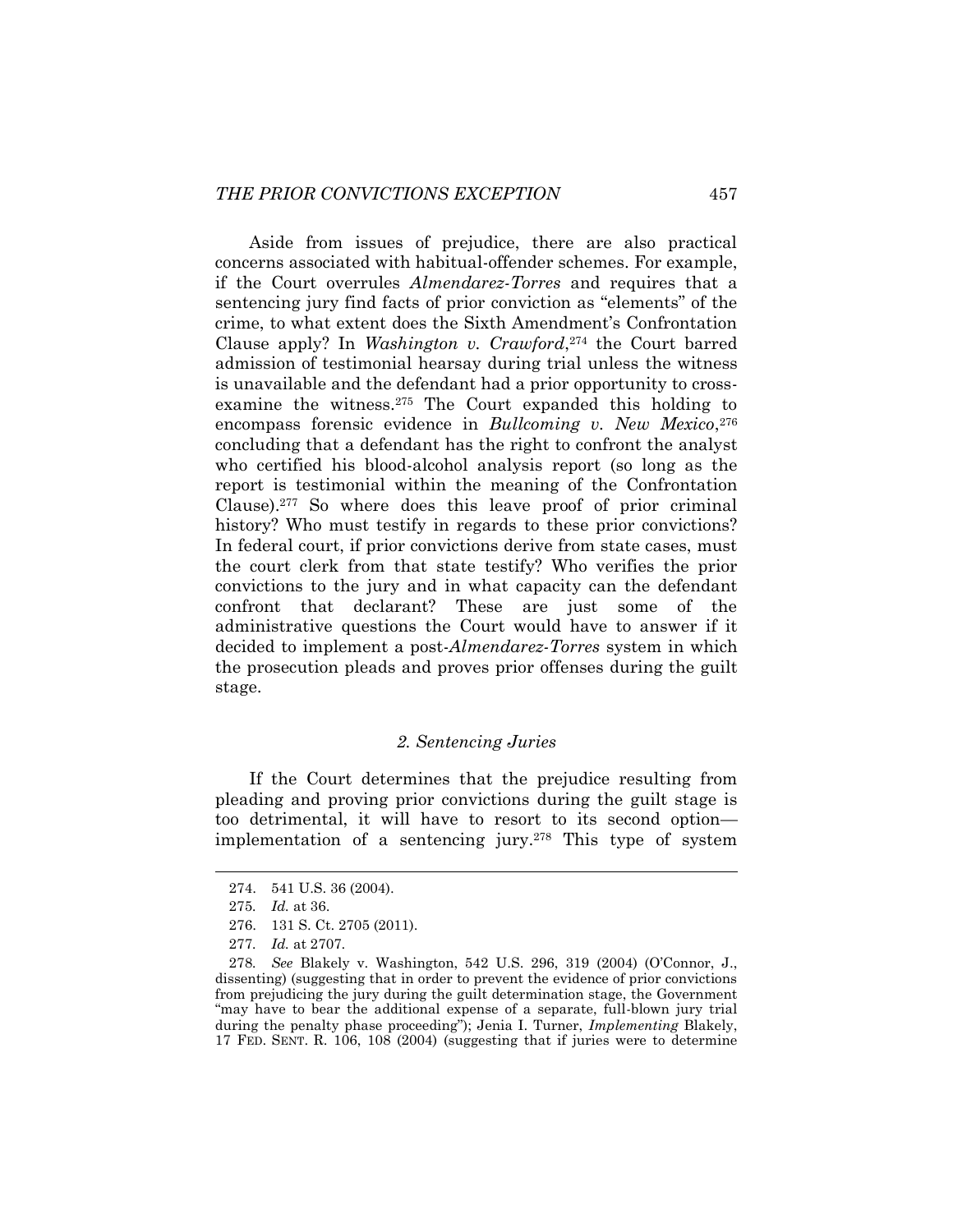Aside from issues of prejudice, there are also practical concerns associated with habitual-offender schemes. For example, if the Court overrules *Almendarez-Torres* and requires that a sentencing jury find facts of prior conviction as "elements" of the crime, to what extent does the Sixth Amendment's Confrontation Clause apply? In *Washington v. Crawford*,[274] the Court barred admission of testimonial hearsay during trial unless the witness is unavailable and the defendant had a prior opportunity to cross-examine the witness.[275] The Court expanded this holding to encompass forensic evidence in *Bullcoming v. New Mexico*,[276] concluding that a defendant has the right to confront the analyst who certified his blood-alcohol analysis report (so long as the report is testimonial within the meaning of the Confrontation Clause).[277] So where does this leave proof of prior criminal history? Who must testify in regards to these prior convictions? In federal court, if prior convictions derive from state cases, must the court clerk from that state testify? Who verifies the prior convictions to the jury and in what capacity can the defendant confront that declarant? These are just some of the administrative questions the Court would have to answer if it decided to implement a post-*Almendarez-Torres* system in which the prosecution pleads and proves prior offenses during the guilt stage.

### *2. Sentencing Juries*

If the Court determines that the prejudice resulting from pleading and proving prior convictions during the guilt stage is too detrimental, it will have to resort to its second option—implementation of a sentencing jury.[278] This type of system

---

274. 541 U.S. 36 (2004).

275. *Id.* at 36.

276. 131 S. Ct. 2705 (2011).

277. *Id.* at 2707.

278. *See* Blakely v. Washington, 542 U.S. 296, 319 (2004) (O'Connor, J., dissenting) (suggesting that in order to prevent the evidence of prior convictions from prejudicing the jury during the guilt determination stage, the Government "may have to bear the additional expense of a separate, full-blown jury trial during the penalty phase proceeding"); Jenia I. Turner, *Implementing* Blakely, 17 FED. SENT. R. 106, 108 (2004) (suggesting that if juries were to determine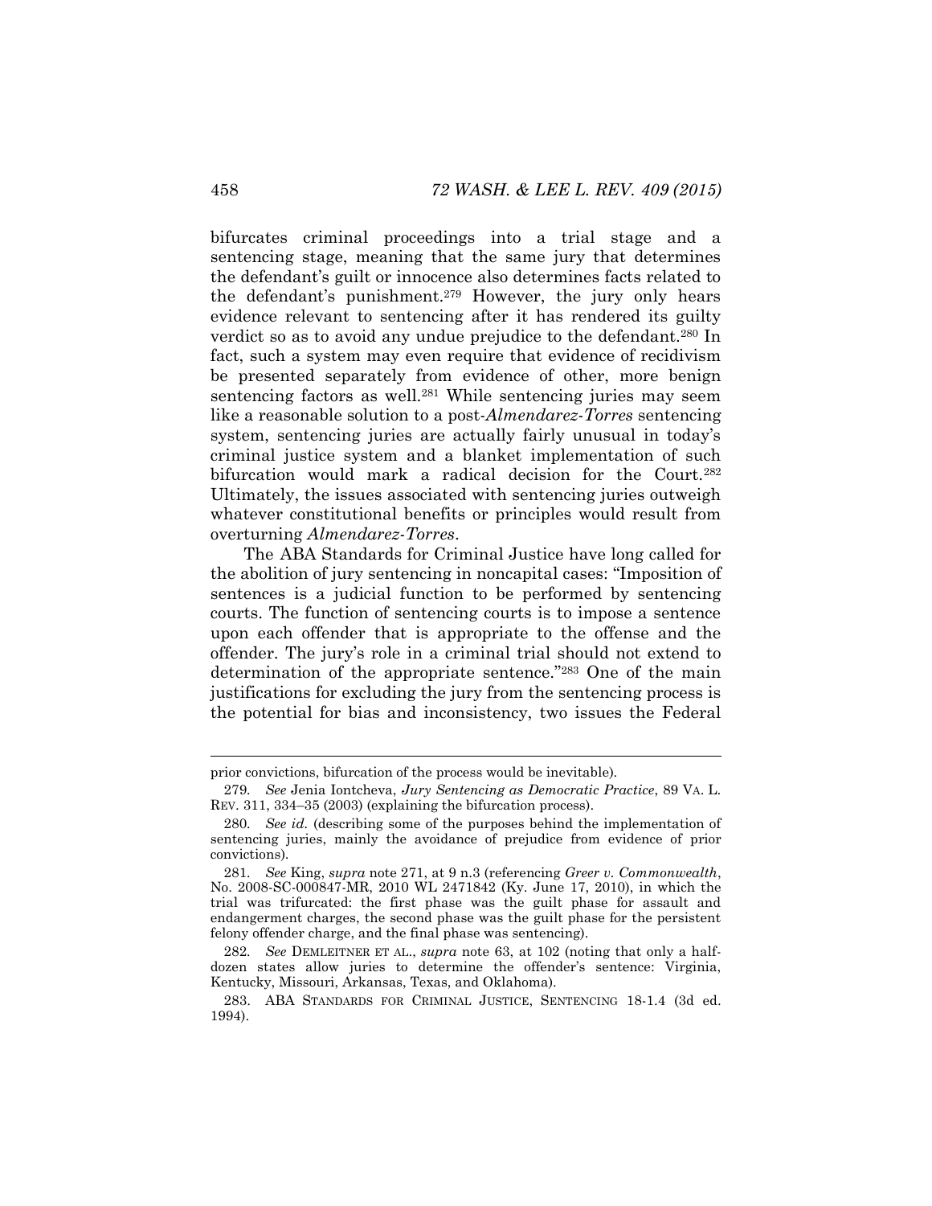bifurcates criminal proceedings into a trial stage and a sentencing stage, meaning that the same jury that determines the defendant's guilt or innocence also determines facts related to the defendant's punishment.[279] However, the jury only hears evidence relevant to sentencing after it has rendered its guilty verdict so as to avoid any undue prejudice to the defendant.[280] In fact, such a system may even require that evidence of recidivism be presented separately from evidence of other, more benign sentencing factors as well.[281] While sentencing juries may seem like a reasonable solution to a post-*Almendarez-Torres* sentencing system, sentencing juries are actually fairly unusual in today's criminal justice system and a blanket implementation of such bifurcation would mark a radical decision for the Court.[282] Ultimately, the issues associated with sentencing juries outweigh whatever constitutional benefits or principles would result from overturning *Almendarez-Torres*.

The ABA Standards for Criminal Justice have long called for the abolition of jury sentencing in noncapital cases: "Imposition of sentences is a judicial function to be performed by sentencing courts. The function of sentencing courts is to impose a sentence upon each offender that is appropriate to the offense and the offender. The jury's role in a criminal trial should not extend to determination of the appropriate sentence."[283] One of the main justifications for excluding the jury from the sentencing process is the potential for bias and inconsistency, two issues the Federal

---

prior convictions, bifurcation of the process would be inevitable).

279. *See* Jenia Iontcheva, *Jury Sentencing as Democratic Practice*, 89 VA. L. REV. 311, 334–35 (2003) (explaining the bifurcation process).

280. *See id.* (describing some of the purposes behind the implementation of sentencing juries, mainly the avoidance of prejudice from evidence of prior convictions).

281. *See* King, *supra* note 271, at 9 n.3 (referencing *Greer v. Commonwealth*, No. 2008-SC-000847-MR, 2010 WL 2471842 (Ky. June 17, 2010), in which the trial was trifurcated: the first phase was the guilt phase for assault and endangerment charges, the second phase was the guilt phase for the persistent felony offender charge, and the final phase was sentencing).

282. *See* DEMLEITNER ET AL., *supra* note 63, at 102 (noting that only a half-dozen states allow juries to determine the offender's sentence: Virginia, Kentucky, Missouri, Arkansas, Texas, and Oklahoma).

283. ABA STANDARDS FOR CRIMINAL JUSTICE, SENTENCING 18-1.4 (3d ed. 1994).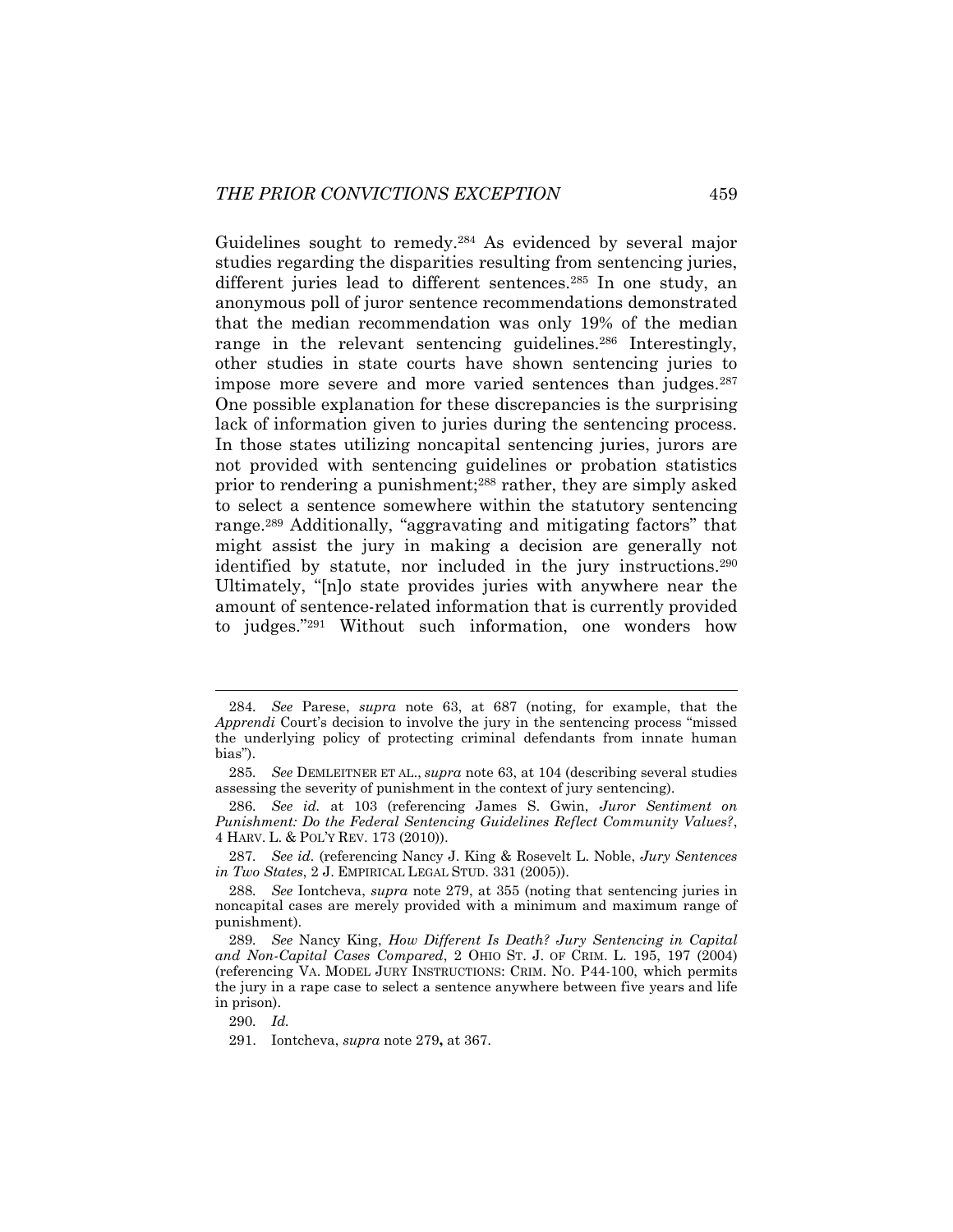Guidelines sought to remedy.[284] As evidenced by several major studies regarding the disparities resulting from sentencing juries, different juries lead to different sentences.[285] In one study, an anonymous poll of juror sentence recommendations demonstrated that the median recommendation was only 19% of the median range in the relevant sentencing guidelines.[286] Interestingly, other studies in state courts have shown sentencing juries to impose more severe and more varied sentences than judges.[287] One possible explanation for these discrepancies is the surprising lack of information given to juries during the sentencing process. In those states utilizing noncapital sentencing juries, jurors are not provided with sentencing guidelines or probation statistics prior to rendering a punishment;[288] rather, they are simply asked to select a sentence somewhere within the statutory sentencing range.[289] Additionally, "aggravating and mitigating factors" that might assist the jury in making a decision are generally not identified by statute, nor included in the jury instructions.[290] Ultimately, "[n]o state provides juries with anywhere near the amount of sentence-related information that is currently provided to judges."[291] Without such information, one wonders how

---

284. *See* Parese, *supra* note 63, at 687 (noting, for example, that the *Apprendi* Court's decision to involve the jury in the sentencing process "missed the underlying policy of protecting criminal defendants from innate human bias").

285. *See* DEMLEITNER ET AL., *supra* note 63, at 104 (describing several studies assessing the severity of punishment in the context of jury sentencing).

286. *See id.* at 103 (referencing James S. Gwin, *Juror Sentiment on Punishment: Do the Federal Sentencing Guidelines Reflect Community Values?*, 4 HARV. L. & POL'Y REV. 173 (2010)).

287. *See id.* (referencing Nancy J. King & Rosevelt L. Noble, *Jury Sentences in Two States*, 2 J. EMPIRICAL LEGAL STUD. 331 (2005)).

288. *See* Iontcheva, *supra* note 279, at 355 (noting that sentencing juries in noncapital cases are merely provided with a minimum and maximum range of punishment).

289. *See* Nancy King, *How Different Is Death? Jury Sentencing in Capital and Non-Capital Cases Compared*, 2 OHIO ST. J. OF CRIM. L. 195, 197 (2004) (referencing VA. MODEL JURY INSTRUCTIONS: CRIM. NO. P44-100, which permits the jury in a rape case to select a sentence anywhere between five years and life in prison).

290. *Id.*

291. Iontcheva, *supra* note 279**,** at 367.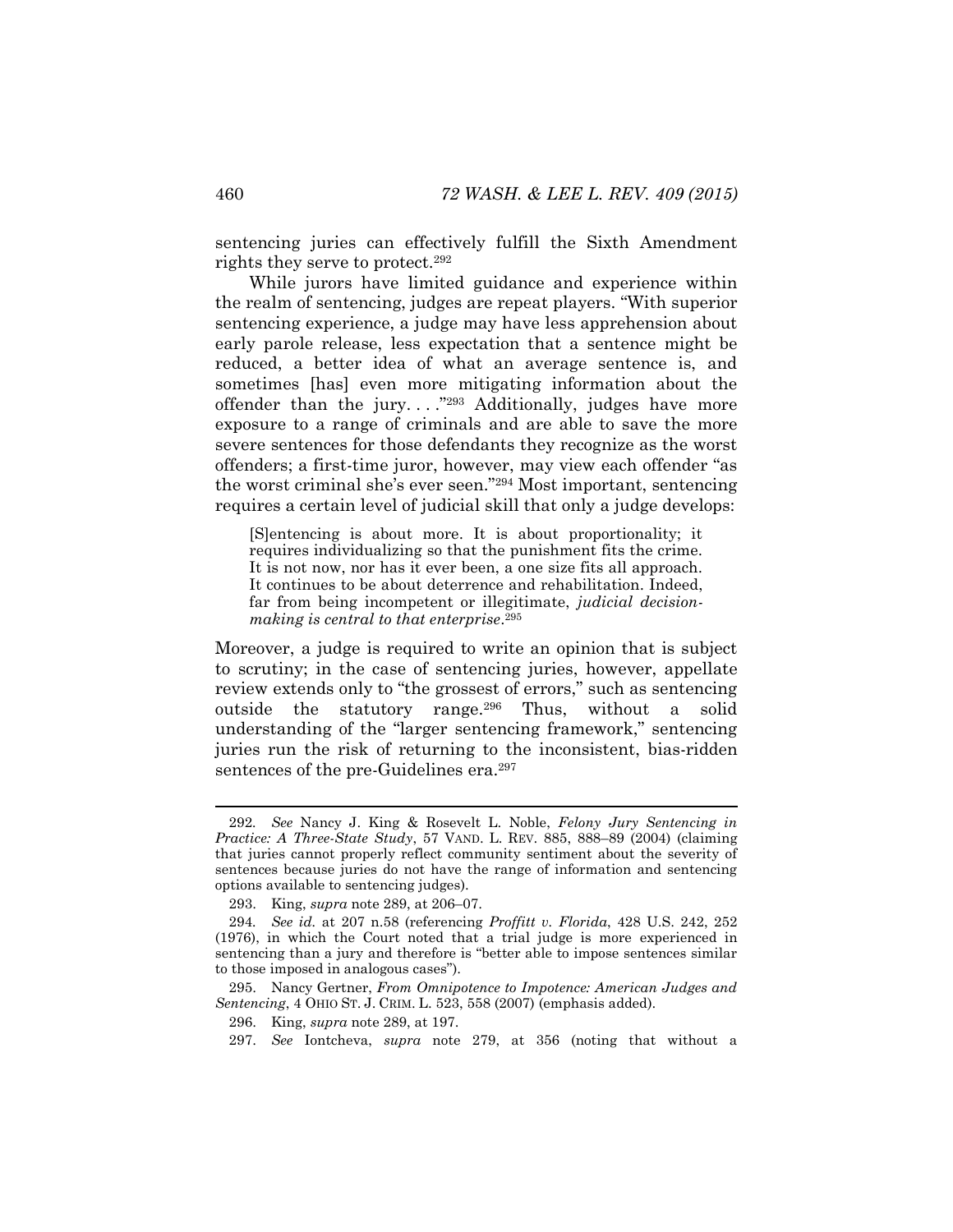sentencing juries can effectively fulfill the Sixth Amendment rights they serve to protect.[292]

While jurors have limited guidance and experience within the realm of sentencing, judges are repeat players. "With superior sentencing experience, a judge may have less apprehension about early parole release, less expectation that a sentence might be reduced, a better idea of what an average sentence is, and sometimes [has] even more mitigating information about the offender than the jury. . . ."[293] Additionally, judges have more exposure to a range of criminals and are able to save the more severe sentences for those defendants they recognize as the worst offenders; a first-time juror, however, may view each offender "as the worst criminal she's ever seen."[294] Most important, sentencing requires a certain level of judicial skill that only a judge develops:

> [S]entencing is about more. It is about proportionality; it requires individualizing so that the punishment fits the crime. It is not now, nor has it ever been, a one size fits all approach. It continues to be about deterrence and rehabilitation. Indeed, far from being incompetent or illegitimate, *judicial decision-making is central to that enterprise*.[295]

Moreover, a judge is required to write an opinion that is subject to scrutiny; in the case of sentencing juries, however, appellate review extends only to "the grossest of errors," such as sentencing outside the statutory range.[296] Thus, without a solid understanding of the "larger sentencing framework," sentencing juries run the risk of returning to the inconsistent, bias-ridden sentences of the pre-Guidelines era.[297]

---

292. *See* Nancy J. King & Rosevelt L. Noble, *Felony Jury Sentencing in Practice: A Three-State Study*, 57 VAND. L. REV. 885, 888–89 (2004) (claiming that juries cannot properly reflect community sentiment about the severity of sentences because juries do not have the range of information and sentencing options available to sentencing judges).

293. King, *supra* note 289, at 206–07.

294. *See id.* at 207 n.58 (referencing *Proffitt v. Florida*, 428 U.S. 242, 252 (1976), in which the Court noted that a trial judge is more experienced in sentencing than a jury and therefore is "better able to impose sentences similar to those imposed in analogous cases").

295. Nancy Gertner, *From Omnipotence to Impotence: American Judges and Sentencing*, 4 OHIO ST. J. CRIM. L. 523, 558 (2007) (emphasis added).

296. King, *supra* note 289, at 197.

297. *See* Iontcheva, *supra* note 279, at 356 (noting that without a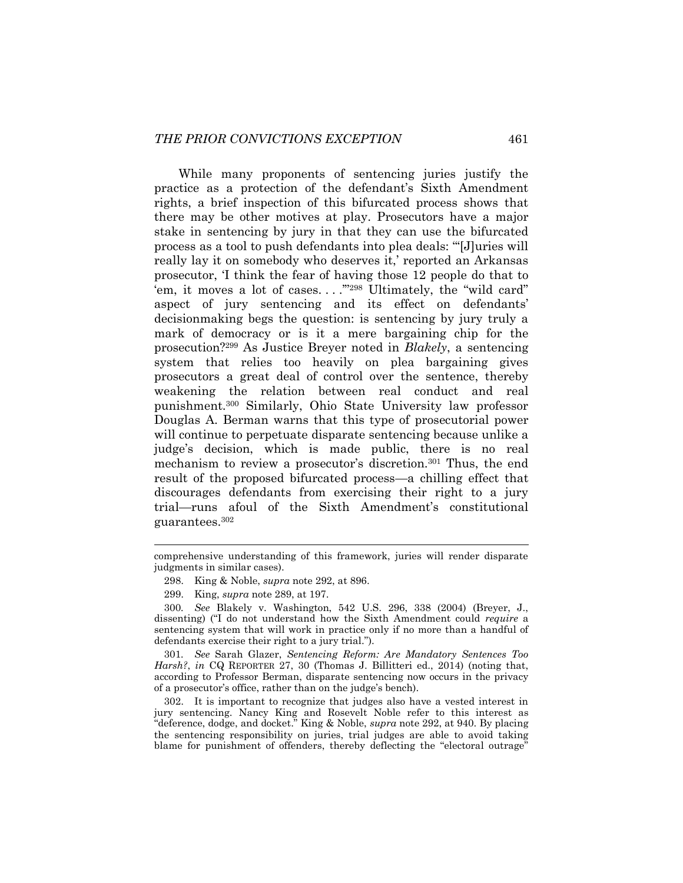While many proponents of sentencing juries justify the practice as a protection of the defendant's Sixth Amendment rights, a brief inspection of this bifurcated process shows that there may be other motives at play. Prosecutors have a major stake in sentencing by jury in that they can use the bifurcated process as a tool to push defendants into plea deals: "'[J]uries will really lay it on somebody who deserves it,' reported an Arkansas prosecutor, 'I think the fear of having those 12 people do that to 'em, it moves a lot of cases. . . .'"[298] Ultimately, the "wild card" aspect of jury sentencing and its effect on defendants' decisionmaking begs the question: is sentencing by jury truly a mark of democracy or is it a mere bargaining chip for the prosecution?[299] As Justice Breyer noted in *Blakely*, a sentencing system that relies too heavily on plea bargaining gives prosecutors a great deal of control over the sentence, thereby weakening the relation between real conduct and real punishment.[300] Similarly, Ohio State University law professor Douglas A. Berman warns that this type of prosecutorial power will continue to perpetuate disparate sentencing because unlike a judge's decision, which is made public, there is no real mechanism to review a prosecutor's discretion.[301] Thus, the end result of the proposed bifurcated process—a chilling effect that discourages defendants from exercising their right to a jury trial—runs afoul of the Sixth Amendment's constitutional guarantees.[302]

---

comprehensive understanding of this framework, juries will render disparate judgments in similar cases).

298. King & Noble, *supra* note 292, at 896.

299. King, *supra* note 289, at 197.

300. *See* Blakely v. Washington, 542 U.S. 296, 338 (2004) (Breyer, J., dissenting) ("I do not understand how the Sixth Amendment could *require* a sentencing system that will work in practice only if no more than a handful of defendants exercise their right to a jury trial.").

301. *See* Sarah Glazer, *Sentencing Reform: Are Mandatory Sentences Too Harsh?*, *in* CQ REPORTER 27, 30 (Thomas J. Billitteri ed., 2014) (noting that, according to Professor Berman, disparate sentencing now occurs in the privacy of a prosecutor's office, rather than on the judge's bench).

302. It is important to recognize that judges also have a vested interest in jury sentencing. Nancy King and Rosevelt Noble refer to this interest as "deference, dodge, and docket." King & Noble, *supra* note 292, at 940. By placing the sentencing responsibility on juries, trial judges are able to avoid taking blame for punishment of offenders, thereby deflecting the "electoral outrage"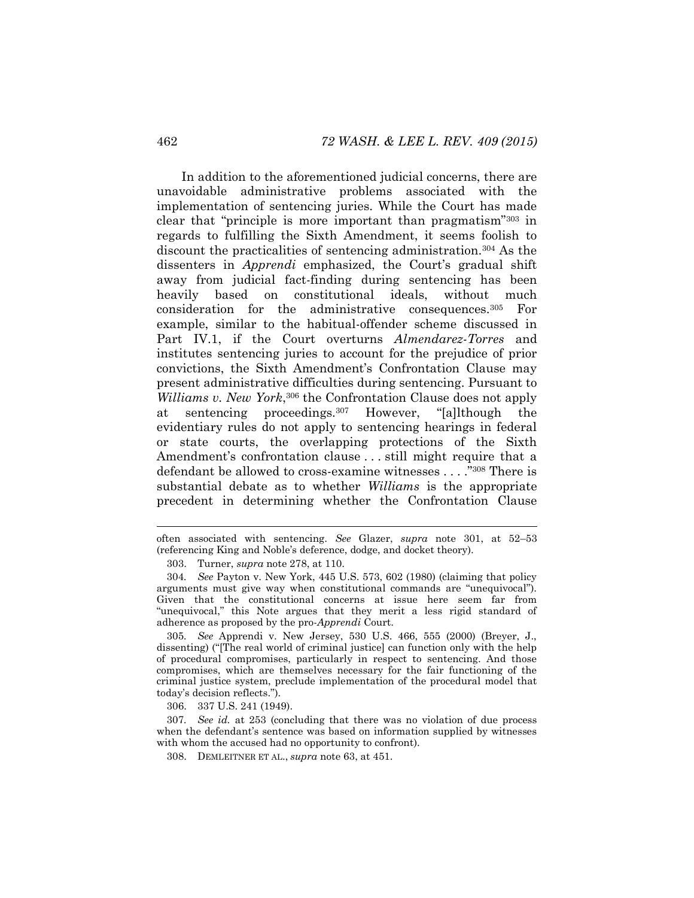In addition to the aforementioned judicial concerns, there are unavoidable administrative problems associated with the implementation of sentencing juries. While the Court has made clear that "principle is more important than pragmatism"[303] in regards to fulfilling the Sixth Amendment, it seems foolish to discount the practicalities of sentencing administration.[304] As the dissenters in *Apprendi* emphasized, the Court's gradual shift away from judicial fact-finding during sentencing has been heavily based on constitutional ideals, without much consideration for the administrative consequences.[305] For example, similar to the habitual-offender scheme discussed in Part IV.1, if the Court overturns *Almendarez-Torres* and institutes sentencing juries to account for the prejudice of prior convictions, the Sixth Amendment's Confrontation Clause may present administrative difficulties during sentencing. Pursuant to *Williams v. New York*,[306] the Confrontation Clause does not apply at sentencing proceedings.[307] However, "[a]lthough the evidentiary rules do not apply to sentencing hearings in federal or state courts, the overlapping protections of the Sixth Amendment's confrontation clause . . . still might require that a defendant be allowed to cross-examine witnesses . . . ."[308] There is substantial debate as to whether *Williams* is the appropriate precedent in determining whether the Confrontation Clause

---

often associated with sentencing. *See* Glazer, *supra* note 301, at 52–53 (referencing King and Noble's deference, dodge, and docket theory).

303. Turner, *supra* note 278, at 110.

304. *See* Payton v. New York, 445 U.S. 573, 602 (1980) (claiming that policy arguments must give way when constitutional commands are "unequivocal"). Given that the constitutional concerns at issue here seem far from "unequivocal," this Note argues that they merit a less rigid standard of adherence as proposed by the pro-*Apprendi* Court.

305. *See* Apprendi v. New Jersey, 530 U.S. 466, 555 (2000) (Breyer, J., dissenting) ("[The real world of criminal justice] can function only with the help of procedural compromises, particularly in respect to sentencing. And those compromises, which are themselves necessary for the fair functioning of the criminal justice system, preclude implementation of the procedural model that today's decision reflects.").

306. 337 U.S. 241 (1949).

307. *See id.* at 253 (concluding that there was no violation of due process when the defendant's sentence was based on information supplied by witnesses with whom the accused had no opportunity to confront).

308. DEMLEITNER ET AL., *supra* note 63, at 451.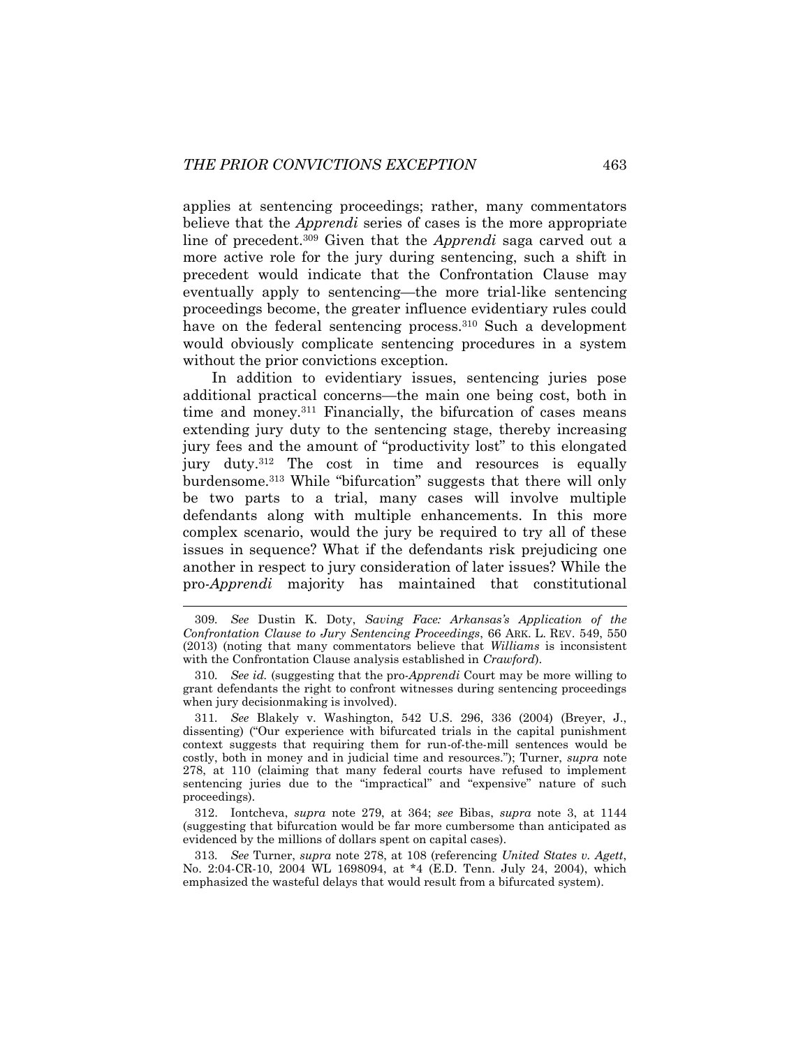applies at sentencing proceedings; rather, many commentators believe that the *Apprendi* series of cases is the more appropriate line of precedent.[309] Given that the *Apprendi* saga carved out a more active role for the jury during sentencing, such a shift in precedent would indicate that the Confrontation Clause may eventually apply to sentencing—the more trial-like sentencing proceedings become, the greater influence evidentiary rules could have on the federal sentencing process.[310] Such a development would obviously complicate sentencing procedures in a system without the prior convictions exception.

In addition to evidentiary issues, sentencing juries pose additional practical concerns—the main one being cost, both in time and money.[311] Financially, the bifurcation of cases means extending jury duty to the sentencing stage, thereby increasing jury fees and the amount of "productivity lost" to this elongated jury duty.[312] The cost in time and resources is equally burdensome.[313] While "bifurcation" suggests that there will only be two parts to a trial, many cases will involve multiple defendants along with multiple enhancements. In this more complex scenario, would the jury be required to try all of these issues in sequence? What if the defendants risk prejudicing one another in respect to jury consideration of later issues? While the pro-*Apprendi* majority has maintained that constitutional

---

309. *See* Dustin K. Doty, *Saving Face: Arkansas's Application of the Confrontation Clause to Jury Sentencing Proceedings*, 66 ARK. L. REV. 549, 550 (2013) (noting that many commentators believe that *Williams* is inconsistent with the Confrontation Clause analysis established in *Crawford*).

310. *See id.* (suggesting that the pro-*Apprendi* Court may be more willing to grant defendants the right to confront witnesses during sentencing proceedings when jury decisionmaking is involved).

311. *See* Blakely v. Washington, 542 U.S. 296, 336 (2004) (Breyer, J., dissenting) ("Our experience with bifurcated trials in the capital punishment context suggests that requiring them for run-of-the-mill sentences would be costly, both in money and in judicial time and resources."); Turner, *supra* note 278, at 110 (claiming that many federal courts have refused to implement sentencing juries due to the "impractical" and "expensive" nature of such proceedings).

312. Iontcheva, *supra* note 279, at 364; *see* Bibas, *supra* note 3, at 1144 (suggesting that bifurcation would be far more cumbersome than anticipated as evidenced by the millions of dollars spent on capital cases).

313. *See* Turner, *supra* note 278, at 108 (referencing *United States v. Agett*, No. 2:04-CR-10, 2004 WL 1698094, at *4 (E.D. Tenn. July 24, 2004), which emphasized the wasteful delays that would result from a bifurcated system).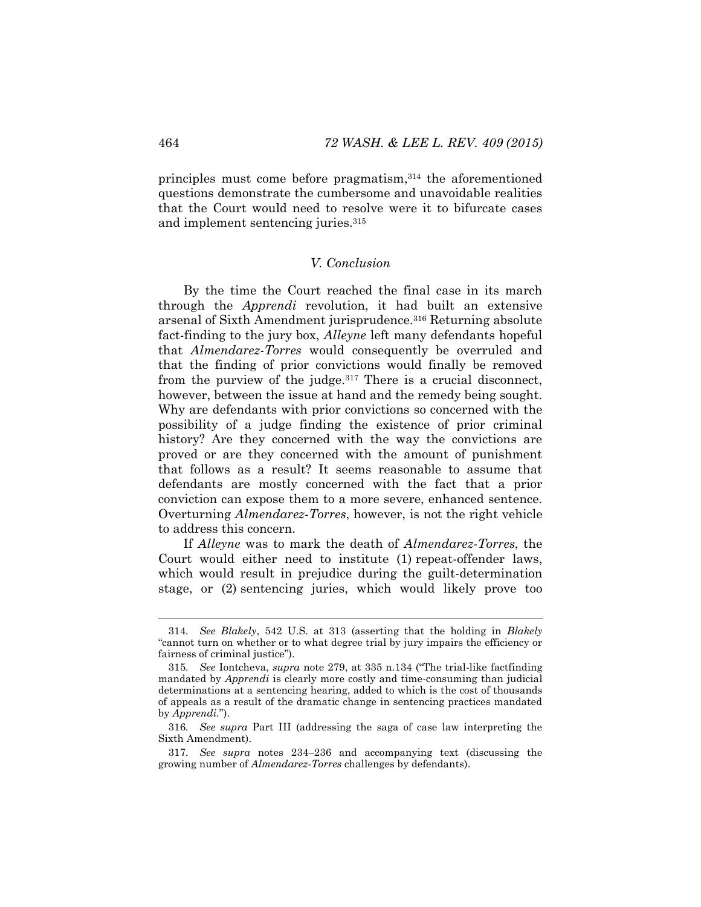principles must come before pragmatism,[314] the aforementioned questions demonstrate the cumbersome and unavoidable realities that the Court would need to resolve were it to bifurcate cases and implement sentencing juries.[315]

## *V. Conclusion*

By the time the Court reached the final case in its march through the *Apprendi* revolution, it had built an extensive arsenal of Sixth Amendment jurisprudence.[316] Returning absolute fact-finding to the jury box, *Alleyne* left many defendants hopeful that *Almendarez-Torres* would consequently be overruled and that the finding of prior convictions would finally be removed from the purview of the judge.[317] There is a crucial disconnect, however, between the issue at hand and the remedy being sought. Why are defendants with prior convictions so concerned with the possibility of a judge finding the existence of prior criminal history? Are they concerned with the way the convictions are proved or are they concerned with the amount of punishment that follows as a result? It seems reasonable to assume that defendants are mostly concerned with the fact that a prior conviction can expose them to a more severe, enhanced sentence. Overturning *Almendarez-Torres*, however, is not the right vehicle to address this concern.

If *Alleyne* was to mark the death of *Almendarez-Torres*, the Court would either need to institute (1) repeat-offender laws, which would result in prejudice during the guilt-determination stage, or (2) sentencing juries, which would likely prove too

---

314. *See Blakely*, 542 U.S. at 313 (asserting that the holding in *Blakely* "cannot turn on whether or to what degree trial by jury impairs the efficiency or fairness of criminal justice").

315. *See* Iontcheva, *supra* note 279, at 335 n.134 ("The trial-like factfinding mandated by *Apprendi* is clearly more costly and time-consuming than judicial determinations at a sentencing hearing, added to which is the cost of thousands of appeals as a result of the dramatic change in sentencing practices mandated by *Apprendi*.").

316. *See supra* Part III (addressing the saga of case law interpreting the Sixth Amendment).

317. *See supra* notes 234–236 and accompanying text (discussing the growing number of *Almendarez-Torres* challenges by defendants).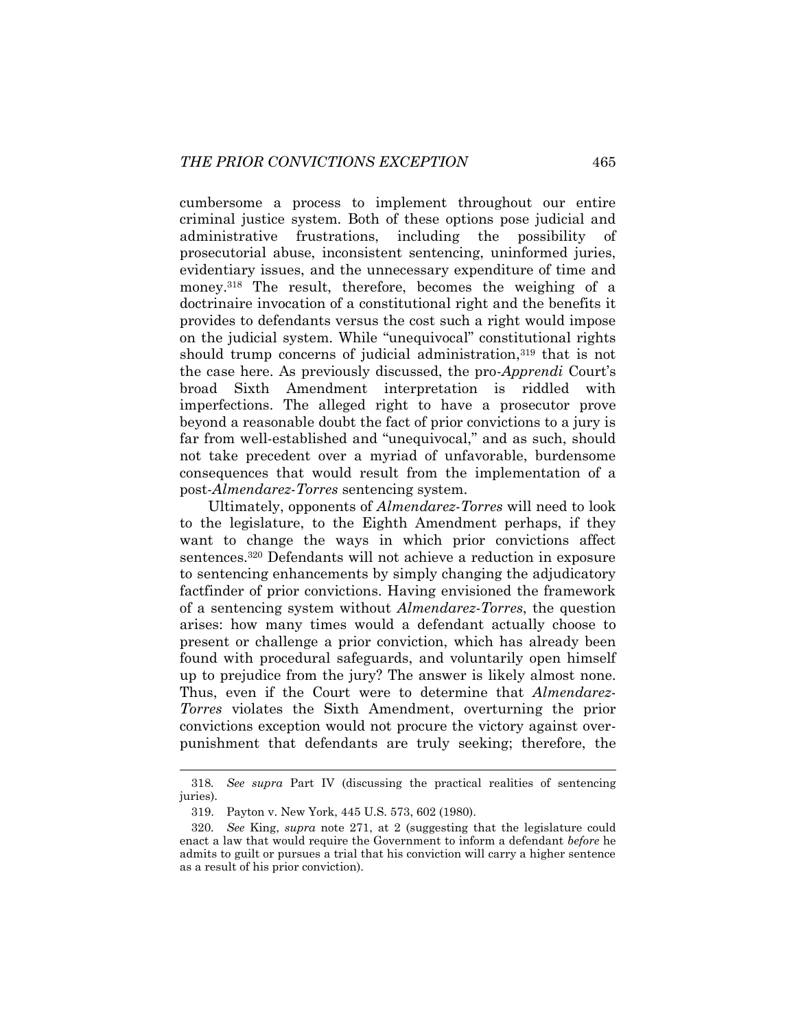cumbersome a process to implement throughout our entire criminal justice system. Both of these options pose judicial and administrative frustrations, including the possibility of prosecutorial abuse, inconsistent sentencing, uninformed juries, evidentiary issues, and the unnecessary expenditure of time and money.[318] The result, therefore, becomes the weighing of a doctrinaire invocation of a constitutional right and the benefits it provides to defendants versus the cost such a right would impose on the judicial system. While "unequivocal" constitutional rights should trump concerns of judicial administration,[319] that is not the case here. As previously discussed, the pro-*Apprendi* Court's broad Sixth Amendment interpretation is riddled with imperfections. The alleged right to have a prosecutor prove beyond a reasonable doubt the fact of prior convictions to a jury is far from well-established and "unequivocal," and as such, should not take precedent over a myriad of unfavorable, burdensome consequences that would result from the implementation of a post-*Almendarez-Torres* sentencing system.

Ultimately, opponents of *Almendarez-Torres* will need to look to the legislature, to the Eighth Amendment perhaps, if they want to change the ways in which prior convictions affect sentences.[320] Defendants will not achieve a reduction in exposure to sentencing enhancements by simply changing the adjudicatory factfinder of prior convictions. Having envisioned the framework of a sentencing system without *Almendarez-Torres*, the question arises: how many times would a defendant actually choose to present or challenge a prior conviction, which has already been found with procedural safeguards, and voluntarily open himself up to prejudice from the jury? The answer is likely almost none. Thus, even if the Court were to determine that *Almendarez-Torres* violates the Sixth Amendment, overturning the prior convictions exception would not procure the victory against over-punishment that defendants are truly seeking; therefore, the

---

318. *See supra* Part IV (discussing the practical realities of sentencing juries).

319. Payton v. New York, 445 U.S. 573, 602 (1980).

320. *See* King, *supra* note 271, at 2 (suggesting that the legislature could enact a law that would require the Government to inform a defendant *before* he admits to guilt or pursues a trial that his conviction will carry a higher sentence as a result of his prior conviction).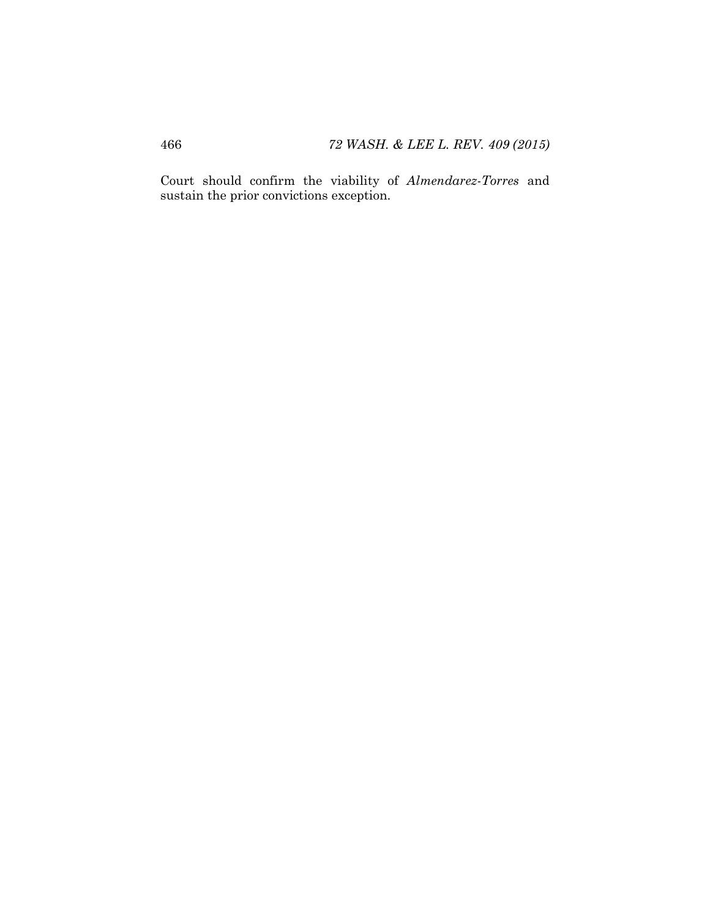Court should confirm the viability of *Almendarez-Torres* and sustain the prior convictions exception.